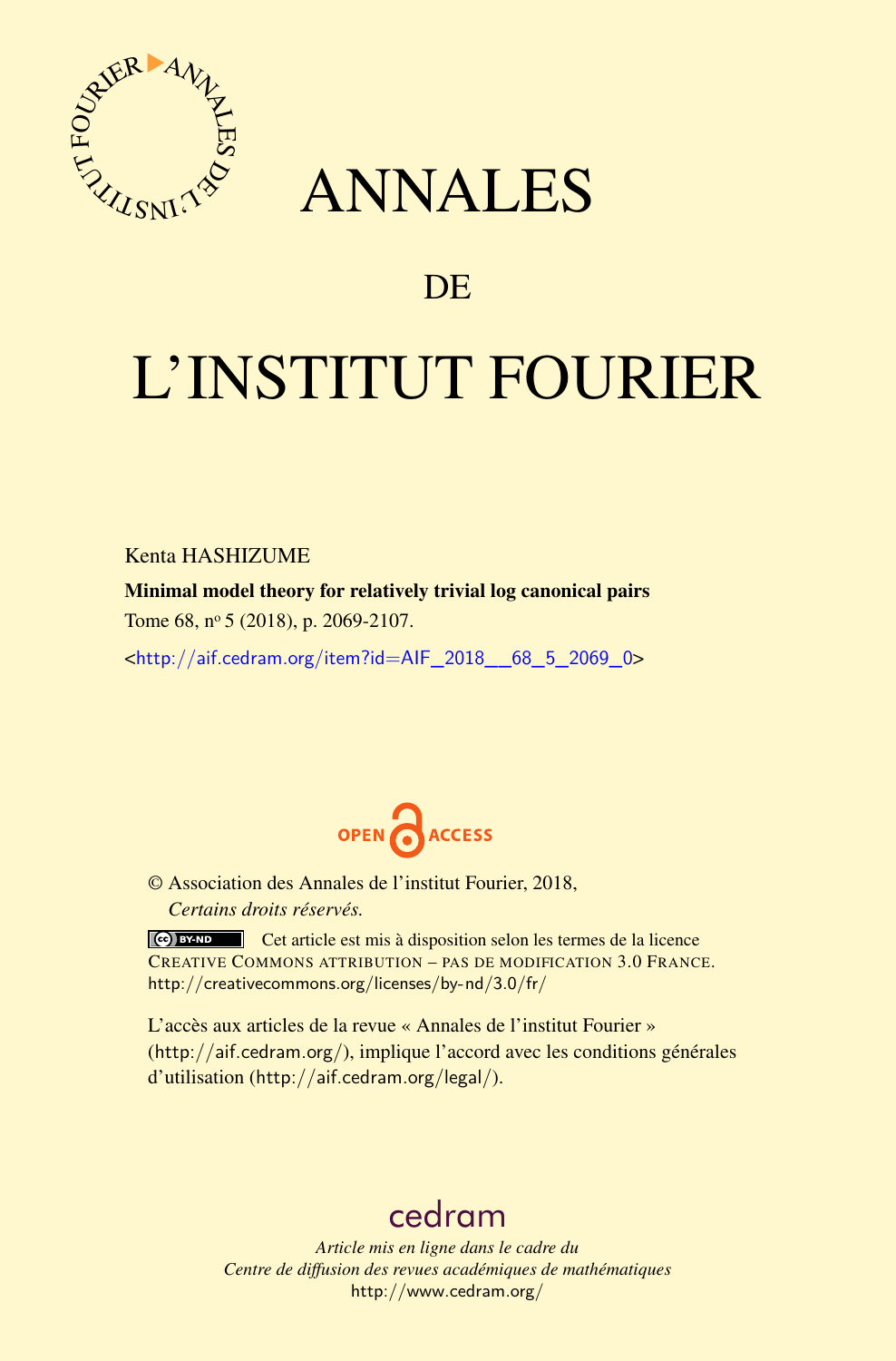# ANNALES

# DE

# L'INSTITUT FOURIER

Kenta HASHIZUME

**Minimal model theory for relatively trivial log canonical pairs**

Tome 68, nº 5 (2018), p. 2069-2107.

<http://aif.cedram.org/item?id=AIF_2018__68_5_2069_0>

OPEN ACCESS

© Association des Annales de l'institut Fourier, 2018,
*Certains droits réservés.*

Cet article est mis à disposition selon les termes de la licence CREATIVE COMMONS ATTRIBUTION – PAS DE MODIFICATION 3.0 FRANCE.
http://creativecommons.org/licenses/by-nd/3.0/fr/

L'accès aux articles de la revue « Annales de l'institut Fourier » (http://aif.cedram.org/), implique l'accord avec les conditions générales d'utilisation (http://aif.cedram.org/legal/).

cedram

*Article mis en ligne dans le cadre du*
*Centre de diffusion des revues académiques de mathématiques*
http://www.cedram.org/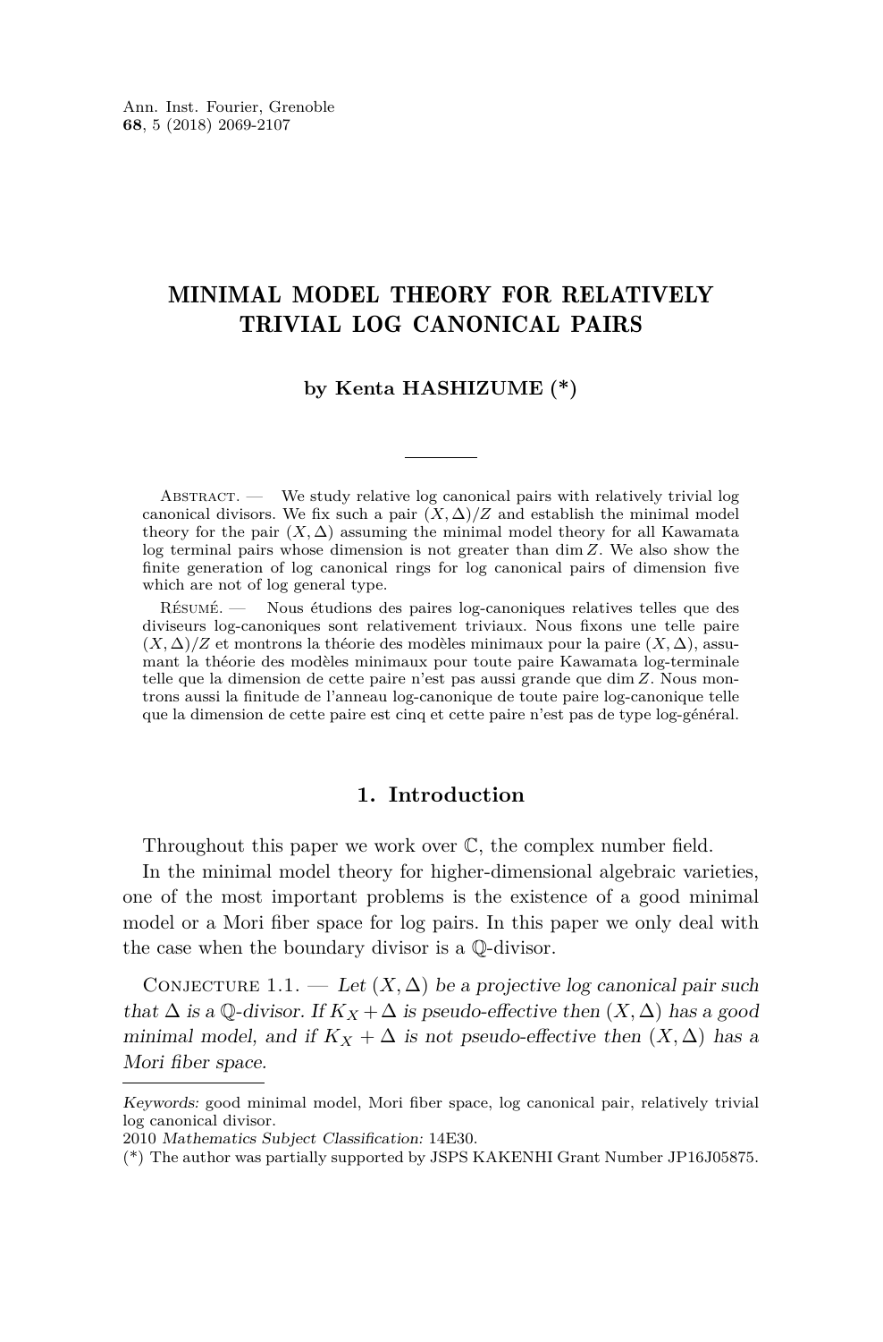# MINIMAL MODEL THEORY FOR RELATIVELY TRIVIAL LOG CANONICAL PAIRS

**by Kenta HASHIZUME (\*)**

Abstract. — We study relative log canonical pairs with relatively trivial log canonical divisors. We fix such a pair $(X, \Delta)/Z$ and establish the minimal model theory for the pair $(X, \Delta)$ assuming the minimal model theory for all Kawamata log terminal pairs whose dimension is not greater than $\dim Z$. We also show the finite generation of log canonical rings for log canonical pairs of dimension five which are not of log general type.

Résumé. — Nous étudions des paires log-canoniques relatives telles que des diviseurs log-canoniques sont relativement triviaux. Nous fixons une telle paire $(X, \Delta)/Z$ et montrons la théorie des modèles minimaux pour la paire $(X, \Delta)$, assumant la théorie des modèles minimaux pour toute paire Kawamata log-terminale telle que la dimension de cette paire n'est pas aussi grande que $\dim Z$. Nous montrons aussi la finitude de l'anneau log-canonique de toute paire log-canonique telle que la dimension de cette paire est cinq et cette paire n'est pas de type log-général.

## 1. Introduction

Throughout this paper we work over $\mathbb{C}$, the complex number field.

In the minimal model theory for higher-dimensional algebraic varieties, one of the most important problems is the existence of a good minimal model or a Mori fiber space for log pairs. In this paper we only deal with the case when the boundary divisor is a $\mathbb{Q}$-divisor.

Conjecture 1.1. — *Let $(X, \Delta)$ be a projective log canonical pair such that $\Delta$ is a $\mathbb{Q}$-divisor. If $K_X + \Delta$ is pseudo-effective then $(X, \Delta)$ has a good minimal model, and if $K_X + \Delta$ is not pseudo-effective then $(X, \Delta)$ has a Mori fiber space.*

---

*Keywords:* good minimal model, Mori fiber space, log canonical pair, relatively trivial log canonical divisor.

2010 *Mathematics Subject Classification:* 14E30.

(\*) The author was partially supported by JSPS KAKENHI Grant Number JP16J05875.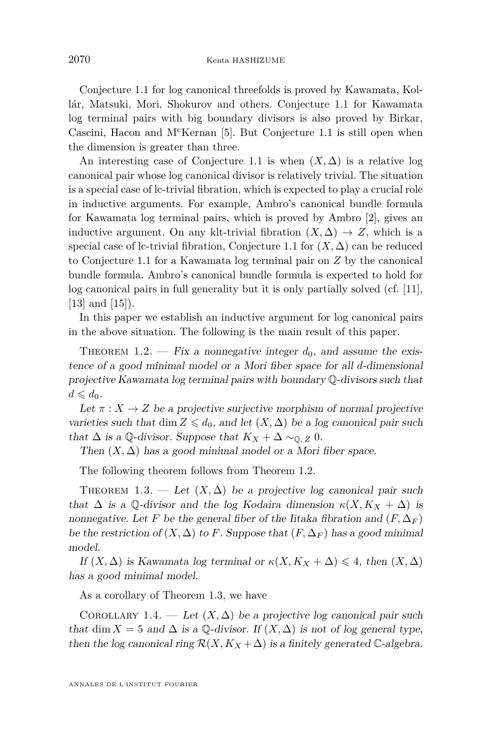Conjecture 1.1 for log canonical threefolds is proved by Kawamata, Kollár, Matsuki, Mori, Shokurov and others. Conjecture 1.1 for Kawamata log terminal pairs with big boundary divisors is also proved by Birkar, Cascini, Hacon and M$^{c}$Kernan [5]. But Conjecture 1.1 is still open when the dimension is greater than three.

An interesting case of Conjecture 1.1 is when $(X, \Delta)$ is a relative log canonical pair whose log canonical divisor is relatively trivial. The situation is a special case of lc-trivial fibration, which is expected to play a crucial role in inductive arguments. For example, Ambro's canonical bundle formula for Kawamata log terminal pairs, which is proved by Ambro [2], gives an inductive argument. On any klt-trivial fibration $(X, \Delta) \to Z$, which is a special case of lc-trivial fibration, Conjecture 1.1 for $(X, \Delta)$ can be reduced to Conjecture 1.1 for a Kawamata log terminal pair on $Z$ by the canonical bundle formula. Ambro's canonical bundle formula is expected to hold for log canonical pairs in full generality but it is only partially solved (cf. [11], [13] and [15]).

In this paper we establish an inductive argument for log canonical pairs in the above situation. The following is the main result of this paper.

Theorem 1.2. — *Fix a nonnegative integer $d_0$, and assume the existence of a good minimal model or a Mori fiber space for all $d$-dimensional projective Kawamata log terminal pairs with boundary $\mathbb{Q}$-divisors such that $d \leqslant d_0$.*

*Let $\pi : X \to Z$ be a projective surjective morphism of normal projective varieties such that $\dim Z \leqslant d_0$, and let $(X, \Delta)$ be a log canonical pair such that $\Delta$ is a $\mathbb{Q}$-divisor. Suppose that $K_X + \Delta \sim_{\mathbb{Q}, Z} 0$.*

*Then $(X, \Delta)$ has a good minimal model or a Mori fiber space.*

The following theorem follows from Theorem 1.2.

Theorem 1.3. — *Let $(X, \Delta)$ be a projective log canonical pair such that $\Delta$ is a $\mathbb{Q}$-divisor and the log Kodaira dimension $\kappa(X, K_X + \Delta)$ is nonnegative. Let $F$ be the general fiber of the Iitaka fibration and $(F, \Delta_F)$ be the restriction of $(X, \Delta)$ to $F$. Suppose that $(F, \Delta_F)$ has a good minimal model.*

*If $(X, \Delta)$ is Kawamata log terminal or $\kappa(X, K_X + \Delta) \leqslant 4$, then $(X, \Delta)$ has a good minimal model.*

As a corollary of Theorem 1.3, we have

Corollary 1.4. — *Let $(X, \Delta)$ be a projective log canonical pair such that $\dim X = 5$ and $\Delta$ is a $\mathbb{Q}$-divisor. If $(X, \Delta)$ is not of log general type, then the log canonical ring $\mathcal{R}(X, K_X + \Delta)$ is a finitely generated $\mathbb{C}$-algebra.*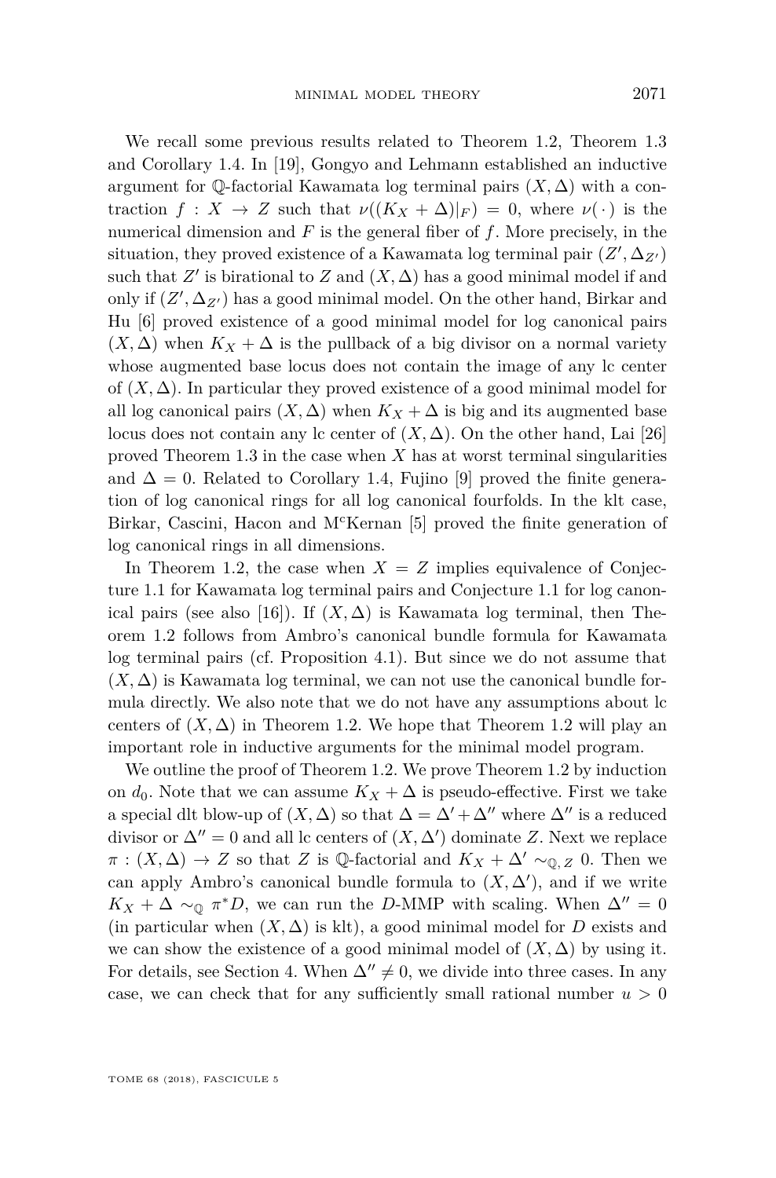We recall some previous results related to Theorem 1.2, Theorem 1.3 and Corollary 1.4. In [19], Gongyo and Lehmann established an inductive argument for $\mathbb{Q}$-factorial Kawamata log terminal pairs $(X, \Delta)$ with a contraction $f : X \to Z$ such that $\nu((K_X + \Delta)|_F) = 0$, where $\nu(\cdot)$ is the numerical dimension and $F$ is the general fiber of $f$. More precisely, in the situation, they proved existence of a Kawamata log terminal pair $(Z', \Delta_{Z'})$ such that $Z'$ is birational to $Z$ and $(X, \Delta)$ has a good minimal model if and only if $(Z', \Delta_{Z'})$ has a good minimal model. On the other hand, Birkar and Hu [6] proved existence of a good minimal model for log canonical pairs $(X, \Delta)$ when $K_X + \Delta$ is the pullback of a big divisor on a normal variety whose augmented base locus does not contain the image of any lc center of $(X, \Delta)$. In particular they proved existence of a good minimal model for all log canonical pairs $(X, \Delta)$ when $K_X + \Delta$ is big and its augmented base locus does not contain any lc center of $(X, \Delta)$. On the other hand, Lai [26] proved Theorem 1.3 in the case when $X$ has at worst terminal singularities and $\Delta = 0$. Related to Corollary 1.4, Fujino [9] proved the finite generation of log canonical rings for all log canonical fourfolds. In the klt case, Birkar, Cascini, Hacon and McKernan [5] proved the finite generation of log canonical rings in all dimensions.

In Theorem 1.2, the case when $X = Z$ implies equivalence of Conjecture 1.1 for Kawamata log terminal pairs and Conjecture 1.1 for log canonical pairs (see also [16]). If $(X, \Delta)$ is Kawamata log terminal, then Theorem 1.2 follows from Ambro's canonical bundle formula for Kawamata log terminal pairs (cf. Proposition 4.1). But since we do not assume that $(X, \Delta)$ is Kawamata log terminal, we can not use the canonical bundle formula directly. We also note that we do not have any assumptions about lc centers of $(X, \Delta)$ in Theorem 1.2. We hope that Theorem 1.2 will play an important role in inductive arguments for the minimal model program.

We outline the proof of Theorem 1.2. We prove Theorem 1.2 by induction on $d_0$. Note that we can assume $K_X + \Delta$ is pseudo-effective. First we take a special dlt blow-up of $(X, \Delta)$ so that $\Delta = \Delta' + \Delta''$ where $\Delta''$ is a reduced divisor or $\Delta'' = 0$ and all lc centers of $(X, \Delta')$ dominate $Z$. Next we replace $\pi : (X, \Delta) \to Z$ so that $Z$ is $\mathbb{Q}$-factorial and $K_X + \Delta' \sim_{\mathbb{Q}, Z} 0$. Then we can apply Ambro's canonical bundle formula to $(X, \Delta')$, and if we write $K_X + \Delta \sim_{\mathbb{Q}} \pi^* D$, we can run the $D$-MMP with scaling. When $\Delta'' = 0$ (in particular when $(X, \Delta)$ is klt), a good minimal model for $D$ exists and we can show the existence of a good minimal model of $(X, \Delta)$ by using it. For details, see Section 4. When $\Delta'' \neq 0$, we divide into three cases. In any case, we can check that for any sufficiently small rational number $u > 0$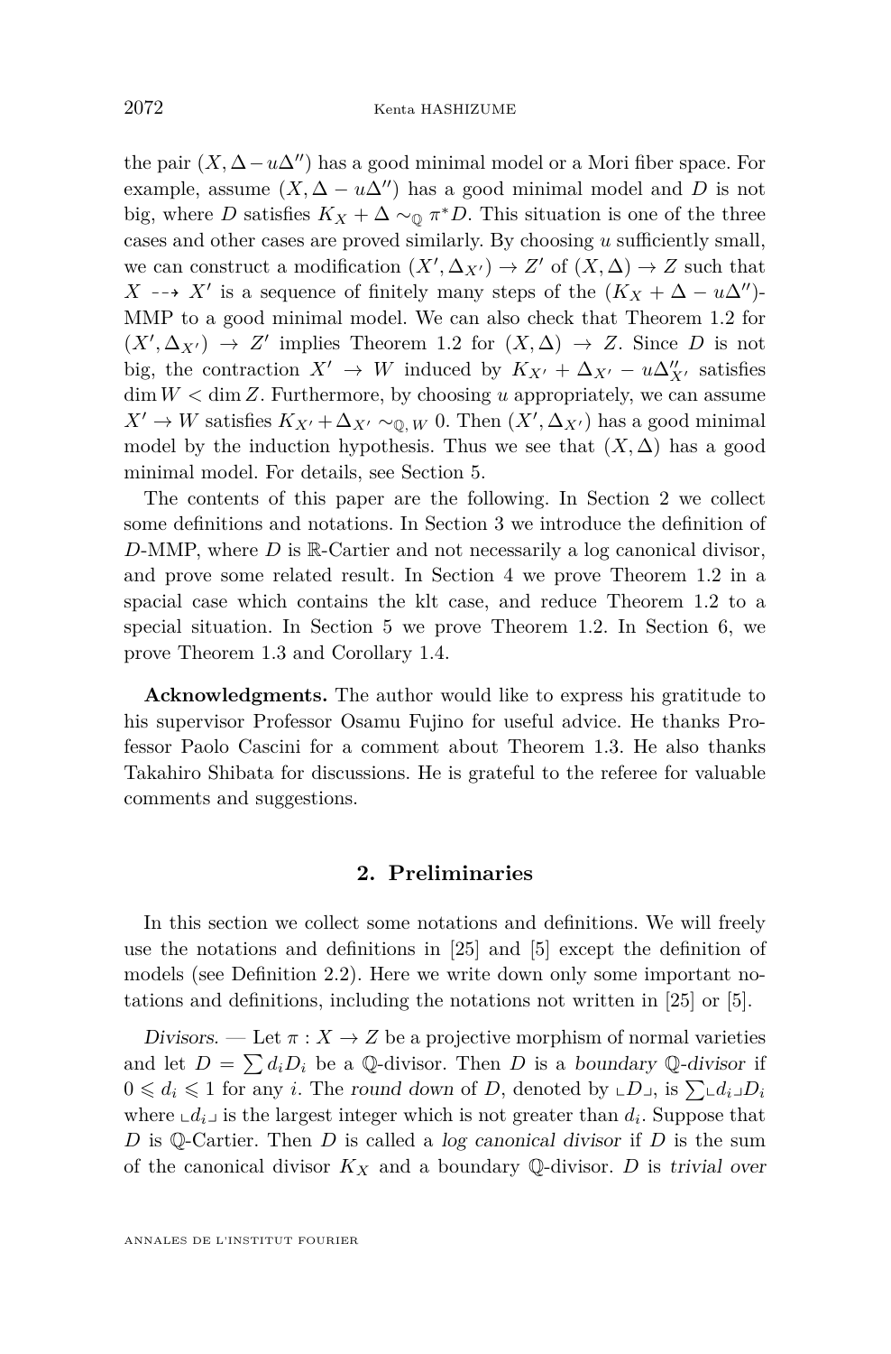the pair $(X, \Delta - u\Delta'')$ has a good minimal model or a Mori fiber space. For example, assume $(X, \Delta - u\Delta'')$ has a good minimal model and $D$ is not big, where $D$ satisfies $K_X + \Delta \sim_{\mathbb{Q}} \pi^*D$. This situation is one of the three cases and other cases are proved similarly. By choosing $u$ sufficiently small, we can construct a modification $(X', \Delta_{X'}) \to Z'$ of $(X, \Delta) \to Z$ such that $X \dashrightarrow X'$ is a sequence of finitely many steps of the $(K_X + \Delta - u\Delta'')$-MMP to a good minimal model. We can also check that Theorem 1.2 for $(X', \Delta_{X'}) \to Z'$ implies Theorem 1.2 for $(X, \Delta) \to Z$. Since $D$ is not big, the contraction $X' \to W$ induced by $K_{X'} + \Delta_{X'} - u\Delta''_{X'}$ satisfies $\dim W < \dim Z$. Furthermore, by choosing $u$ appropriately, we can assume $X' \to W$ satisfies $K_{X'} + \Delta_{X'} \sim_{\mathbb{Q}, W} 0$. Then $(X', \Delta_{X'})$ has a good minimal model by the induction hypothesis. Thus we see that $(X, \Delta)$ has a good minimal model. For details, see Section 5.

The contents of this paper are the following. In Section 2 we collect some definitions and notations. In Section 3 we introduce the definition of $D$-MMP, where $D$ is $\mathbb{R}$-Cartier and not necessarily a log canonical divisor, and prove some related result. In Section 4 we prove Theorem 1.2 in a spacial case which contains the klt case, and reduce Theorem 1.2 to a special situation. In Section 5 we prove Theorem 1.2. In Section 6, we prove Theorem 1.3 and Corollary 1.4.

**Acknowledgments.** The author would like to express his gratitude to his supervisor Professor Osamu Fujino for useful advice. He thanks Professor Paolo Cascini for a comment about Theorem 1.3. He also thanks Takahiro Shibata for discussions. He is grateful to the referee for valuable comments and suggestions.

## 2. Preliminaries

In this section we collect some notations and definitions. We will freely use the notations and definitions in [25] and [5] except the definition of models (see Definition 2.2). Here we write down only some important notations and definitions, including the notations not written in [25] or [5].

*Divisors.* — Let $\pi : X \to Z$ be a projective morphism of normal varieties and let $D = \sum d_i D_i$ be a $\mathbb{Q}$-divisor. Then $D$ is a *boundary $\mathbb{Q}$-divisor* if $0 \leqslant d_i \leqslant 1$ for any $i$. The *round down* of $D$, denoted by $\llcorner D \lrcorner$, is $\sum \llcorner d_i \lrcorner D_i$ where $\llcorner d_i \lrcorner$ is the largest integer which is not greater than $d_i$. Suppose that $D$ is $\mathbb{Q}$-Cartier. Then $D$ is called a *log canonical divisor* if $D$ is the sum of the canonical divisor $K_X$ and a boundary $\mathbb{Q}$-divisor. $D$ is *trivial over*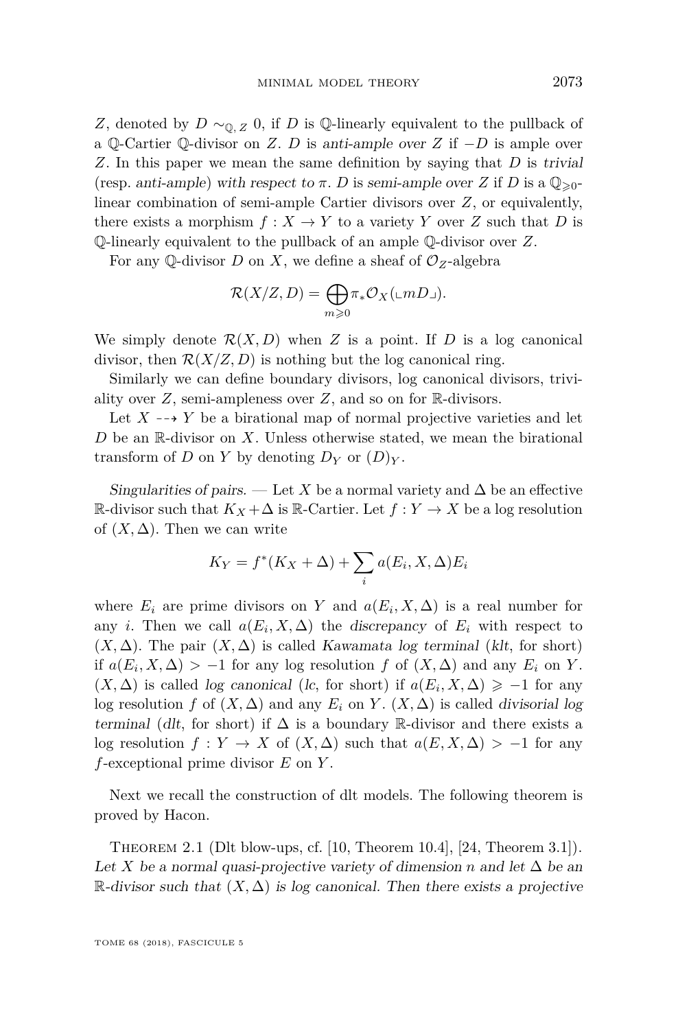$Z$, denoted by $D \sim_{\mathbb{Q},Z} 0$, if $D$ is $\mathbb{Q}$-linearly equivalent to the pullback of a $\mathbb{Q}$-Cartier $\mathbb{Q}$-divisor on $Z$. $D$ is *anti-ample over* $Z$ if $-D$ is ample over $Z$. In this paper we mean the same definition by saying that $D$ is *trivial* (resp. *anti-ample*) *with respect to* $\pi$. $D$ is *semi-ample over* $Z$ if $D$ is a $\mathbb{Q}_{\geqslant 0}$-linear combination of semi-ample Cartier divisors over $Z$, or equivalently, there exists a morphism $f : X \to Y$ to a variety $Y$ over $Z$ such that $D$ is $\mathbb{Q}$-linearly equivalent to the pullback of an ample $\mathbb{Q}$-divisor over $Z$.

For any $\mathbb{Q}$-divisor $D$ on $X$, we define a sheaf of $\mathcal{O}_Z$-algebra

$$\mathcal{R}(X/Z, D) = \bigoplus_{m \geqslant 0} \pi_* \mathcal{O}_X(\llcorner mD \lrcorner).$$

We simply denote $\mathcal{R}(X, D)$ when $Z$ is a point. If $D$ is a log canonical divisor, then $\mathcal{R}(X/Z, D)$ is nothing but the log canonical ring.

Similarly we can define boundary divisors, log canonical divisors, triviality over $Z$, semi-ampleness over $Z$, and so on for $\mathbb{R}$-divisors.

Let $X \dashrightarrow Y$ be a birational map of normal projective varieties and let $D$ be an $\mathbb{R}$-divisor on $X$. Unless otherwise stated, we mean the birational transform of $D$ on $Y$ by denoting $D_Y$ or $(D)_Y$.

*Singularities of pairs.* — Let $X$ be a normal variety and $\Delta$ be an effective $\mathbb{R}$-divisor such that $K_X + \Delta$ is $\mathbb{R}$-Cartier. Let $f : Y \to X$ be a log resolution of $(X, \Delta)$. Then we can write

$$K_Y = f^*(K_X + \Delta) + \sum_i a(E_i, X, \Delta) E_i$$

where $E_i$ are prime divisors on $Y$ and $a(E_i, X, \Delta)$ is a real number for any $i$. Then we call $a(E_i, X, \Delta)$ the *discrepancy* of $E_i$ with respect to $(X, \Delta)$. The pair $(X, \Delta)$ is called *Kawamata log terminal* (*klt*, for short) if $a(E_i, X, \Delta) > -1$ for any log resolution $f$ of $(X, \Delta)$ and any $E_i$ on $Y$. $(X, \Delta)$ is called *log canonical* (*lc*, for short) if $a(E_i, X, \Delta) \geqslant -1$ for any log resolution $f$ of $(X, \Delta)$ and any $E_i$ on $Y$. $(X, \Delta)$ is called *divisorial log terminal* (*dlt*, for short) if $\Delta$ is a boundary $\mathbb{R}$-divisor and there exists a log resolution $f : Y \to X$ of $(X, \Delta)$ such that $a(E, X, \Delta) > -1$ for any $f$-exceptional prime divisor $E$ on $Y$.

Next we recall the construction of dlt models. The following theorem is proved by Hacon.

Theorem 2.1 (Dlt blow-ups, cf. [10, Theorem 10.4], [24, Theorem 3.1]). *Let $X$ be a normal quasi-projective variety of dimension $n$ and let $\Delta$ be an $\mathbb{R}$-divisor such that $(X, \Delta)$ is log canonical. Then there exists a projective*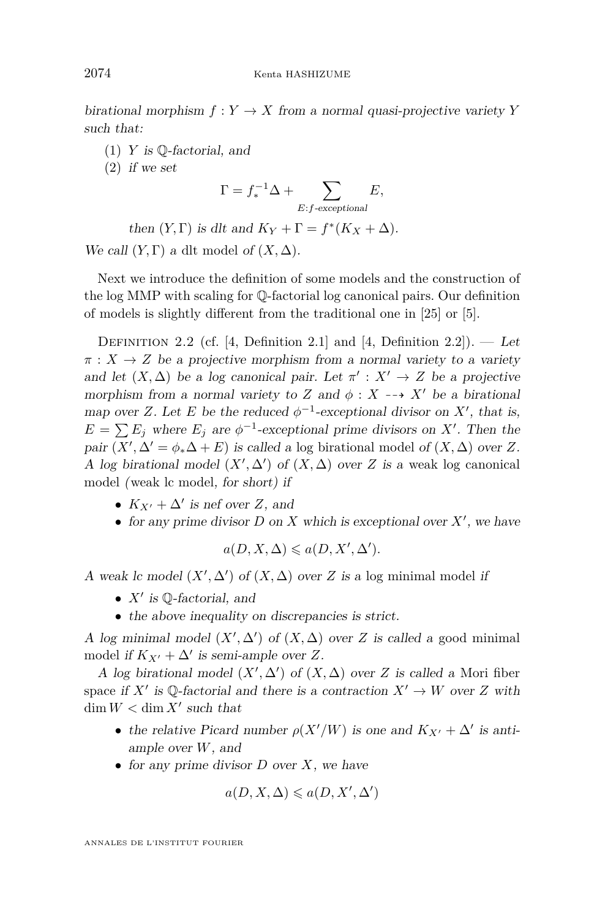*birational morphism $f : Y \to X$ from a normal quasi-projective variety $Y$ such that:*

(1) *$Y$ is $\mathbb{Q}$-factorial, and*
(2) *if we set*

$$\Gamma = f_*^{-1}\Delta + \sum_{E:f\text{-exceptional}} E,$$

*then $(Y, \Gamma)$ is dlt and $K_Y + \Gamma = f^*(K_X + \Delta)$.*

*We call $(Y, \Gamma)$ a* dlt model *of $(X, \Delta)$.*

Next we introduce the definition of some models and the construction of the log MMP with scaling for $\mathbb{Q}$-factorial log canonical pairs. Our definition of models is slightly different from the traditional one in [25] or [5].

Definition 2.2 (cf. [4, Definition 2.1] and [4, Definition 2.2]). — *Let $\pi : X \to Z$ be a projective morphism from a normal variety to a variety and let $(X, \Delta)$ be a log canonical pair. Let $\pi' : X' \to Z$ be a projective morphism from a normal variety to $Z$ and $\phi : X \dashrightarrow X'$ be a birational map over $Z$. Let $E$ be the reduced $\phi^{-1}$-exceptional divisor on $X'$, that is, $E = \sum E_j$ where $E_j$ are $\phi^{-1}$-exceptional prime divisors on $X'$. Then the pair $(X', \Delta' = \phi_*\Delta + E)$ is called a* log birational model *of $(X, \Delta)$ over $Z$. A log birational model $(X', \Delta')$ of $(X, \Delta)$ over $Z$ is a* weak log canonical model *(*weak lc model*, for short) if*

- *$K_{X'} + \Delta'$ is nef over $Z$, and*
- *for any prime divisor $D$ on $X$ which is exceptional over $X'$, we have*

$$a(D, X, \Delta) \leqslant a(D, X', \Delta').$$

*A weak lc model $(X', \Delta')$ of $(X, \Delta)$ over $Z$ is a* log minimal model *if*

- *$X'$ is $\mathbb{Q}$-factorial, and*
- *the above inequality on discrepancies is strict.*

*A log minimal model $(X', \Delta')$ of $(X, \Delta)$ over $Z$ is called a* good minimal model *if $K_{X'} + \Delta'$ is semi-ample over $Z$.*

*A log birational model $(X', \Delta')$ of $(X, \Delta)$ over $Z$ is called a* Mori fiber space *if $X'$ is $\mathbb{Q}$-factorial and there is a contraction $X' \to W$ over $Z$ with $\dim W < \dim X'$ such that*

- *the relative Picard number $\rho(X'/W)$ is one and $K_{X'} + \Delta'$ is anti-ample over $W$, and*
- *for any prime divisor $D$ over $X$, we have*

$$a(D, X, \Delta) \leqslant a(D, X', \Delta')$$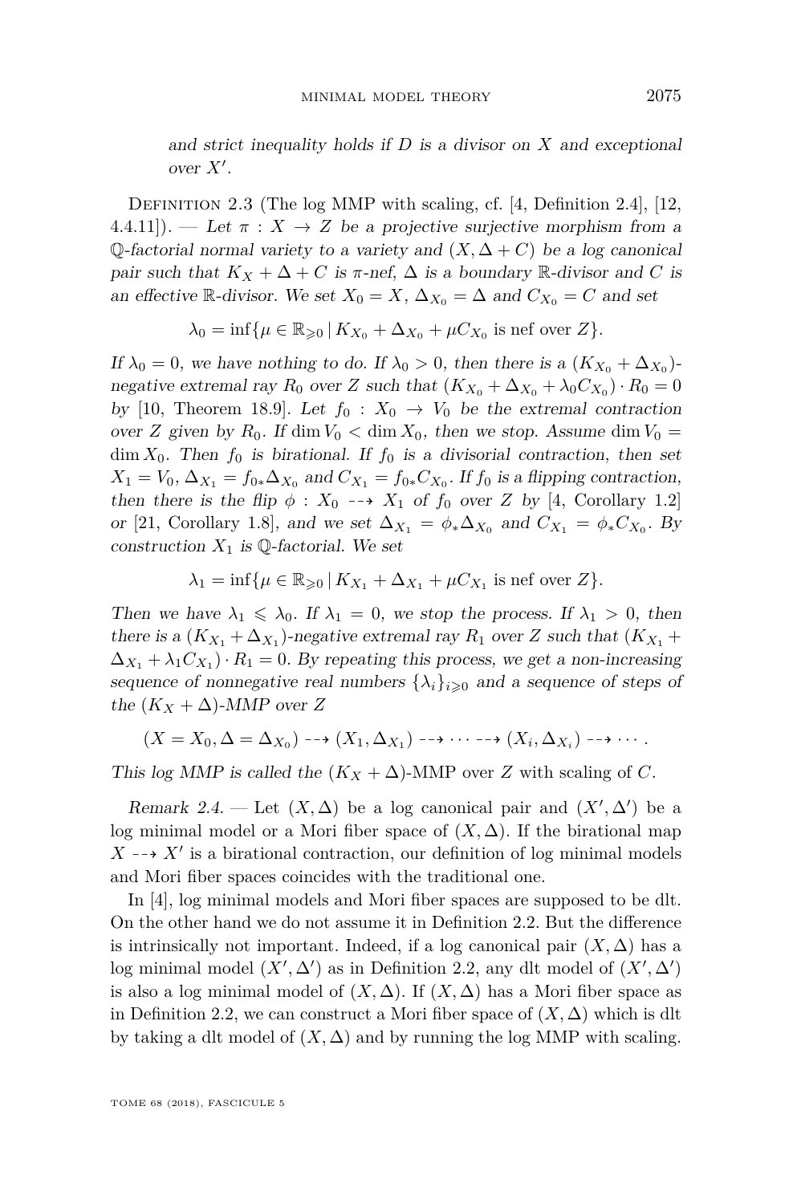*and strict inequality holds if $D$ is a divisor on $X$ and exceptional over $X'$.*

Definition 2.3 (The log MMP with scaling, cf. [4, Definition 2.4], [12, 4.4.11]). — *Let $\pi : X \to Z$ be a projective surjective morphism from a $\mathbb{Q}$-factorial normal variety to a variety and $(X, \Delta + C)$ be a log canonical pair such that $K_X + \Delta + C$ is $\pi$-nef, $\Delta$ is a boundary $\mathbb{R}$-divisor and $C$ is an effective $\mathbb{R}$-divisor. We set $X_0 = X$, $\Delta_{X_0} = \Delta$ and $C_{X_0} = C$ and set*

$$\lambda_0 = \inf\{\mu \in \mathbb{R}_{\geqslant 0} \mid K_{X_0} + \Delta_{X_0} + \mu C_{X_0} \text{ is nef over } Z\}.$$

*If $\lambda_0 = 0$, we have nothing to do. If $\lambda_0 > 0$, then there is a $(K_{X_0} + \Delta_{X_0})$-negative extremal ray $R_0$ over $Z$ such that $(K_{X_0} + \Delta_{X_0} + \lambda_0 C_{X_0}) \cdot R_0 = 0$ by [10, Theorem 18.9]. Let $f_0 : X_0 \to V_0$ be the extremal contraction over $Z$ given by $R_0$. If $\dim V_0 < \dim X_0$, then we stop. Assume $\dim V_0 = \dim X_0$. Then $f_0$ is birational. If $f_0$ is a divisorial contraction, then set $X_1 = V_0$, $\Delta_{X_1} = f_{0*}\Delta_{X_0}$ and $C_{X_1} = f_{0*}C_{X_0}$. If $f_0$ is a flipping contraction, then there is the flip $\phi : X_0 \dashrightarrow X_1$ of $f_0$ over $Z$ by [4, Corollary 1.2] or [21, Corollary 1.8], and we set $\Delta_{X_1} = \phi_*\Delta_{X_0}$ and $C_{X_1} = \phi_*C_{X_0}$. By construction $X_1$ is $\mathbb{Q}$-factorial. We set*

$$\lambda_1 = \inf\{\mu \in \mathbb{R}_{\geqslant 0} \mid K_{X_1} + \Delta_{X_1} + \mu C_{X_1} \text{ is nef over } Z\}.$$

*Then we have $\lambda_1 \leqslant \lambda_0$. If $\lambda_1 = 0$, we stop the process. If $\lambda_1 > 0$, then there is a $(K_{X_1} + \Delta_{X_1})$-negative extremal ray $R_1$ over $Z$ such that $(K_{X_1} + \Delta_{X_1} + \lambda_1 C_{X_1}) \cdot R_1 = 0$. By repeating this process, we get a non-increasing sequence of nonnegative real numbers $\{\lambda_i\}_{i \geqslant 0}$ and a sequence of steps of the $(K_X + \Delta)$-MMP over $Z$*

$$(X = X_0, \Delta = \Delta_{X_0}) \dashrightarrow (X_1, \Delta_{X_1}) \dashrightarrow \cdots \dashrightarrow (X_i, \Delta_{X_i}) \dashrightarrow \cdots.$$

*This log MMP is called the* $(K_X + \Delta)$-MMP over $Z$ with scaling of $C$.

*Remark 2.4.* — Let $(X, \Delta)$ be a log canonical pair and $(X', \Delta')$ be a log minimal model or a Mori fiber space of $(X, \Delta)$. If the birational map $X \dashrightarrow X'$ is a birational contraction, our definition of log minimal models and Mori fiber spaces coincides with the traditional one.

In [4], log minimal models and Mori fiber spaces are supposed to be dlt. On the other hand we do not assume it in Definition 2.2. But the difference is intrinsically not important. Indeed, if a log canonical pair $(X, \Delta)$ has a log minimal model $(X', \Delta')$ as in Definition 2.2, any dlt model of $(X', \Delta')$ is also a log minimal model of $(X, \Delta)$. If $(X, \Delta)$ has a Mori fiber space as in Definition 2.2, we can construct a Mori fiber space of $(X, \Delta)$ which is dlt by taking a dlt model of $(X, \Delta)$ and by running the log MMP with scaling.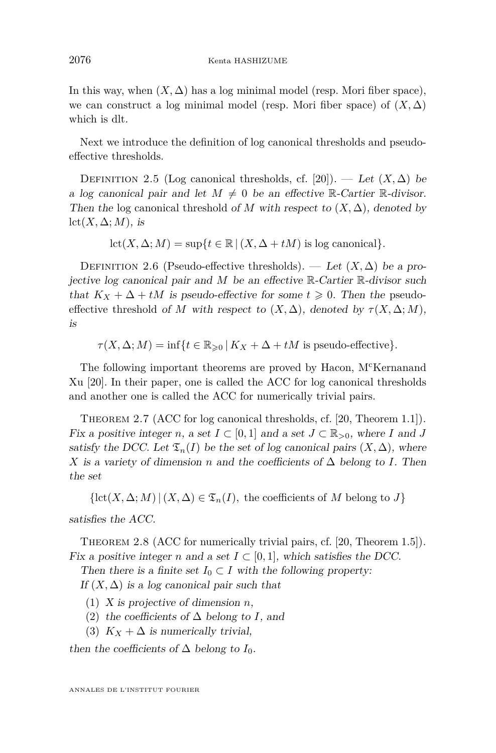In this way, when $(X, \Delta)$ has a log minimal model (resp. Mori fiber space), we can construct a log minimal model (resp. Mori fiber space) of $(X, \Delta)$ which is dlt.

Next we introduce the definition of log canonical thresholds and pseudo-effective thresholds.

Definition 2.5 (Log canonical thresholds, cf. [20]). — *Let $(X, \Delta)$ be a log canonical pair and let $M \neq 0$ be an effective $\mathbb{R}$-Cartier $\mathbb{R}$-divisor. Then the* log canonical threshold *of $M$ with respect to $(X, \Delta)$, denoted by $\mathrm{lct}(X, \Delta; M)$, is*

$$\mathrm{lct}(X, \Delta; M) = \sup\{t \in \mathbb{R} \mid (X, \Delta + tM) \text{ is log canonical}\}.$$

Definition 2.6 (Pseudo-effective thresholds). — *Let $(X, \Delta)$ be a projective log canonical pair and $M$ be an effective $\mathbb{R}$-Cartier $\mathbb{R}$-divisor such that $K_X + \Delta + tM$ is pseudo-effective for some $t \geqslant 0$. Then the* pseudo-effective threshold *of $M$ with respect to $(X, \Delta)$, denoted by $\tau(X, \Delta; M)$, is*

$$\tau(X, \Delta; M) = \inf\{t \in \mathbb{R}_{\geqslant 0} \mid K_X + \Delta + tM \text{ is pseudo-effective}\}.$$

The following important theorems are proved by Hacon, M$^{\mathrm{c}}$Kernanand Xu [20]. In their paper, one is called the ACC for log canonical thresholds and another one is called the ACC for numerically trivial pairs.

Theorem 2.7 (ACC for log canonical thresholds, cf. [20, Theorem 1.1]). *Fix a positive integer $n$, a set $I \subset [0, 1]$ and a set $J \subset \mathbb{R}_{>0}$, where $I$ and $J$ satisfy the DCC. Let $\mathfrak{T}_n(I)$ be the set of log canonical pairs $(X, \Delta)$, where $X$ is a variety of dimension $n$ and the coefficients of $\Delta$ belong to $I$. Then the set*

$$\{\mathrm{lct}(X, \Delta; M) \mid (X, \Delta) \in \mathfrak{T}_n(I), \text{ the coefficients of } M \text{ belong to } J\}$$

*satisfies the ACC.*

Theorem 2.8 (ACC for numerically trivial pairs, cf. [20, Theorem 1.5]). *Fix a positive integer $n$ and a set $I \subset [0, 1]$, which satisfies the DCC.*

*Then there is a finite set $I_0 \subset I$ with the following property:*

*If $(X, \Delta)$ is a log canonical pair such that*

1. *$X$ is projective of dimension $n$,*
2. *the coefficients of $\Delta$ belong to $I$, and*
3. *$K_X + \Delta$ is numerically trivial,*

*then the coefficients of $\Delta$ belong to $I_0$.*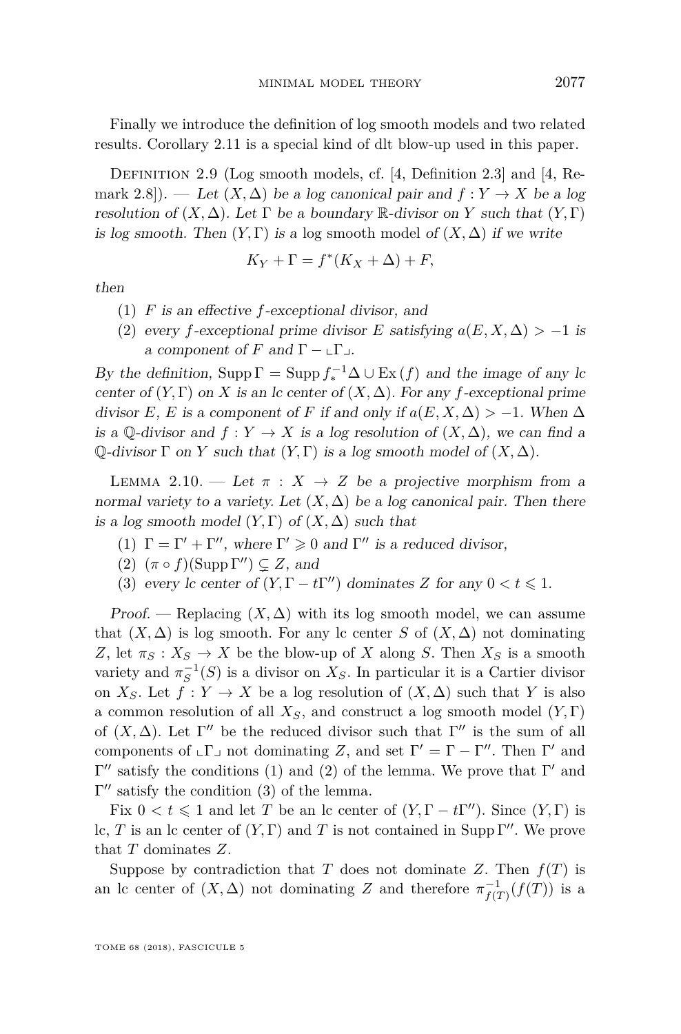Finally we introduce the definition of log smooth models and two related results. Corollary 2.11 is a special kind of dlt blow-up used in this paper.

Definition 2.9 (Log smooth models, cf. [4, Definition 2.3] and [4, Remark 2.8]). — *Let $(X,\Delta)$ be a log canonical pair and $f : Y \to X$ be a log resolution of $(X,\Delta)$. Let $\Gamma$ be a boundary $\mathbb{R}$-divisor on $Y$ such that $(Y,\Gamma)$ is log smooth. Then $(Y,\Gamma)$ is a* log smooth model *of $(X,\Delta)$ if we write*

$$K_Y + \Gamma = f^*(K_X + \Delta) + F,$$

*then*

1. *$F$ is an effective $f$-exceptional divisor, and*
2. *every $f$-exceptional prime divisor $E$ satisfying $a(E,X,\Delta) > -1$ is a component of $F$ and $\Gamma - \llcorner\Gamma\lrcorner$.*

*By the definition, $\operatorname{Supp}\Gamma = \operatorname{Supp} f_*^{-1}\Delta \cup \operatorname{Ex}(f)$ and the image of any lc center of $(Y,\Gamma)$ on $X$ is an lc center of $(X,\Delta)$. For any $f$-exceptional prime divisor $E$, $E$ is a component of $F$ if and only if $a(E,X,\Delta) > -1$. When $\Delta$ is a $\mathbb{Q}$-divisor and $f : Y \to X$ is a log resolution of $(X,\Delta)$, we can find a $\mathbb{Q}$-divisor $\Gamma$ on $Y$ such that $(Y,\Gamma)$ is a log smooth model of $(X,\Delta)$.*

Lemma 2.10. — *Let $\pi : X \to Z$ be a projective morphism from a normal variety to a variety. Let $(X,\Delta)$ be a log canonical pair. Then there is a log smooth model $(Y,\Gamma)$ of $(X,\Delta)$ such that*

1. *$\Gamma = \Gamma' + \Gamma''$, where $\Gamma' \geqslant 0$ and $\Gamma''$ is a reduced divisor,*
2. *$(\pi \circ f)(\operatorname{Supp}\Gamma'') \subsetneq Z$, and*
3. *every lc center of $(Y, \Gamma - t\Gamma'')$ dominates $Z$ for any $0 < t \leqslant 1$.*

*Proof.* — Replacing $(X,\Delta)$ with its log smooth model, we can assume that $(X,\Delta)$ is log smooth. For any lc center $S$ of $(X,\Delta)$ not dominating $Z$, let $\pi_S : X_S \to X$ be the blow-up of $X$ along $S$. Then $X_S$ is a smooth variety and $\pi_S^{-1}(S)$ is a divisor on $X_S$. In particular it is a Cartier divisor on $X_S$. Let $f : Y \to X$ be a log resolution of $(X,\Delta)$ such that $Y$ is also a common resolution of all $X_S$, and construct a log smooth model $(Y,\Gamma)$ of $(X,\Delta)$. Let $\Gamma''$ be the reduced divisor such that $\Gamma''$ is the sum of all components of $\llcorner\Gamma\lrcorner$ not dominating $Z$, and set $\Gamma' = \Gamma - \Gamma''$. Then $\Gamma'$ and $\Gamma''$ satisfy the conditions (1) and (2) of the lemma. We prove that $\Gamma'$ and $\Gamma''$ satisfy the condition (3) of the lemma.

Fix $0 < t \leqslant 1$ and let $T$ be an lc center of $(Y, \Gamma - t\Gamma'')$. Since $(Y,\Gamma)$ is lc, $T$ is an lc center of $(Y,\Gamma)$ and $T$ is not contained in $\operatorname{Supp}\Gamma''$. We prove that $T$ dominates $Z$.

Suppose by contradiction that $T$ does not dominate $Z$. Then $f(T)$ is an lc center of $(X,\Delta)$ not dominating $Z$ and therefore $\pi_{f(T)}^{-1}(f(T))$ is a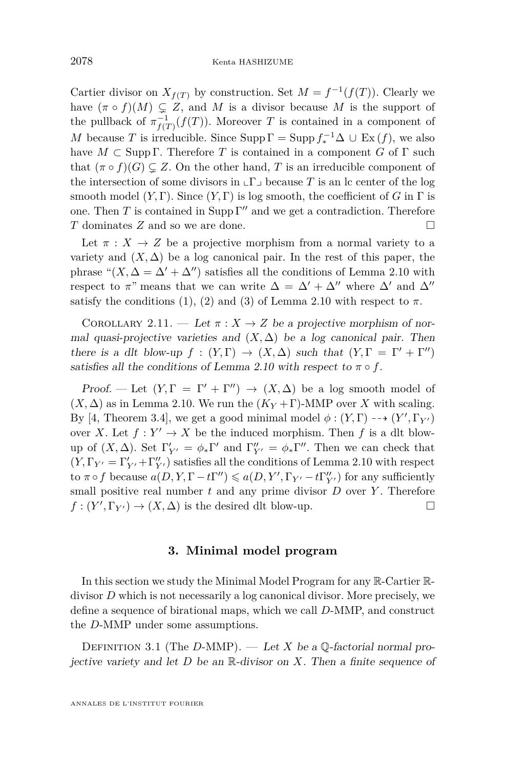Cartier divisor on $X_{f(T)}$ by construction. Set $M = f^{-1}(f(T))$. Clearly we have $(\pi \circ f)(M) \subsetneq Z$, and $M$ is a divisor because $M$ is the support of the pullback of $\pi_{f(T)}^{-1}(f(T))$. Moreover $T$ is contained in a component of $M$ because $T$ is irreducible. Since $\operatorname{Supp} \Gamma = \operatorname{Supp} f_*^{-1}\Delta \cup \operatorname{Ex}(f)$, we also have $M \subset \operatorname{Supp} \Gamma$. Therefore $T$ is contained in a component $G$ of $\Gamma$ such that $(\pi \circ f)(G) \subsetneq Z$. On the other hand, $T$ is an irreducible component of the intersection of some divisors in $\llcorner \Gamma \lrcorner$ because $T$ is an lc center of the log smooth model $(Y, \Gamma)$. Since $(Y, \Gamma)$ is log smooth, the coefficient of $G$ in $\Gamma$ is one. Then $T$ is contained in $\operatorname{Supp} \Gamma''$ and we get a contradiction. Therefore $T$ dominates $Z$ and so we are done. $\square$

Let $\pi : X \to Z$ be a projective morphism from a normal variety to a variety and $(X, \Delta)$ be a log canonical pair. In the rest of this paper, the phrase "$(X, \Delta = \Delta' + \Delta'')$ satisfies all the conditions of Lemma 2.10 with respect to $\pi$" means that we can write $\Delta = \Delta' + \Delta''$ where $\Delta'$ and $\Delta''$ satisfy the conditions (1), (2) and (3) of Lemma 2.10 with respect to $\pi$.

Corollary 2.11. — *Let $\pi : X \to Z$ be a projective morphism of normal quasi-projective varieties and $(X, \Delta)$ be a log canonical pair. Then there is a dlt blow-up $f : (Y, \Gamma) \to (X, \Delta)$ such that $(Y, \Gamma = \Gamma' + \Gamma'')$ satisfies all the conditions of Lemma 2.10 with respect to $\pi \circ f$.*

*Proof.* — Let $(Y, \Gamma = \Gamma' + \Gamma'') \to (X, \Delta)$ be a log smooth model of $(X, \Delta)$ as in Lemma 2.10. We run the $(K_Y + \Gamma)$-MMP over $X$ with scaling. By [4, Theorem 3.4], we get a good minimal model $\phi : (Y, \Gamma) \dashrightarrow (Y', \Gamma_{Y'})$ over $X$. Let $f : Y' \to X$ be the induced morphism. Then $f$ is a dlt blow-up of $(X, \Delta)$. Set $\Gamma'_{Y'} = \phi_*\Gamma'$ and $\Gamma''_{Y'} = \phi_*\Gamma''$. Then we can check that $(Y, \Gamma_{Y'} = \Gamma'_{Y'} + \Gamma''_{Y'})$ satisfies all the conditions of Lemma 2.10 with respect to $\pi \circ f$ because $a(D, Y, \Gamma - t\Gamma'') \leqslant a(D, Y', \Gamma_{Y'} - t\Gamma''_{Y'})$ for any sufficiently small positive real number $t$ and any prime divisor $D$ over $Y$. Therefore $f : (Y', \Gamma_{Y'}) \to (X, \Delta)$ is the desired dlt blow-up. $\square$

## 3. Minimal model program

In this section we study the Minimal Model Program for any $\mathbb{R}$-Cartier $\mathbb{R}$-divisor $D$ which is not necessarily a log canonical divisor. More precisely, we define a sequence of birational maps, which we call $D$-MMP, and construct the $D$-MMP under some assumptions.

Definition 3.1 (The $D$-MMP). — *Let $X$ be a $\mathbb{Q}$-factorial normal projective variety and let $D$ be an $\mathbb{R}$-divisor on $X$. Then a finite sequence of*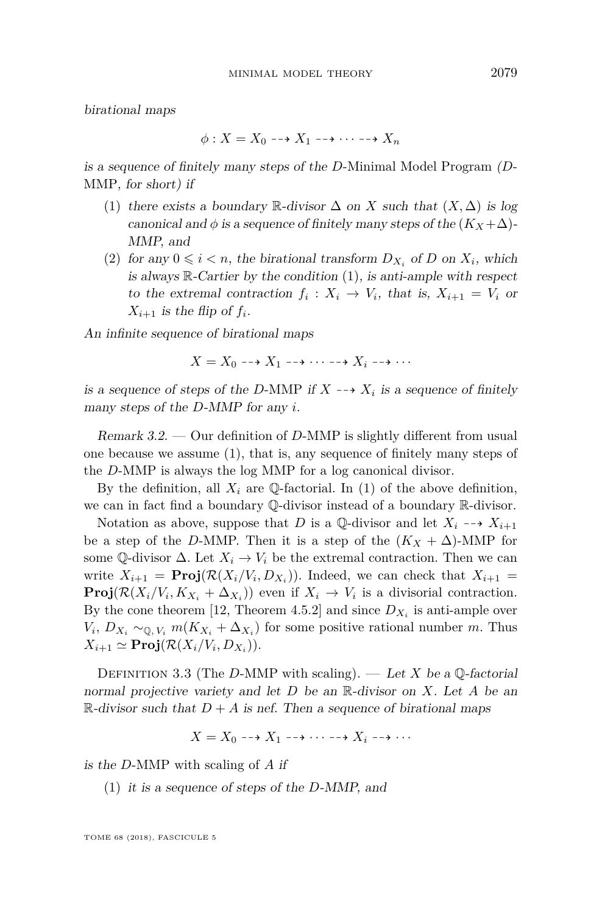*birational maps*

$$\phi : X = X_0 \dashrightarrow X_1 \dashrightarrow \cdots \dashrightarrow X_n$$

*is a sequence of finitely many steps of the* $D$-Minimal Model Program *(*$D$-MMP*, for short) if*

1. *there exists a boundary* $\mathbb{R}$*-divisor* $\Delta$ *on* $X$ *such that* $(X, \Delta)$ *is log canonical and* $\phi$ *is a sequence of finitely many steps of the* $(K_X + \Delta)$*-MMP, and*
2. *for any* $0 \leqslant i < n$*, the birational transform* $D_{X_i}$ *of* $D$ *on* $X_i$*, which is always* $\mathbb{R}$*-Cartier by the condition* (1)*, is anti-ample with respect to the extremal contraction* $f_i : X_i \to V_i$*, that is,* $X_{i+1} = V_i$ *or* $X_{i+1}$ *is the flip of* $f_i$*.*

*An infinite sequence of birational maps*

$$X = X_0 \dashrightarrow X_1 \dashrightarrow \cdots \dashrightarrow X_i \dashrightarrow \cdots$$

*is a sequence of steps of the* $D$-MMP *if* $X \dashrightarrow X_i$ *is a sequence of finitely many steps of the* $D$*-MMP for any* $i$*.*

*Remark 3.2.* — Our definition of $D$-MMP is slightly different from usual one because we assume (1), that is, any sequence of finitely many steps of the $D$-MMP is always the log MMP for a log canonical divisor.

By the definition, all $X_i$ are $\mathbb{Q}$-factorial. In (1) of the above definition, we can in fact find a boundary $\mathbb{Q}$-divisor instead of a boundary $\mathbb{R}$-divisor.

Notation as above, suppose that $D$ is a $\mathbb{Q}$-divisor and let $X_i \dashrightarrow X_{i+1}$ be a step of the $D$-MMP. Then it is a step of the $(K_X + \Delta)$-MMP for some $\mathbb{Q}$-divisor $\Delta$. Let $X_i \to V_i$ be the extremal contraction. Then we can write $X_{i+1} = \mathbf{Proj}(\mathcal{R}(X_i/V_i, D_{X_i}))$. Indeed, we can check that $X_{i+1} = \mathbf{Proj}(\mathcal{R}(X_i/V_i, K_{X_i} + \Delta_{X_i}))$ even if $X_i \to V_i$ is a divisorial contraction. By the cone theorem [12, Theorem 4.5.2] and since $D_{X_i}$ is anti-ample over $V_i$, $D_{X_i} \sim_{\mathbb{Q}, V_i} m(K_{X_i} + \Delta_{X_i})$ for some positive rational number $m$. Thus $X_{i+1} \simeq \mathbf{Proj}(\mathcal{R}(X_i/V_i, D_{X_i}))$.

Definition 3.3 (The $D$-MMP with scaling). — *Let* $X$ *be a* $\mathbb{Q}$*-factorial normal projective variety and let* $D$ *be an* $\mathbb{R}$*-divisor on* $X$*. Let* $A$ *be an* $\mathbb{R}$*-divisor such that* $D + A$ *is nef. Then a sequence of birational maps*

$$X = X_0 \dashrightarrow X_1 \dashrightarrow \cdots \dashrightarrow X_i \dashrightarrow \cdots$$

*is the* $D$-MMP *with scaling of* $A$ *if*

1. *it is a sequence of steps of the* $D$*-MMP, and*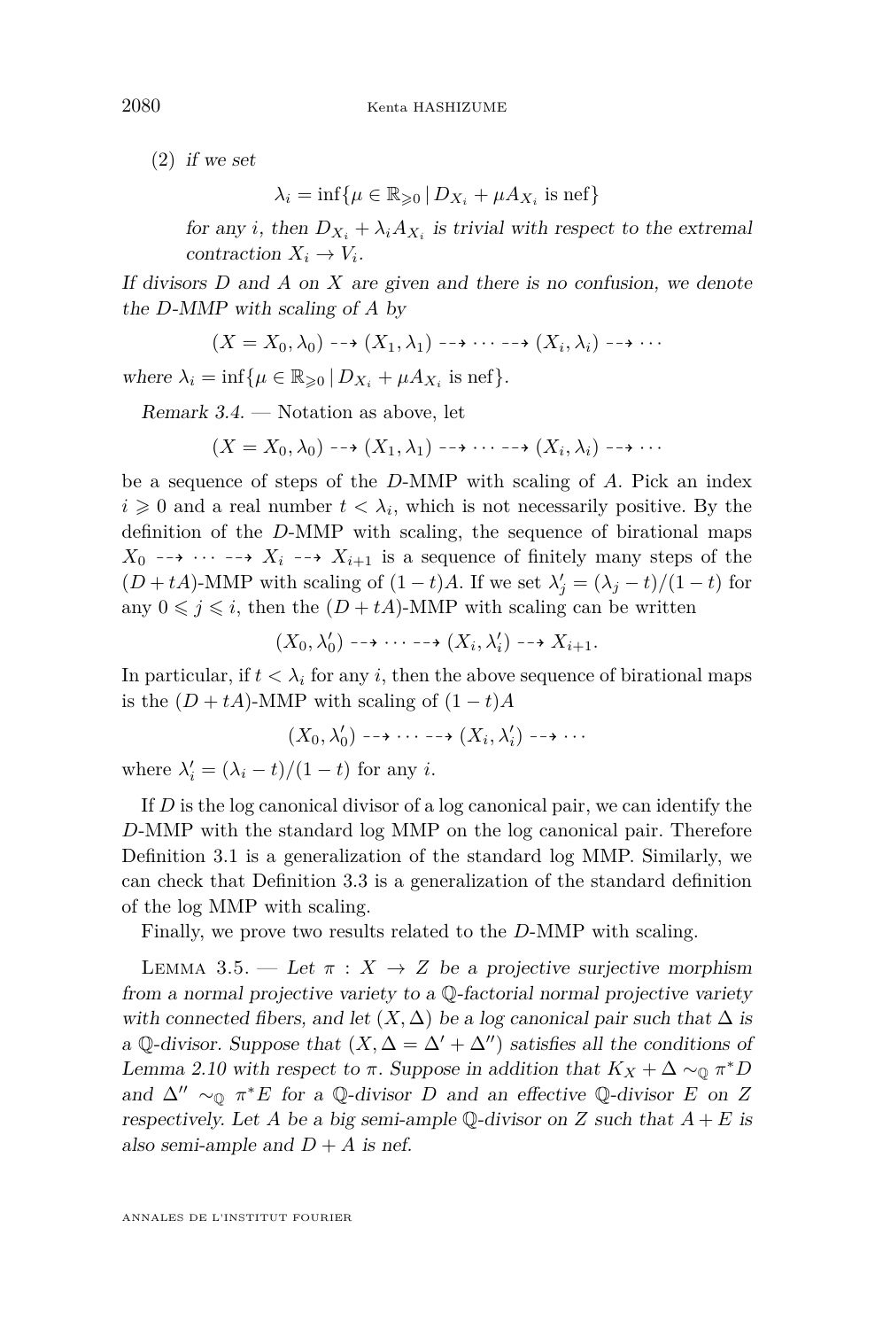(2) *if we set*

$$\lambda_i = \inf\{\mu \in \mathbb{R}_{\geqslant 0} \mid D_{X_i} + \mu A_{X_i} \text{ is nef}\}$$

*for any $i$, then $D_{X_i} + \lambda_i A_{X_i}$ is trivial with respect to the extremal contraction $X_i \to V_i$.*

*If divisors $D$ and $A$ on $X$ are given and there is no confusion, we denote the $D$-MMP with scaling of $A$ by*

$$(X = X_0, \lambda_0) \dashrightarrow (X_1, \lambda_1) \dashrightarrow \cdots \dashrightarrow (X_i, \lambda_i) \dashrightarrow \cdots$$

*where $\lambda_i = \inf\{\mu \in \mathbb{R}_{\geqslant 0} \mid D_{X_i} + \mu A_{X_i} \text{ is nef}\}$.*

*Remark 3.4.* — Notation as above, let

$$(X = X_0, \lambda_0) \dashrightarrow (X_1, \lambda_1) \dashrightarrow \cdots \dashrightarrow (X_i, \lambda_i) \dashrightarrow \cdots$$

be a sequence of steps of the $D$-MMP with scaling of $A$. Pick an index $i \geqslant 0$ and a real number $t < \lambda_i$, which is not necessarily positive. By the definition of the $D$-MMP with scaling, the sequence of birational maps $X_0 \dashrightarrow \cdots \dashrightarrow X_i \dashrightarrow X_{i+1}$ is a sequence of finitely many steps of the $(D + tA)$-MMP with scaling of $(1 - t)A$. If we set $\lambda'_j = (\lambda_j - t)/(1 - t)$ for any $0 \leqslant j \leqslant i$, then the $(D + tA)$-MMP with scaling can be written

$$(X_0, \lambda'_0) \dashrightarrow \cdots \dashrightarrow (X_i, \lambda'_i) \dashrightarrow X_{i+1}.$$

In particular, if $t < \lambda_i$ for any $i$, then the above sequence of birational maps is the $(D + tA)$-MMP with scaling of $(1 - t)A$

$$(X_0, \lambda'_0) \dashrightarrow \cdots \dashrightarrow (X_i, \lambda'_i) \dashrightarrow \cdots$$

where $\lambda'_i = (\lambda_i - t)/(1 - t)$ for any $i$.

If $D$ is the log canonical divisor of a log canonical pair, we can identify the $D$-MMP with the standard log MMP on the log canonical pair. Therefore Definition 3.1 is a generalization of the standard log MMP. Similarly, we can check that Definition 3.3 is a generalization of the standard definition of the log MMP with scaling.

Finally, we prove two results related to the $D$-MMP with scaling.

Lemma 3.5. — *Let $\pi : X \to Z$ be a projective surjective morphism from a normal projective variety to a $\mathbb{Q}$-factorial normal projective variety with connected fibers, and let $(X, \Delta)$ be a log canonical pair such that $\Delta$ is a $\mathbb{Q}$-divisor. Suppose that $(X, \Delta = \Delta' + \Delta'')$ satisfies all the conditions of Lemma 2.10 with respect to $\pi$. Suppose in addition that $K_X + \Delta \sim_{\mathbb{Q}} \pi^* D$ and $\Delta'' \sim_{\mathbb{Q}} \pi^* E$ for a $\mathbb{Q}$-divisor $D$ and an effective $\mathbb{Q}$-divisor $E$ on $Z$ respectively. Let $A$ be a big semi-ample $\mathbb{Q}$-divisor on $Z$ such that $A + E$ is also semi-ample and $D + A$ is nef.*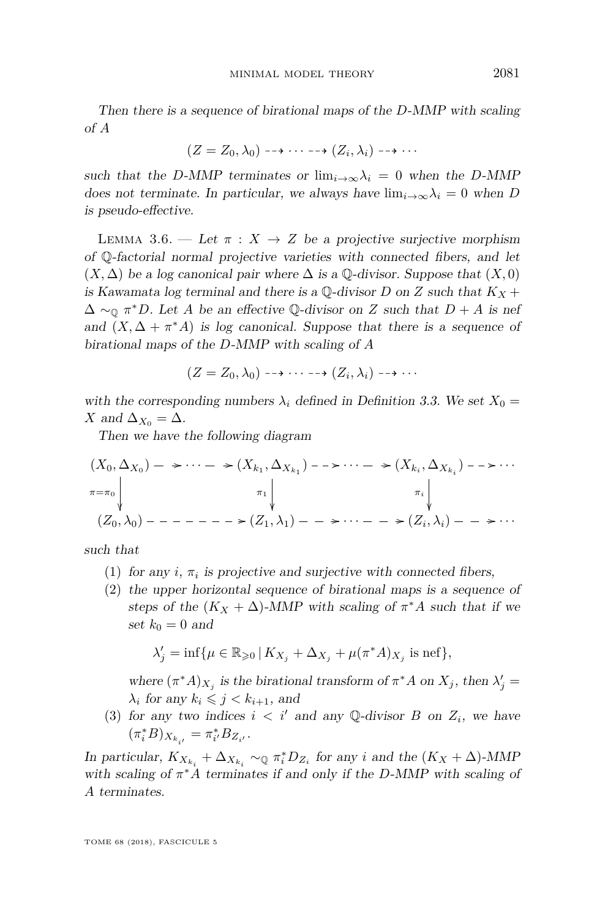*Then there is a sequence of birational maps of the D-MMP with scaling of A*

$$(Z = Z_0, \lambda_0) \dashrightarrow \cdots \dashrightarrow (Z_i, \lambda_i) \dashrightarrow \cdots$$

*such that the D-MMP terminates or* $\lim_{i\to\infty}\lambda_i = 0$ *when the D-MMP does not terminate. In particular, we always have* $\lim_{i\to\infty}\lambda_i = 0$ *when D is pseudo-effective.*

Lemma 3.6. — *Let* $\pi : X \to Z$ *be a projective surjective morphism of* $\mathbb{Q}$*-factorial normal projective varieties with connected fibers, and let* $(X, \Delta)$ *be a log canonical pair where* $\Delta$ *is a* $\mathbb{Q}$*-divisor. Suppose that* $(X, 0)$ *is Kawamata log terminal and there is a* $\mathbb{Q}$*-divisor D on Z such that* $K_X + \Delta \sim_{\mathbb{Q}} \pi^*D$*. Let A be an effective* $\mathbb{Q}$*-divisor on Z such that* $D + A$ *is nef and* $(X, \Delta + \pi^*A)$ *is log canonical. Suppose that there is a sequence of birational maps of the D-MMP with scaling of A*

$$(Z = Z_0, \lambda_0) \dashrightarrow \cdots \dashrightarrow (Z_i, \lambda_i) \dashrightarrow \cdots$$

*with the corresponding numbers* $\lambda_i$ *defined in Definition 3.3. We set* $X_0 = X$ *and* $\Delta_{X_0} = \Delta$*.*

*Then we have the following diagram*

$$\begin{array}{ccccccccc}
(X_0, \Delta_{X_0}) & \dashrightarrow \cdots \dashrightarrow & (X_{k_1}, \Delta_{X_{k_1}}) & \dashrightarrow \cdots \dashrightarrow & (X_{k_i}, \Delta_{X_{k_i}}) & \dashrightarrow \cdots \\
\downarrow {\scriptstyle \pi=\pi_0} & & \downarrow {\scriptstyle \pi_1} & & \downarrow {\scriptstyle \pi_i} & \\
(Z_0, \lambda_0) & \dashrightarrow & (Z_1, \lambda_1) & \dashrightarrow \cdots \dashrightarrow & (Z_i, \lambda_i) & \dashrightarrow \cdots
\end{array}$$

*such that*

1. *for any i,* $\pi_i$ *is projective and surjective with connected fibers,*
2. *the upper horizontal sequence of birational maps is a sequence of steps of the* $(K_X + \Delta)$*-MMP with scaling of* $\pi^*A$ *such that if we set* $k_0 = 0$ *and*
$$\lambda'_j = \inf\{\mu \in \mathbb{R}_{\geqslant 0} \,|\, K_{X_j} + \Delta_{X_j} + \mu(\pi^*A)_{X_j} \text{ is nef}\},$$
*where* $(\pi^*A)_{X_j}$ *is the birational transform of* $\pi^*A$ *on* $X_j$*, then* $\lambda'_j = \lambda_i$ *for any* $k_i \leqslant j < k_{i+1}$*, and*
3. *for any two indices* $i < i'$ *and any* $\mathbb{Q}$*-divisor B on* $Z_i$*, we have* $(\pi_i^*B)_{X_{k_{i'}}} = \pi_{i'}^*B_{Z_{i'}}$*.*

*In particular,* $K_{X_{k_i}} + \Delta_{X_{k_i}} \sim_{\mathbb{Q}} \pi_i^*D_{Z_i}$ *for any i and the* $(K_X + \Delta)$*-MMP with scaling of* $\pi^*A$ *terminates if and only if the D-MMP with scaling of A terminates.*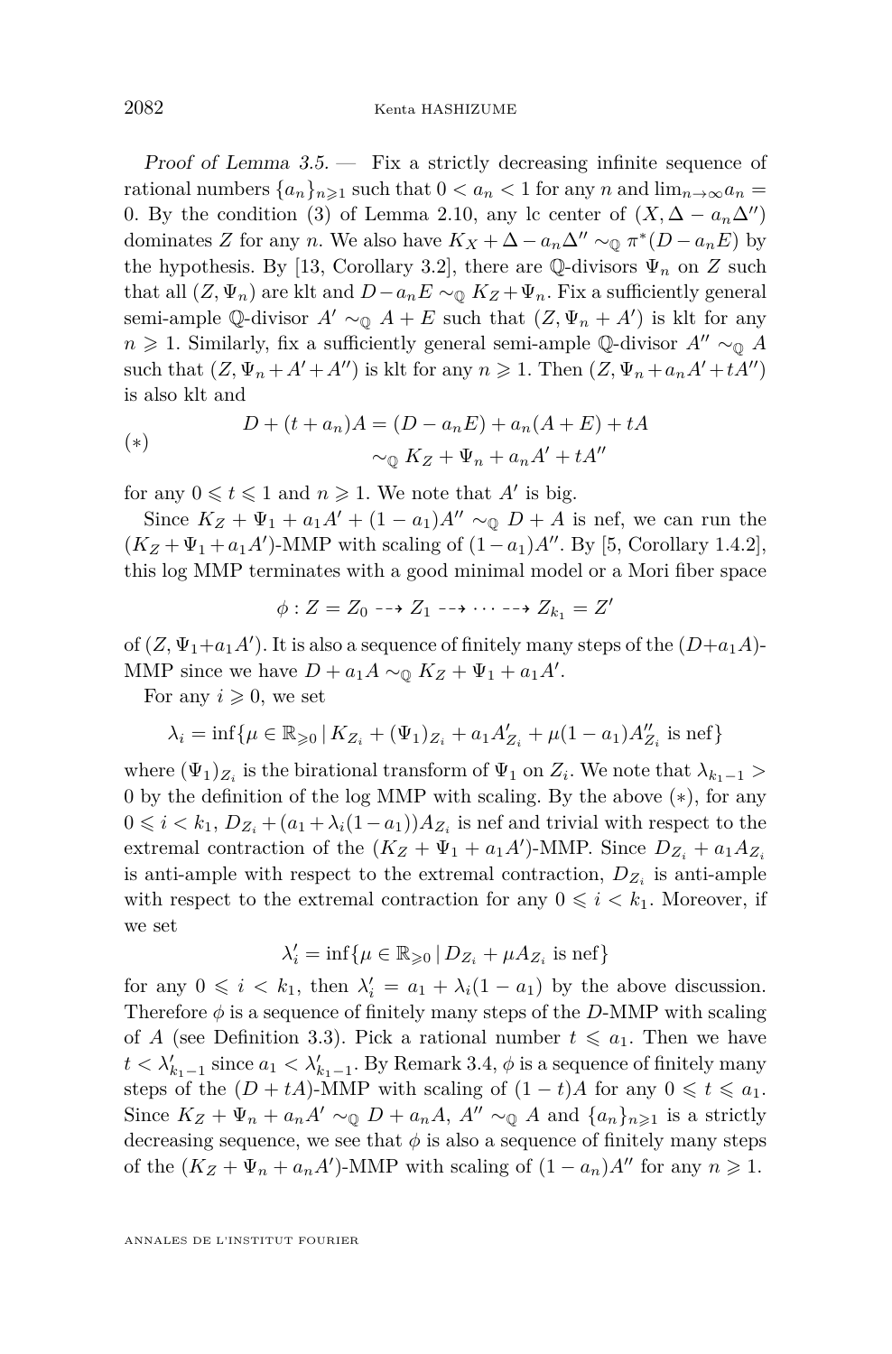*Proof of Lemma 3.5.* — Fix a strictly decreasing infinite sequence of rational numbers $\{a_n\}_{n\geqslant 1}$ such that $0 < a_n < 1$ for any $n$ and $\lim_{n\to\infty} a_n = 0$. By the condition (3) of Lemma 2.10, any lc center of $(X, \Delta - a_n\Delta'')$ dominates $Z$ for any $n$. We also have $K_X + \Delta - a_n\Delta'' \sim_{\mathbb{Q}} \pi^*(D - a_nE)$ by the hypothesis. By [13, Corollary 3.2], there are $\mathbb{Q}$-divisors $\Psi_n$ on $Z$ such that all $(Z, \Psi_n)$ are klt and $D - a_nE \sim_{\mathbb{Q}} K_Z + \Psi_n$. Fix a sufficiently general semi-ample $\mathbb{Q}$-divisor $A' \sim_{\mathbb{Q}} A + E$ such that $(Z, \Psi_n + A')$ is klt for any $n \geqslant 1$. Similarly, fix a sufficiently general semi-ample $\mathbb{Q}$-divisor $A'' \sim_{\mathbb{Q}} A$ such that $(Z, \Psi_n + A' + A'')$ is klt for any $n \geqslant 1$. Then $(Z, \Psi_n + a_nA' + tA'')$ is also klt and

$$(*) \qquad \begin{aligned} D + (t + a_n)A &= (D - a_nE) + a_n(A + E) + tA \\ &\sim_{\mathbb{Q}} K_Z + \Psi_n + a_nA' + tA'' \end{aligned}$$

for any $0 \leqslant t \leqslant 1$ and $n \geqslant 1$. We note that $A'$ is big.

Since $K_Z + \Psi_1 + a_1A' + (1 - a_1)A'' \sim_{\mathbb{Q}} D + A$ is nef, we can run the $(K_Z + \Psi_1 + a_1A')$-MMP with scaling of $(1 - a_1)A''$. By [5, Corollary 1.4.2], this log MMP terminates with a good minimal model or a Mori fiber space

$$\phi : Z = Z_0 \dashrightarrow Z_1 \dashrightarrow \cdots \dashrightarrow Z_{k_1} = Z'$$

of $(Z, \Psi_1 + a_1A')$. It is also a sequence of finitely many steps of the $(D + a_1A)$-MMP since we have $D + a_1A \sim_{\mathbb{Q}} K_Z + \Psi_1 + a_1A'$.

For any $i \geqslant 0$, we set

$$\lambda_i = \inf\{\mu \in \mathbb{R}_{\geqslant 0} \,|\, K_{Z_i} + (\Psi_1)_{Z_i} + a_1A'_{Z_i} + \mu(1 - a_1)A''_{Z_i} \text{ is nef}\}$$

where $(\Psi_1)_{Z_i}$ is the birational transform of $\Psi_1$ on $Z_i$. We note that $\lambda_{k_1 - 1} > 0$ by the definition of the log MMP with scaling. By the above $(*)$, for any $0 \leqslant i < k_1$, $D_{Z_i} + (a_1 + \lambda_i(1 - a_1))A_{Z_i}$ is nef and trivial with respect to the extremal contraction of the $(K_Z + \Psi_1 + a_1A')$-MMP. Since $D_{Z_i} + a_1A_{Z_i}$ is anti-ample with respect to the extremal contraction, $D_{Z_i}$ is anti-ample with respect to the extremal contraction for any $0 \leqslant i < k_1$. Moreover, if we set

$$\lambda'_i = \inf\{\mu \in \mathbb{R}_{\geqslant 0} \,|\, D_{Z_i} + \mu A_{Z_i} \text{ is nef}\}$$

for any $0 \leqslant i < k_1$, then $\lambda'_i = a_1 + \lambda_i(1 - a_1)$ by the above discussion. Therefore $\phi$ is a sequence of finitely many steps of the $D$-MMP with scaling of $A$ (see Definition 3.3). Pick a rational number $t \leqslant a_1$. Then we have $t < \lambda'_{k_1 - 1}$ since $a_1 < \lambda'_{k_1 - 1}$. By Remark 3.4, $\phi$ is a sequence of finitely many steps of the $(D + tA)$-MMP with scaling of $(1 - t)A$ for any $0 \leqslant t \leqslant a_1$. Since $K_Z + \Psi_n + a_nA' \sim_{\mathbb{Q}} D + a_nA$, $A'' \sim_{\mathbb{Q}} A$ and $\{a_n\}_{n\geqslant 1}$ is a strictly decreasing sequence, we see that $\phi$ is also a sequence of finitely many steps of the $(K_Z + \Psi_n + a_nA')$-MMP with scaling of $(1 - a_n)A''$ for any $n \geqslant 1$.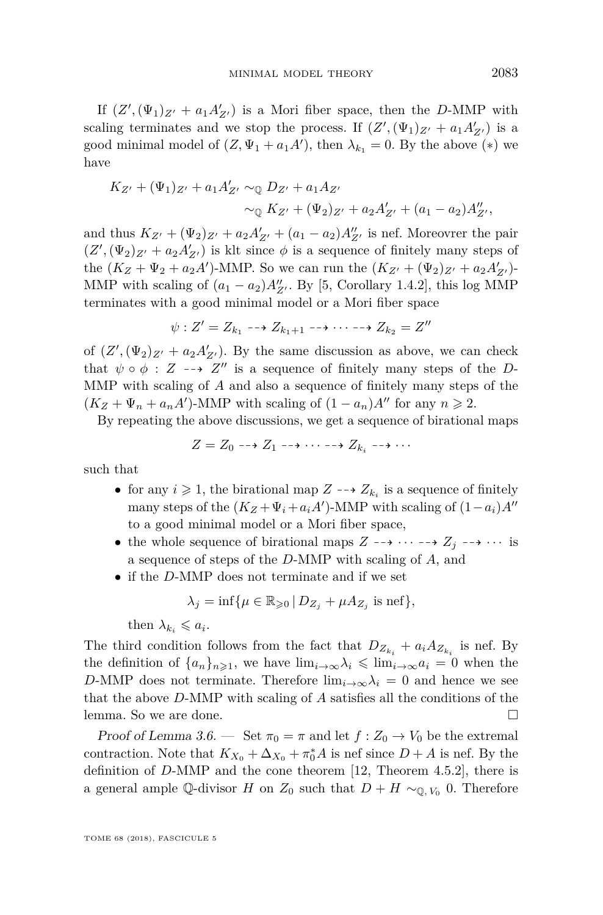If $(Z', (\Psi_1)_{Z'} + a_1 A'_{Z'})$ is a Mori fiber space, then the $D$-MMP with scaling terminates and we stop the process. If $(Z', (\Psi_1)_{Z'} + a_1 A'_{Z'})$ is a good minimal model of $(Z, \Psi_1 + a_1 A')$, then $\lambda_{k_1} = 0$. By the above $(*)$ we have

$$\begin{aligned} K_{Z'} + (\Psi_1)_{Z'} + a_1 A'_{Z'} &\sim_{\mathbb{Q}} D_{Z'} + a_1 A_{Z'} \\ &\sim_{\mathbb{Q}} K_{Z'} + (\Psi_2)_{Z'} + a_2 A'_{Z'} + (a_1 - a_2) A''_{Z'}, \end{aligned}$$

and thus $K_{Z'} + (\Psi_2)_{Z'} + a_2 A'_{Z'} + (a_1 - a_2) A''_{Z'}$ is nef. Moreovrer the pair $(Z', (\Psi_2)_{Z'} + a_2 A'_{Z'})$ is klt since $\phi$ is a sequence of finitely many steps of the $(K_Z + \Psi_2 + a_2 A')$-MMP. So we can run the $(K_{Z'} + (\Psi_2)_{Z'} + a_2 A'_{Z'})$-MMP with scaling of $(a_1 - a_2) A''_{Z'}$. By [5, Corollary 1.4.2], this log MMP terminates with a good minimal model or a Mori fiber space

$$\psi : Z' = Z_{k_1} \dashrightarrow Z_{k_1+1} \dashrightarrow \cdots \dashrightarrow Z_{k_2} = Z''$$

of $(Z', (\Psi_2)_{Z'} + a_2 A'_{Z'})$. By the same discussion as above, we can check that $\psi \circ \phi : Z \dashrightarrow Z''$ is a sequence of finitely many steps of the $D$-MMP with scaling of $A$ and also a sequence of finitely many steps of the $(K_Z + \Psi_n + a_n A')$-MMP with scaling of $(1 - a_n) A''$ for any $n \geqslant 2$.

By repeating the above discussions, we get a sequence of birational maps

$$Z = Z_0 \dashrightarrow Z_1 \dashrightarrow \cdots \dashrightarrow Z_{k_i} \dashrightarrow \cdots$$

such that

- for any $i \geqslant 1$, the birational map $Z \dashrightarrow Z_{k_i}$ is a sequence of finitely many steps of the $(K_Z + \Psi_i + a_i A')$-MMP with scaling of $(1 - a_i) A''$ to a good minimal model or a Mori fiber space,
- the whole sequence of birational maps $Z \dashrightarrow \cdots \dashrightarrow Z_j \dashrightarrow \cdots$ is a sequence of steps of the $D$-MMP with scaling of $A$, and
- if the $D$-MMP does not terminate and if we set

  $$\lambda_j = \inf\{\mu \in \mathbb{R}_{\geqslant 0} \,|\, D_{Z_j} + \mu A_{Z_j} \text{ is nef}\},$$

  then $\lambda_{k_i} \leqslant a_i$.

The third condition follows from the fact that $D_{Z_{k_i}} + a_i A_{Z_{k_i}}$ is nef. By the definition of $\{a_n\}_{n \geqslant 1}$, we have $\lim_{i \to \infty} \lambda_i \leqslant \lim_{i \to \infty} a_i = 0$ when the $D$-MMP does not terminate. Therefore $\lim_{i \to \infty} \lambda_i = 0$ and hence we see that the above $D$-MMP with scaling of $A$ satisfies all the conditions of the lemma. So we are done. $\square$

*Proof of Lemma 3.6.* — Set $\pi_0 = \pi$ and let $f : Z_0 \to V_0$ be the extremal contraction. Note that $K_{X_0} + \Delta_{X_0} + \pi_0^* A$ is nef since $D + A$ is nef. By the definition of $D$-MMP and the cone theorem [12, Theorem 4.5.2], there is a general ample $\mathbb{Q}$-divisor $H$ on $Z_0$ such that $D + H \sim_{\mathbb{Q}, V_0} 0$. Therefore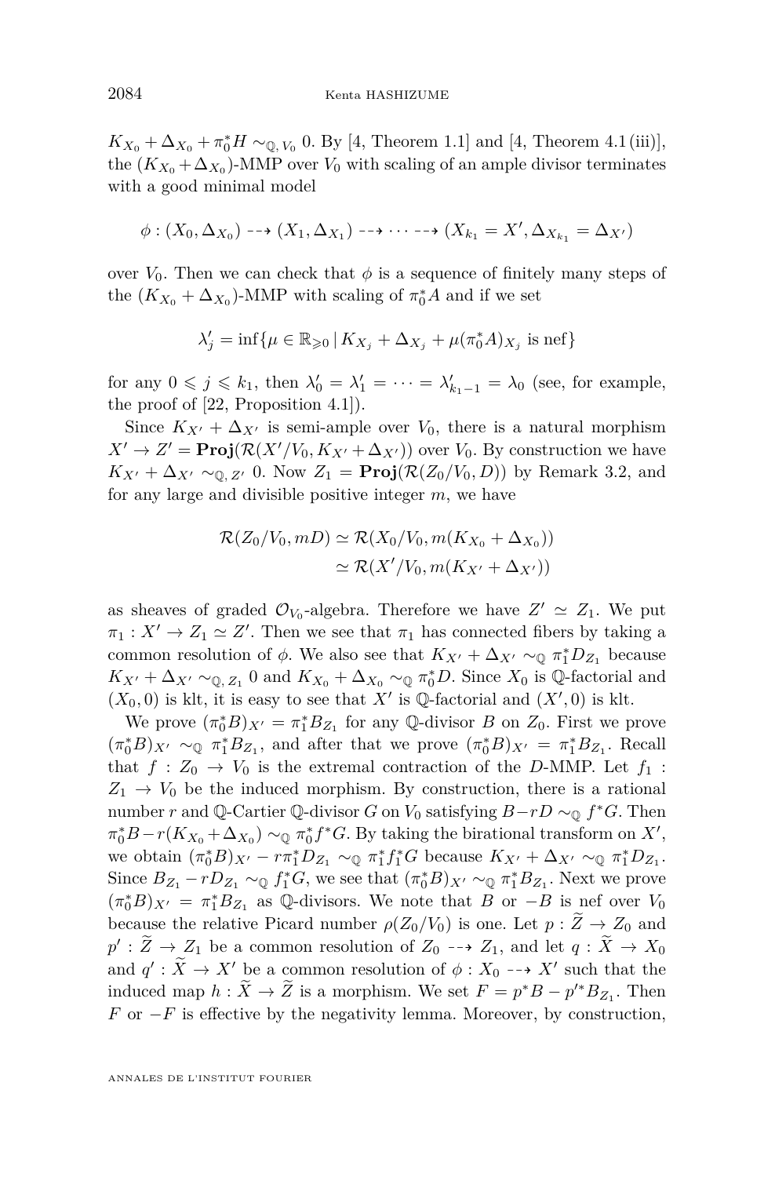$K_{X_0} + \Delta_{X_0} + \pi_0^* H \sim_{\mathbb{Q}, V_0} 0$. By [4, Theorem 1.1] and [4, Theorem 4.1(iii)], the $(K_{X_0} + \Delta_{X_0})$-MMP over $V_0$ with scaling of an ample divisor terminates with a good minimal model

$$\phi : (X_0, \Delta_{X_0}) \dashrightarrow (X_1, \Delta_{X_1}) \dashrightarrow \cdots \dashrightarrow (X_{k_1} = X', \Delta_{X_{k_1}} = \Delta_{X'})$$

over $V_0$. Then we can check that $\phi$ is a sequence of finitely many steps of the $(K_{X_0} + \Delta_{X_0})$-MMP with scaling of $\pi_0^* A$ and if we set

$$\lambda'_j = \inf\{\mu \in \mathbb{R}_{\geqslant 0} \mid K_{X_j} + \Delta_{X_j} + \mu(\pi_0^* A)_{X_j} \text{ is nef}\}$$

for any $0 \leqslant j \leqslant k_1$, then $\lambda'_0 = \lambda'_1 = \cdots = \lambda'_{k_1 - 1} = \lambda_0$ (see, for example, the proof of [22, Proposition 4.1]).

Since $K_{X'} + \Delta_{X'}$ is semi-ample over $V_0$, there is a natural morphism $X' \to Z' = \mathbf{Proj}(\mathcal{R}(X'/V_0, K_{X'} + \Delta_{X'}))$ over $V_0$. By construction we have $K_{X'} + \Delta_{X'} \sim_{\mathbb{Q}, Z'} 0$. Now $Z_1 = \mathbf{Proj}(\mathcal{R}(Z_0/V_0, D))$ by Remark 3.2, and for any large and divisible positive integer $m$, we have

$$\begin{aligned} \mathcal{R}(Z_0/V_0, mD) &\simeq \mathcal{R}(X_0/V_0, m(K_{X_0} + \Delta_{X_0})) \\ &\simeq \mathcal{R}(X'/V_0, m(K_{X'} + \Delta_{X'})) \end{aligned}$$

as sheaves of graded $\mathcal{O}_{V_0}$-algebra. Therefore we have $Z' \simeq Z_1$. We put $\pi_1 : X' \to Z_1 \simeq Z'$. Then we see that $\pi_1$ has connected fibers by taking a common resolution of $\phi$. We also see that $K_{X'} + \Delta_{X'} \sim_{\mathbb{Q}} \pi_1^* D_{Z_1}$ because $K_{X'} + \Delta_{X'} \sim_{\mathbb{Q}, Z_1} 0$ and $K_{X_0} + \Delta_{X_0} \sim_{\mathbb{Q}} \pi_0^* D$. Since $X_0$ is $\mathbb{Q}$-factorial and $(X_0, 0)$ is klt, it is easy to see that $X'$ is $\mathbb{Q}$-factorial and $(X', 0)$ is klt.

We prove $(\pi_0^* B)_{X'} = \pi_1^* B_{Z_1}$ for any $\mathbb{Q}$-divisor $B$ on $Z_0$. First we prove $(\pi_0^* B)_{X'} \sim_{\mathbb{Q}} \pi_1^* B_{Z_1}$, and after that we prove $(\pi_0^* B)_{X'} = \pi_1^* B_{Z_1}$. Recall that $f : Z_0 \to V_0$ is the extremal contraction of the $D$-MMP. Let $f_1 : Z_1 \to V_0$ be the induced morphism. By construction, there is a rational number $r$ and $\mathbb{Q}$-Cartier $\mathbb{Q}$-divisor $G$ on $V_0$ satisfying $B - rD \sim_{\mathbb{Q}} f^* G$. Then $\pi_0^* B - r(K_{X_0} + \Delta_{X_0}) \sim_{\mathbb{Q}} \pi_0^* f^* G$. By taking the birational transform on $X'$, we obtain $(\pi_0^* B)_{X'} - r\pi_1^* D_{Z_1} \sim_{\mathbb{Q}} \pi_1^* f_1^* G$ because $K_{X'} + \Delta_{X'} \sim_{\mathbb{Q}} \pi_1^* D_{Z_1}$. Since $B_{Z_1} - rD_{Z_1} \sim_{\mathbb{Q}} f_1^* G$, we see that $(\pi_0^* B)_{X'} \sim_{\mathbb{Q}} \pi_1^* B_{Z_1}$. Next we prove $(\pi_0^* B)_{X'} = \pi_1^* B_{Z_1}$ as $\mathbb{Q}$-divisors. We note that $B$ or $-B$ is nef over $V_0$ because the relative Picard number $\rho(Z_0/V_0)$ is one. Let $p : \widetilde{Z} \to Z_0$ and $p' : \widetilde{Z} \to Z_1$ be a common resolution of $Z_0 \dashrightarrow Z_1$, and let $q : \widetilde{X} \to X_0$ and $q' : \widetilde{X} \to X'$ be a common resolution of $\phi : X_0 \dashrightarrow X'$ such that the induced map $h : \widetilde{X} \to \widetilde{Z}$ is a morphism. We set $F = p^* B - p'^* B_{Z_1}$. Then $F$ or $-F$ is effective by the negativity lemma. Moreover, by construction,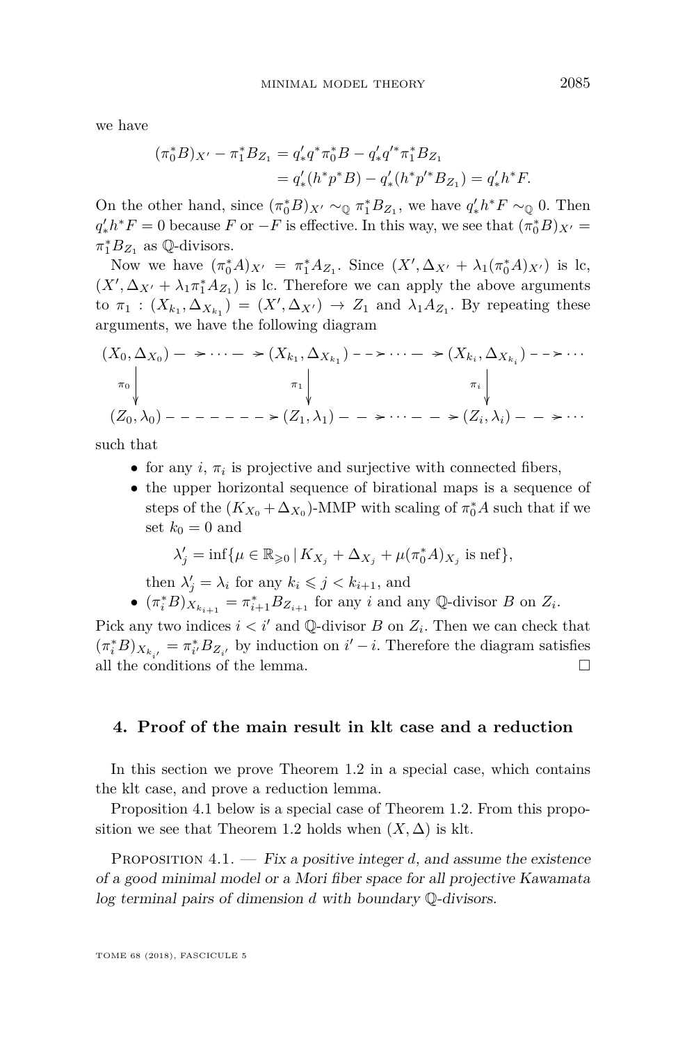we have

$$\begin{aligned}(\pi_0^*B)_{X'} - \pi_1^*B_{Z_1} &= q'_*q^*\pi_0^*B - q'_*q'^*\pi_1^*B_{Z_1}\\ &= q'_*(h^*p^*B) - q'_*(h^*p'^*B_{Z_1}) = q'_*h^*F.\end{aligned}$$

On the other hand, since $(\pi_0^*B)_{X'} \sim_{\mathbb{Q}} \pi_1^*B_{Z_1}$, we have $q'_*h^*F \sim_{\mathbb{Q}} 0$. Then $q'_*h^*F = 0$ because $F$ or $-F$ is effective. In this way, we see that $(\pi_0^*B)_{X'} = \pi_1^*B_{Z_1}$ as $\mathbb{Q}$-divisors.

Now we have $(\pi_0^*A)_{X'} = \pi_1^*A_{Z_1}$. Since $(X', \Delta_{X'} + \lambda_1(\pi_0^*A)_{X'})$ is lc, $(X', \Delta_{X'} + \lambda_1\pi_1^*A_{Z_1})$ is lc. Therefore we can apply the above arguments to $\pi_1 : (X_{k_1}, \Delta_{X_{k_1}}) = (X', \Delta_{X'}) \to Z_1$ and $\lambda_1 A_{Z_1}$. By repeating these arguments, we have the following diagram

$$\begin{array}{ccccccccc}
(X_0, \Delta_{X_0}) & \dashrightarrow \cdots \dashrightarrow & (X_{k_1}, \Delta_{X_{k_1}}) & \dashrightarrow \cdots \dashrightarrow & (X_{k_i}, \Delta_{X_{k_i}}) & \dashrightarrow \cdots \\
\downarrow{\scriptstyle \pi_0} & & \downarrow{\scriptstyle \pi_1} & & \downarrow{\scriptstyle \pi_i} & \\
(Z_0, \lambda_0) & \dashrightarrow & (Z_1, \lambda_1) & \dashrightarrow \cdots \dashrightarrow & (Z_i, \lambda_i) & \dashrightarrow \cdots
\end{array}$$

such that

- for any $i$, $\pi_i$ is projective and surjective with connected fibers,
- the upper horizontal sequence of birational maps is a sequence of steps of the $(K_{X_0} + \Delta_{X_0})$-MMP with scaling of $\pi_0^*A$ such that if we set $k_0 = 0$ and

$$\lambda'_j = \inf\{\mu \in \mathbb{R}_{\geqslant 0} \mid K_{X_j} + \Delta_{X_j} + \mu(\pi_0^*A)_{X_j} \text{ is nef}\},$$

  then $\lambda'_j = \lambda_i$ for any $k_i \leqslant j < k_{i+1}$, and
- $(\pi_i^*B)_{X_{k_{i+1}}} = \pi_{i+1}^*B_{Z_{i+1}}$ for any $i$ and any $\mathbb{Q}$-divisor $B$ on $Z_i$.

Pick any two indices $i < i'$ and $\mathbb{Q}$-divisor $B$ on $Z_i$. Then we can check that $(\pi_i^*B)_{X_{k_{i'}}} = \pi_{i'}^*B_{Z_{i'}}$ by induction on $i' - i$. Therefore the diagram satisfies all the conditions of the lemma. $\square$

## 4. Proof of the main result in klt case and a reduction

In this section we prove Theorem 1.2 in a special case, which contains the klt case, and prove a reduction lemma.

Proposition 4.1 below is a special case of Theorem 1.2. From this proposition we see that Theorem 1.2 holds when $(X, \Delta)$ is klt.

Proposition 4.1. — *Fix a positive integer $d$, and assume the existence of a good minimal model or a Mori fiber space for all projective Kawamata log terminal pairs of dimension $d$ with boundary $\mathbb{Q}$-divisors.*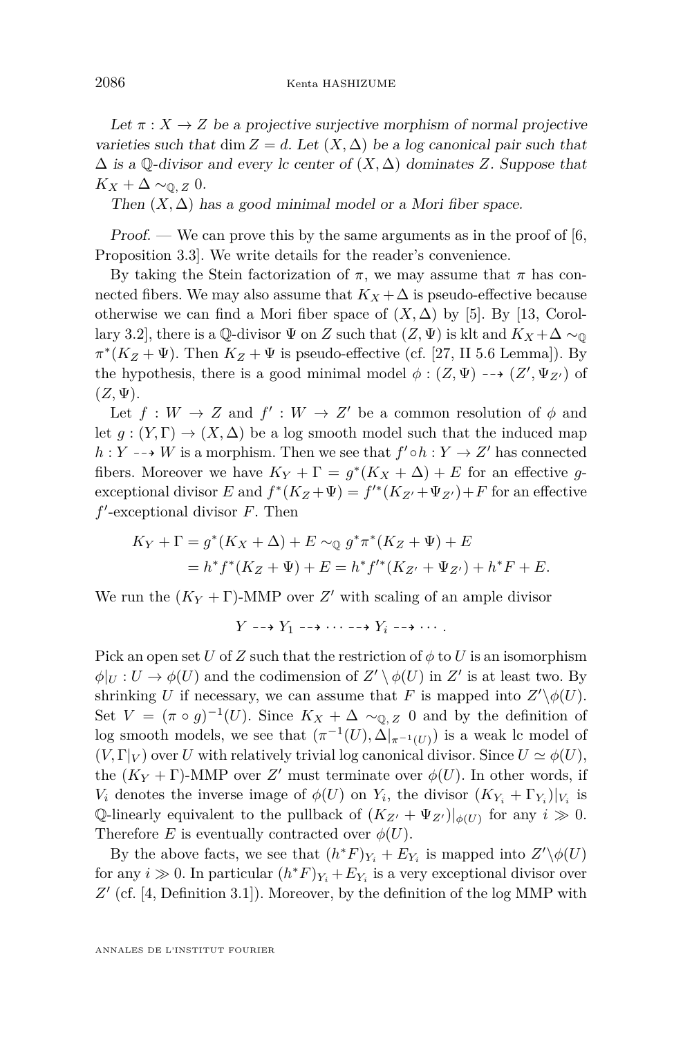*Let $\pi : X \to Z$ be a projective surjective morphism of normal projective varieties such that $\dim Z = d$. Let $(X, \Delta)$ be a log canonical pair such that $\Delta$ is a $\mathbb{Q}$-divisor and every lc center of $(X, \Delta)$ dominates $Z$. Suppose that $K_X + \Delta \sim_{\mathbb{Q}, Z} 0$.*

*Then $(X, \Delta)$ has a good minimal model or a Mori fiber space.*

*Proof.* — We can prove this by the same arguments as in the proof of [6, Proposition 3.3]. We write details for the reader's convenience.

By taking the Stein factorization of $\pi$, we may assume that $\pi$ has connected fibers. We may also assume that $K_X + \Delta$ is pseudo-effective because otherwise we can find a Mori fiber space of $(X, \Delta)$ by [5]. By [13, Corollary 3.2], there is a $\mathbb{Q}$-divisor $\Psi$ on $Z$ such that $(Z, \Psi)$ is klt and $K_X + \Delta \sim_{\mathbb{Q}} \pi^*(K_Z + \Psi)$. Then $K_Z + \Psi$ is pseudo-effective (cf. [27, II 5.6 Lemma]). By the hypothesis, there is a good minimal model $\phi : (Z, \Psi) \dashrightarrow (Z', \Psi_{Z'})$ of $(Z, \Psi)$.

Let $f : W \to Z$ and $f' : W \to Z'$ be a common resolution of $\phi$ and let $g : (Y, \Gamma) \to (X, \Delta)$ be a log smooth model such that the induced map $h : Y \dashrightarrow W$ is a morphism. Then we see that $f' \circ h : Y \to Z'$ has connected fibers. Moreover we have $K_Y + \Gamma = g^*(K_X + \Delta) + E$ for an effective $g$-exceptional divisor $E$ and $f^*(K_Z + \Psi) = f'^*(K_{Z'} + \Psi_{Z'}) + F$ for an effective $f'$-exceptional divisor $F$. Then

$$
\begin{aligned}
K_Y + \Gamma = g^*(K_X + \Delta) + E &\sim_{\mathbb{Q}} g^*\pi^*(K_Z + \Psi) + E \\
&= h^*f^*(K_Z + \Psi) + E = h^*f'^*(K_{Z'} + \Psi_{Z'}) + h^*F + E.
\end{aligned}
$$

We run the $(K_Y + \Gamma)$-MMP over $Z'$ with scaling of an ample divisor

$$
Y \dashrightarrow Y_1 \dashrightarrow \cdots \dashrightarrow Y_i \dashrightarrow \cdots .
$$

Pick an open set $U$ of $Z$ such that the restriction of $\phi$ to $U$ is an isomorphism $\phi|_U : U \to \phi(U)$ and the codimension of $Z' \setminus \phi(U)$ in $Z'$ is at least two. By shrinking $U$ if necessary, we can assume that $F$ is mapped into $Z' \setminus \phi(U)$. Set $V = (\pi \circ g)^{-1}(U)$. Since $K_X + \Delta \sim_{\mathbb{Q}, Z} 0$ and by the definition of log smooth models, we see that $(\pi^{-1}(U), \Delta|_{\pi^{-1}(U)})$ is a weak lc model of $(V, \Gamma|_V)$ over $U$ with relatively trivial log canonical divisor. Since $U \simeq \phi(U)$, the $(K_Y + \Gamma)$-MMP over $Z'$ must terminate over $\phi(U)$. In other words, if $V_i$ denotes the inverse image of $\phi(U)$ on $Y_i$, the divisor $(K_{Y_i} + \Gamma_{Y_i})|_{V_i}$ is $\mathbb{Q}$-linearly equivalent to the pullback of $(K_{Z'} + \Psi_{Z'})|_{\phi(U)}$ for any $i \gg 0$. Therefore $E$ is eventually contracted over $\phi(U)$.

By the above facts, we see that $(h^*F)_{Y_i} + E_{Y_i}$ is mapped into $Z' \setminus \phi(U)$ for any $i \gg 0$. In particular $(h^*F)_{Y_i} + E_{Y_i}$ is a very exceptional divisor over $Z'$ (cf. [4, Definition 3.1]). Moreover, by the definition of the log MMP with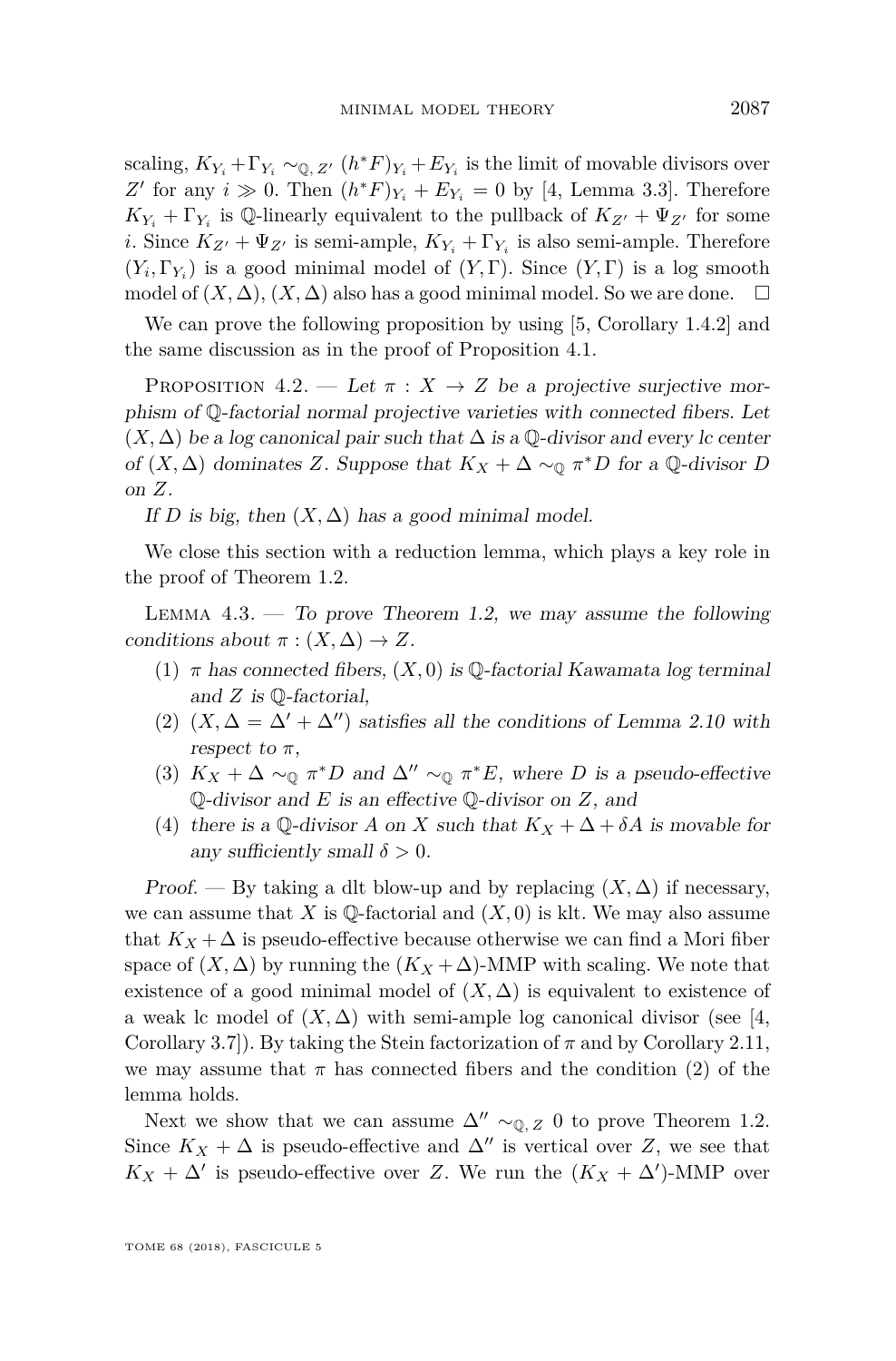scaling, $K_{Y_i}+\Gamma_{Y_i} \sim_{\mathbb{Q},\,Z'} (h^*F)_{Y_i}+E_{Y_i}$ is the limit of movable divisors over $Z'$ for any $i \gg 0$. Then $(h^*F)_{Y_i}+E_{Y_i}=0$ by [4, Lemma 3.3]. Therefore $K_{Y_i}+\Gamma_{Y_i}$ is $\mathbb{Q}$-linearly equivalent to the pullback of $K_{Z'}+\Psi_{Z'}$ for some $i$. Since $K_{Z'}+\Psi_{Z'}$ is semi-ample, $K_{Y_i}+\Gamma_{Y_i}$ is also semi-ample. Therefore $(Y_i,\Gamma_{Y_i})$ is a good minimal model of $(Y,\Gamma)$. Since $(Y,\Gamma)$ is a log smooth model of $(X,\Delta)$, $(X,\Delta)$ also has a good minimal model. So we are done. $\square$

We can prove the following proposition by using [5, Corollary 1.4.2] and the same discussion as in the proof of Proposition 4.1.

Proposition 4.2. — *Let $\pi : X \to Z$ be a projective surjective morphism of $\mathbb{Q}$-factorial normal projective varieties with connected fibers. Let $(X,\Delta)$ be a log canonical pair such that $\Delta$ is a $\mathbb{Q}$-divisor and every lc center of $(X,\Delta)$ dominates $Z$. Suppose that $K_X+\Delta \sim_{\mathbb{Q}} \pi^*D$ for a $\mathbb{Q}$-divisor $D$ on $Z$.*

*If $D$ is big, then $(X,\Delta)$ has a good minimal model.*

We close this section with a reduction lemma, which plays a key role in the proof of Theorem 1.2.

Lemma 4.3. — *To prove Theorem 1.2, we may assume the following conditions about $\pi : (X,\Delta) \to Z$.*

1. *$\pi$ has connected fibers, $(X,0)$ is $\mathbb{Q}$-factorial Kawamata log terminal and $Z$ is $\mathbb{Q}$-factorial,*
2. *$(X,\Delta=\Delta'+\Delta'')$ satisfies all the conditions of Lemma 2.10 with respect to $\pi$,*
3. *$K_X+\Delta \sim_{\mathbb{Q}} \pi^*D$ and $\Delta'' \sim_{\mathbb{Q}} \pi^*E$, where $D$ is a pseudo-effective $\mathbb{Q}$-divisor and $E$ is an effective $\mathbb{Q}$-divisor on $Z$, and*
4. *there is a $\mathbb{Q}$-divisor $A$ on $X$ such that $K_X+\Delta+\delta A$ is movable for any sufficiently small $\delta > 0$.*

*Proof.* — By taking a dlt blow-up and by replacing $(X,\Delta)$ if necessary, we can assume that $X$ is $\mathbb{Q}$-factorial and $(X,0)$ is klt. We may also assume that $K_X+\Delta$ is pseudo-effective because otherwise we can find a Mori fiber space of $(X,\Delta)$ by running the $(K_X+\Delta)$-MMP with scaling. We note that existence of a good minimal model of $(X,\Delta)$ is equivalent to existence of a weak lc model of $(X,\Delta)$ with semi-ample log canonical divisor (see [4, Corollary 3.7]). By taking the Stein factorization of $\pi$ and by Corollary 2.11, we may assume that $\pi$ has connected fibers and the condition (2) of the lemma holds.

Next we show that we can assume $\Delta'' \sim_{\mathbb{Q},\,Z} 0$ to prove Theorem 1.2. Since $K_X+\Delta$ is pseudo-effective and $\Delta''$ is vertical over $Z$, we see that $K_X+\Delta'$ is pseudo-effective over $Z$. We run the $(K_X+\Delta')$-MMP over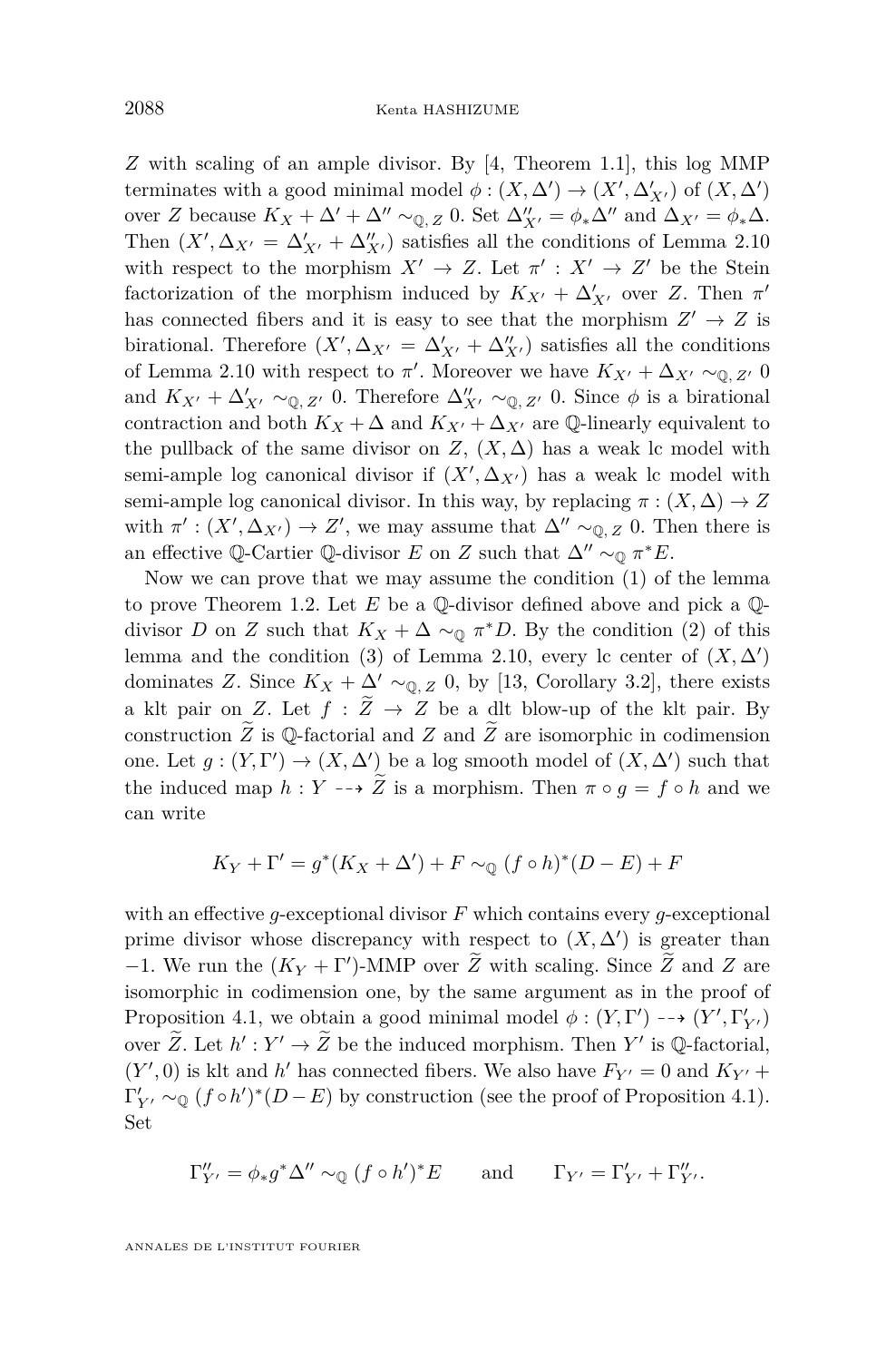$Z$ with scaling of an ample divisor. By [4, Theorem 1.1], this log MMP terminates with a good minimal model $\phi : (X, \Delta') \to (X', \Delta'_{X'})$ of $(X, \Delta')$ over $Z$ because $K_X + \Delta' + \Delta'' \sim_{\mathbb{Q}, Z} 0$. Set $\Delta''_{X'} = \phi_* \Delta''$ and $\Delta_{X'} = \phi_* \Delta$. Then $(X', \Delta_{X'} = \Delta'_{X'} + \Delta''_{X'})$ satisfies all the conditions of Lemma 2.10 with respect to the morphism $X' \to Z$. Let $\pi' : X' \to Z'$ be the Stein factorization of the morphism induced by $K_{X'} + \Delta'_{X'}$ over $Z$. Then $\pi'$ has connected fibers and it is easy to see that the morphism $Z' \to Z$ is birational. Therefore $(X', \Delta_{X'} = \Delta'_{X'} + \Delta''_{X'})$ satisfies all the conditions of Lemma 2.10 with respect to $\pi'$. Moreover we have $K_{X'} + \Delta_{X'} \sim_{\mathbb{Q}, Z'} 0$ and $K_{X'} + \Delta'_{X'} \sim_{\mathbb{Q}, Z'} 0$. Therefore $\Delta''_{X'} \sim_{\mathbb{Q}, Z'} 0$. Since $\phi$ is a birational contraction and both $K_X + \Delta$ and $K_{X'} + \Delta_{X'}$ are $\mathbb{Q}$-linearly equivalent to the pullback of the same divisor on $Z$, $(X, \Delta)$ has a weak lc model with semi-ample log canonical divisor if $(X', \Delta_{X'})$ has a weak lc model with semi-ample log canonical divisor. In this way, by replacing $\pi : (X, \Delta) \to Z$ with $\pi' : (X', \Delta_{X'}) \to Z'$, we may assume that $\Delta'' \sim_{\mathbb{Q}, Z} 0$. Then there is an effective $\mathbb{Q}$-Cartier $\mathbb{Q}$-divisor $E$ on $Z$ such that $\Delta'' \sim_{\mathbb{Q}} \pi^* E$.

Now we can prove that we may assume the condition (1) of the lemma to prove Theorem 1.2. Let $E$ be a $\mathbb{Q}$-divisor defined above and pick a $\mathbb{Q}$-divisor $D$ on $Z$ such that $K_X + \Delta \sim_{\mathbb{Q}} \pi^* D$. By the condition (2) of this lemma and the condition (3) of Lemma 2.10, every lc center of $(X, \Delta')$ dominates $Z$. Since $K_X + \Delta' \sim_{\mathbb{Q}, Z} 0$, by [13, Corollary 3.2], there exists a klt pair on $Z$. Let $f : \widetilde{Z} \to Z$ be a dlt blow-up of the klt pair. By construction $\widetilde{Z}$ is $\mathbb{Q}$-factorial and $Z$ and $\widetilde{Z}$ are isomorphic in codimension one. Let $g : (Y, \Gamma') \to (X, \Delta')$ be a log smooth model of $(X, \Delta')$ such that the induced map $h : Y \dashrightarrow \widetilde{Z}$ is a morphism. Then $\pi \circ g = f \circ h$ and we can write

$$K_Y + \Gamma' = g^*(K_X + \Delta') + F \sim_{\mathbb{Q}} (f \circ h)^*(D - E) + F$$

with an effective $g$-exceptional divisor $F$ which contains every $g$-exceptional prime divisor whose discrepancy with respect to $(X, \Delta')$ is greater than $-1$. We run the $(K_Y + \Gamma')$-MMP over $\widetilde{Z}$ with scaling. Since $\widetilde{Z}$ and $Z$ are isomorphic in codimension one, by the same argument as in the proof of Proposition 4.1, we obtain a good minimal model $\phi : (Y, \Gamma') \dashrightarrow (Y', \Gamma'_{Y'})$ over $\widetilde{Z}$. Let $h' : Y' \to \widetilde{Z}$ be the induced morphism. Then $Y'$ is $\mathbb{Q}$-factorial, $(Y', 0)$ is klt and $h'$ has connected fibers. We also have $F_{Y'} = 0$ and $K_{Y'} + \Gamma'_{Y'} \sim_{\mathbb{Q}} (f \circ h')^*(D - E)$ by construction (see the proof of Proposition 4.1). Set

$$\Gamma''_{Y'} = \phi_* g^* \Delta'' \sim_{\mathbb{Q}} (f \circ h')^* E \qquad \text{and} \qquad \Gamma_{Y'} = \Gamma'_{Y'} + \Gamma''_{Y'}.$$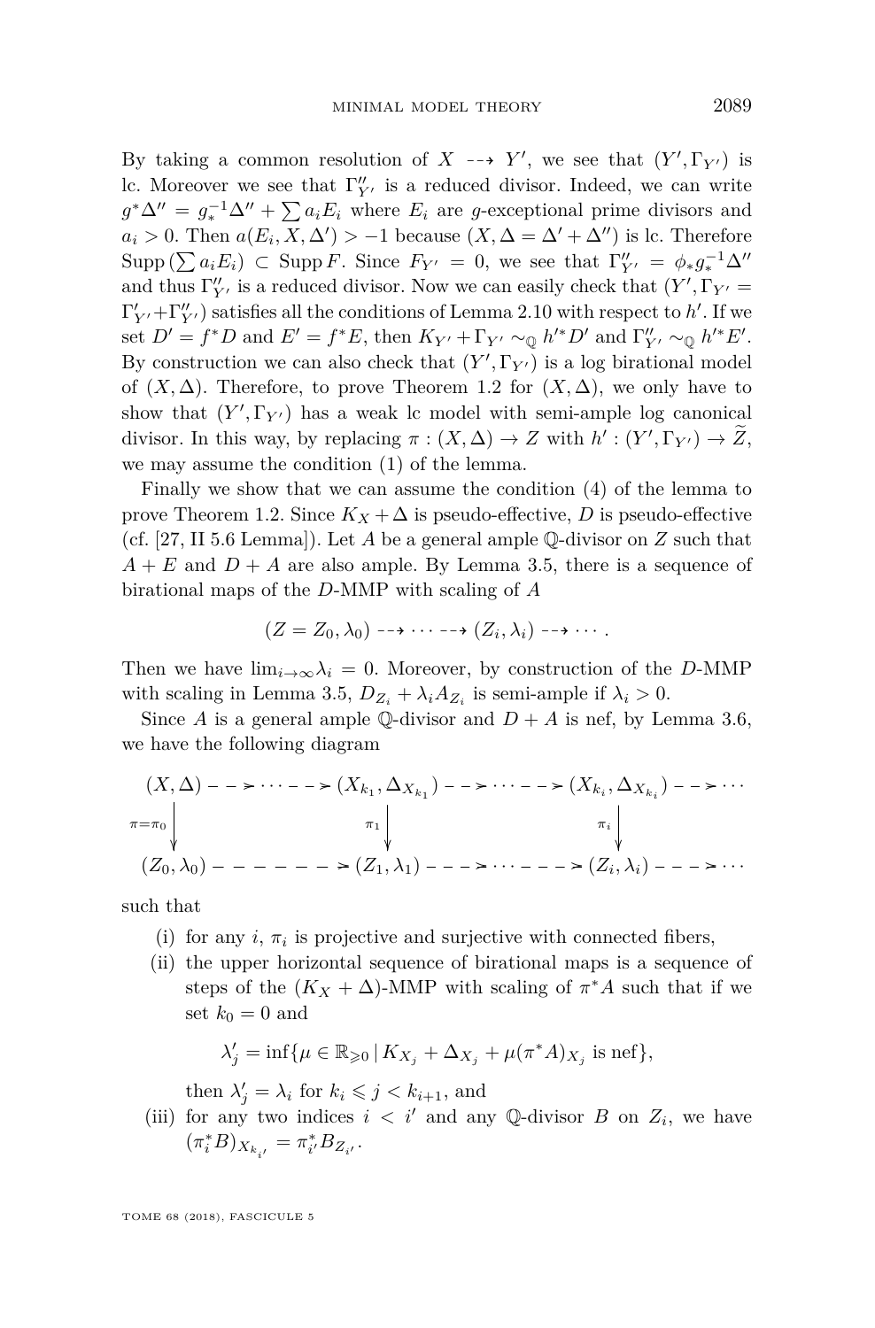By taking a common resolution of $X \dashrightarrow Y'$, we see that $(Y', \Gamma_{Y'})$ is lc. Moreover we see that $\Gamma''_{Y'}$ is a reduced divisor. Indeed, we can write $g^*\Delta'' = g_*^{-1}\Delta'' + \sum a_i E_i$ where $E_i$ are $g$-exceptional prime divisors and $a_i > 0$. Then $a(E_i, X, \Delta') > -1$ because $(X, \Delta = \Delta' + \Delta'')$ is lc. Therefore $\operatorname{Supp}(\sum a_i E_i) \subset \operatorname{Supp} F$. Since $F_{Y'} = 0$, we see that $\Gamma''_{Y'} = \phi_* g_*^{-1}\Delta''$ and thus $\Gamma''_{Y'}$ is a reduced divisor. Now we can easily check that $(Y', \Gamma_{Y'} = \Gamma'_{Y'} + \Gamma''_{Y'})$ satisfies all the conditions of Lemma 2.10 with respect to $h'$. If we set $D' = f^*D$ and $E' = f^*E$, then $K_{Y'} + \Gamma_{Y'} \sim_{\mathbb{Q}} h'^*D'$ and $\Gamma''_{Y'} \sim_{\mathbb{Q}} h'^*E'$. By construction we can also check that $(Y', \Gamma_{Y'})$ is a log birational model of $(X, \Delta)$. Therefore, to prove Theorem 1.2 for $(X, \Delta)$, we only have to show that $(Y', \Gamma_{Y'})$ has a weak lc model with semi-ample log canonical divisor. In this way, by replacing $\pi : (X, \Delta) \to Z$ with $h' : (Y', \Gamma_{Y'}) \to \widetilde{Z}$, we may assume the condition (1) of the lemma.

Finally we show that we can assume the condition (4) of the lemma to prove Theorem 1.2. Since $K_X + \Delta$ is pseudo-effective, $D$ is pseudo-effective (cf. [27, II 5.6 Lemma]). Let $A$ be a general ample $\mathbb{Q}$-divisor on $Z$ such that $A + E$ and $D + A$ are also ample. By Lemma 3.5, there is a sequence of birational maps of the $D$-MMP with scaling of $A$

$$(Z = Z_0, \lambda_0) \dashrightarrow \cdots \dashrightarrow (Z_i, \lambda_i) \dashrightarrow \cdots .$$

Then we have $\lim_{i\to\infty}\lambda_i = 0$. Moreover, by construction of the $D$-MMP with scaling in Lemma 3.5, $D_{Z_i} + \lambda_i A_{Z_i}$ is semi-ample if $\lambda_i > 0$.

Since $A$ is a general ample $\mathbb{Q}$-divisor and $D + A$ is nef, by Lemma 3.6, we have the following diagram

$$\begin{array}{ccccccc}
(X, \Delta) & \dashrightarrow \cdots \dashrightarrow & (X_{k_1}, \Delta_{X_{k_1}}) & \dashrightarrow \cdots \dashrightarrow & (X_{k_i}, \Delta_{X_{k_i}}) & \dashrightarrow \cdots \\
\downarrow{\scriptstyle \pi = \pi_0} & & \downarrow{\scriptstyle \pi_1} & & \downarrow{\scriptstyle \pi_i} & \\
(Z_0, \lambda_0) & \dashrightarrow & (Z_1, \lambda_1) & \dashrightarrow \cdots \dashrightarrow & (Z_i, \lambda_i) & \dashrightarrow \cdots
\end{array}$$

such that

- (i) for any $i$, $\pi_i$ is projective and surjective with connected fibers,
- (ii) the upper horizontal sequence of birational maps is a sequence of steps of the $(K_X + \Delta)$-MMP with scaling of $\pi^*A$ such that if we set $k_0 = 0$ and

  $$\lambda'_j = \inf\{\mu \in \mathbb{R}_{\geqslant 0} \mid K_{X_j} + \Delta_{X_j} + \mu(\pi^*A)_{X_j} \text{ is nef}\},$$

  then $\lambda'_j = \lambda_i$ for $k_i \leqslant j < k_{i+1}$, and
- (iii) for any two indices $i < i'$ and any $\mathbb{Q}$-divisor $B$ on $Z_i$, we have $(\pi_i^*B)_{X_{k_{i'}}} = \pi_{i'}^* B_{Z_{i'}}$.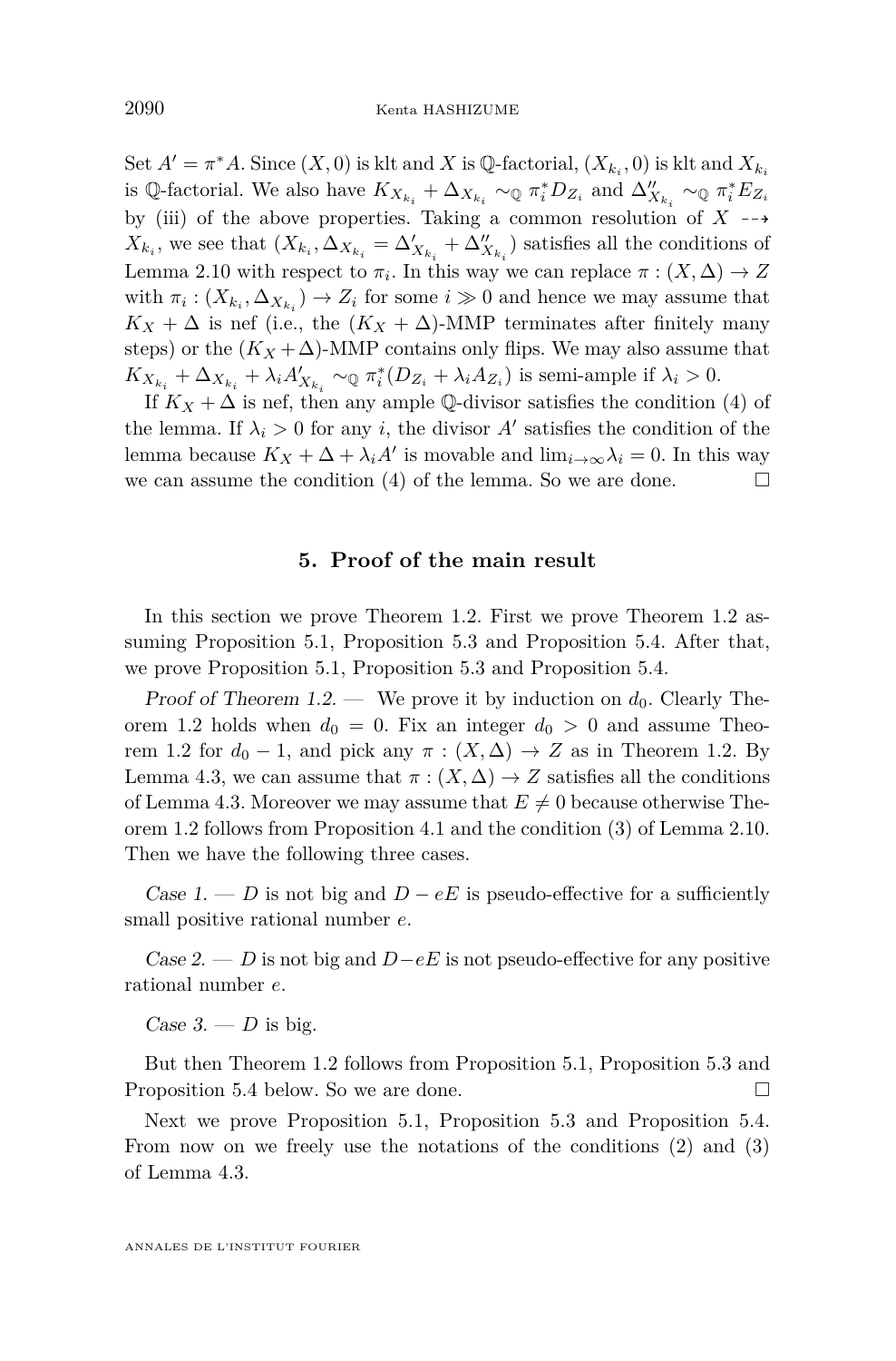Set $A' = \pi^* A$. Since $(X, 0)$ is klt and $X$ is $\mathbb{Q}$-factorial, $(X_{k_i}, 0)$ is klt and $X_{k_i}$ is $\mathbb{Q}$-factorial. We also have $K_{X_{k_i}} + \Delta_{X_{k_i}} \sim_{\mathbb{Q}} \pi_i^* D_{Z_i}$ and $\Delta''_{X_{k_i}} \sim_{\mathbb{Q}} \pi_i^* E_{Z_i}$ by (iii) of the above properties. Taking a common resolution of $X \dashrightarrow X_{k_i}$, we see that $(X_{k_i}, \Delta_{X_{k_i}} = \Delta'_{X_{k_i}} + \Delta''_{X_{k_i}})$ satisfies all the conditions of Lemma 2.10 with respect to $\pi_i$. In this way we can replace $\pi : (X, \Delta) \to Z$ with $\pi_i : (X_{k_i}, \Delta_{X_{k_i}}) \to Z_i$ for some $i \gg 0$ and hence we may assume that $K_X + \Delta$ is nef (i.e., the $(K_X + \Delta)$-MMP terminates after finitely many steps) or the $(K_X + \Delta)$-MMP contains only flips. We may also assume that $K_{X_{k_i}} + \Delta_{X_{k_i}} + \lambda_i A'_{X_{k_i}} \sim_{\mathbb{Q}} \pi_i^*(D_{Z_i} + \lambda_i A_{Z_i})$ is semi-ample if $\lambda_i > 0$.

If $K_X + \Delta$ is nef, then any ample $\mathbb{Q}$-divisor satisfies the condition (4) of the lemma. If $\lambda_i > 0$ for any $i$, the divisor $A'$ satisfies the condition of the lemma because $K_X + \Delta + \lambda_i A'$ is movable and $\lim_{i \to \infty} \lambda_i = 0$. In this way we can assume the condition (4) of the lemma. So we are done. □

## 5. Proof of the main result

In this section we prove Theorem 1.2. First we prove Theorem 1.2 assuming Proposition 5.1, Proposition 5.3 and Proposition 5.4. After that, we prove Proposition 5.1, Proposition 5.3 and Proposition 5.4.

*Proof of Theorem 1.2.* — We prove it by induction on $d_0$. Clearly Theorem 1.2 holds when $d_0 = 0$. Fix an integer $d_0 > 0$ and assume Theorem 1.2 for $d_0 - 1$, and pick any $\pi : (X, \Delta) \to Z$ as in Theorem 1.2. By Lemma 4.3, we can assume that $\pi : (X, \Delta) \to Z$ satisfies all the conditions of Lemma 4.3. Moreover we may assume that $E \neq 0$ because otherwise Theorem 1.2 follows from Proposition 4.1 and the condition (3) of Lemma 2.10. Then we have the following three cases.

*Case 1.* — $D$ is not big and $D - eE$ is pseudo-effective for a sufficiently small positive rational number $e$.

*Case 2.* — $D$ is not big and $D - eE$ is not pseudo-effective for any positive rational number $e$.

*Case 3.* — $D$ is big.

But then Theorem 1.2 follows from Proposition 5.1, Proposition 5.3 and Proposition 5.4 below. So we are done. □

Next we prove Proposition 5.1, Proposition 5.3 and Proposition 5.4. From now on we freely use the notations of the conditions (2) and (3) of Lemma 4.3.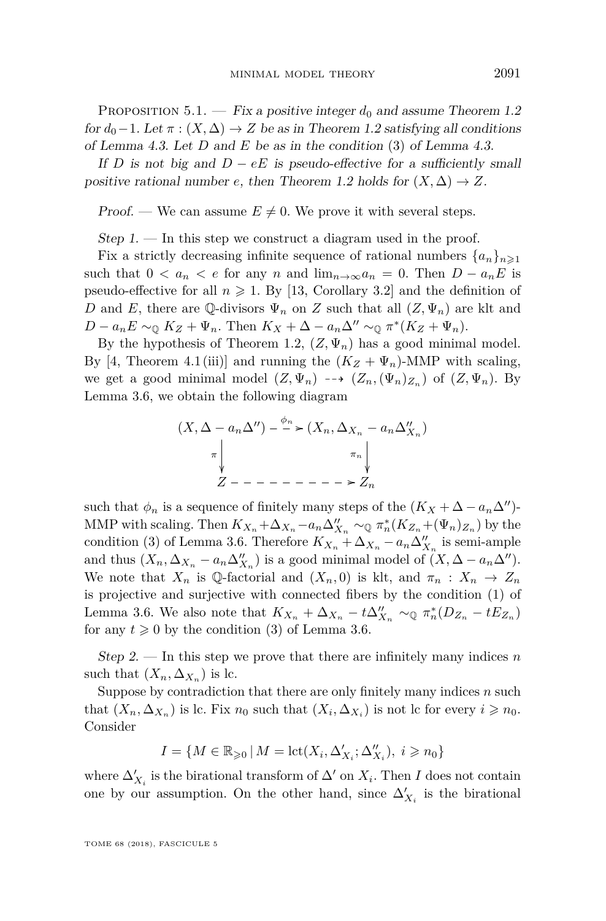Proposition 5.1. — *Fix a positive integer $d_0$ and assume Theorem 1.2 for $d_0-1$. Let $\pi : (X,\Delta) \to Z$ be as in Theorem 1.2 satisfying all conditions of Lemma 4.3. Let $D$ and $E$ be as in the condition (3) of Lemma 4.3.*

*If $D$ is not big and $D - eE$ is pseudo-effective for a sufficiently small positive rational number $e$, then Theorem 1.2 holds for $(X,\Delta) \to Z$.*

*Proof.* — We can assume $E \neq 0$. We prove it with several steps.

*Step 1.* — In this step we construct a diagram used in the proof.

Fix a strictly decreasing infinite sequence of rational numbers $\{a_n\}_{n\geqslant 1}$ such that $0 < a_n < e$ for any $n$ and $\lim_{n\to\infty} a_n = 0$. Then $D - a_nE$ is pseudo-effective for all $n \geqslant 1$. By [13, Corollary 3.2] and the definition of $D$ and $E$, there are $\mathbb{Q}$-divisors $\Psi_n$ on $Z$ such that all $(Z,\Psi_n)$ are klt and $D - a_nE \sim_{\mathbb{Q}} K_Z + \Psi_n$. Then $K_X + \Delta - a_n\Delta'' \sim_{\mathbb{Q}} \pi^*(K_Z + \Psi_n)$.

By the hypothesis of Theorem 1.2, $(Z,\Psi_n)$ has a good minimal model. By [4, Theorem 4.1(iii)] and running the $(K_Z + \Psi_n)$-MMP with scaling, we get a good minimal model $(Z,\Psi_n) \dashrightarrow (Z_n, (\Psi_n)_{Z_n})$ of $(Z,\Psi_n)$. By Lemma 3.6, we obtain the following diagram

$$
\begin{array}{ccc}
(X, \Delta - a_n\Delta'') & \overset{\phi_n}{\dashrightarrow} & (X_n, \Delta_{X_n} - a_n\Delta''_{X_n}) \\
\pi \big\downarrow & & \big\downarrow \pi_n \\
Z & \dashrightarrow & Z_n
\end{array}
$$

such that $\phi_n$ is a sequence of finitely many steps of the $(K_X + \Delta - a_n\Delta'')$-MMP with scaling. Then $K_{X_n} + \Delta_{X_n} - a_n\Delta''_{X_n} \sim_{\mathbb{Q}} \pi_n^*(K_{Z_n} + (\Psi_n)_{Z_n})$ by the condition (3) of Lemma 3.6. Therefore $K_{X_n} + \Delta_{X_n} - a_n\Delta''_{X_n}$ is semi-ample and thus $(X_n, \Delta_{X_n} - a_n\Delta''_{X_n})$ is a good minimal model of $(X, \Delta - a_n\Delta'')$. We note that $X_n$ is $\mathbb{Q}$-factorial and $(X_n, 0)$ is klt, and $\pi_n : X_n \to Z_n$ is projective and surjective with connected fibers by the condition (1) of Lemma 3.6. We also note that $K_{X_n} + \Delta_{X_n} - t\Delta''_{X_n} \sim_{\mathbb{Q}} \pi_n^*(D_{Z_n} - tE_{Z_n})$ for any $t \geqslant 0$ by the condition (3) of Lemma 3.6.

*Step 2.* — In this step we prove that there are infinitely many indices $n$ such that $(X_n, \Delta_{X_n})$ is lc.

Suppose by contradiction that there are only finitely many indices $n$ such that $(X_n, \Delta_{X_n})$ is lc. Fix $n_0$ such that $(X_i, \Delta_{X_i})$ is not lc for every $i \geqslant n_0$. Consider

$$I = \{M \in \mathbb{R}_{\geqslant 0} \mid M = \mathrm{lct}(X_i, \Delta'_{X_i}; \Delta''_{X_i}),\ i \geqslant n_0\}$$

where $\Delta'_{X_i}$ is the birational transform of $\Delta'$ on $X_i$. Then $I$ does not contain one by our assumption. On the other hand, since $\Delta'_{X_i}$ is the birational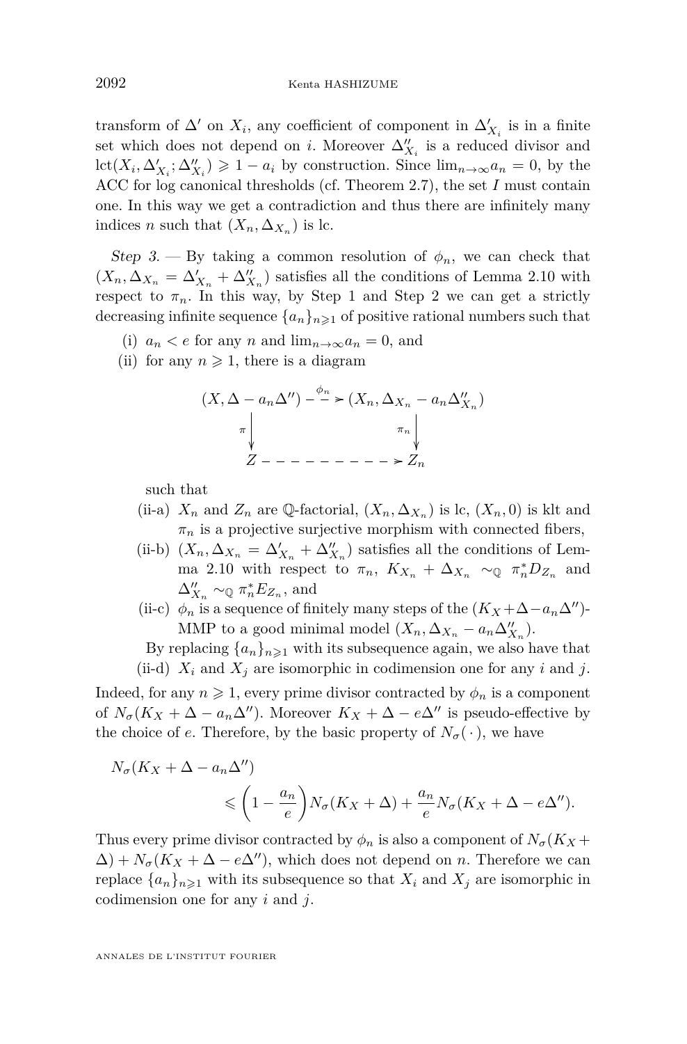transform of $\Delta'$ on $X_i$, any coefficient of component in $\Delta'_{X_i}$ is in a finite set which does not depend on $i$. Moreover $\Delta''_{X_i}$ is a reduced divisor and $\mathrm{lct}(X_i, \Delta'_{X_i}; \Delta''_{X_i}) \geqslant 1 - a_i$ by construction. Since $\lim_{n\to\infty} a_n = 0$, by the ACC for log canonical thresholds (cf. Theorem 2.7), the set $I$ must contain one. In this way we get a contradiction and thus there are infinitely many indices $n$ such that $(X_n, \Delta_{X_n})$ is lc.

*Step 3.* — By taking a common resolution of $\phi_n$, we can check that $(X_n, \Delta_{X_n} = \Delta'_{X_n} + \Delta''_{X_n})$ satisfies all the conditions of Lemma 2.10 with respect to $\pi_n$. In this way, by Step 1 and Step 2 we can get a strictly decreasing infinite sequence $\{a_n\}_{n\geqslant 1}$ of positive rational numbers such that

(i) $a_n < e$ for any $n$ and $\lim_{n\to\infty} a_n = 0$, and

(ii) for any $n \geqslant 1$, there is a diagram

$$\begin{array}{ccc} (X, \Delta - a_n\Delta'') & \overset{\phi_n}{\dashrightarrow} & (X_n, \Delta_{X_n} - a_n\Delta''_{X_n}) \\ \downarrow{\scriptstyle \pi} & & \downarrow{\scriptstyle \pi_n} \\ Z & \dashrightarrow & Z_n \end{array}$$

such that

(ii-a) $X_n$ and $Z_n$ are $\mathbb{Q}$-factorial, $(X_n, \Delta_{X_n})$ is lc, $(X_n, 0)$ is klt and $\pi_n$ is a projective surjective morphism with connected fibers,

(ii-b) $(X_n, \Delta_{X_n} = \Delta'_{X_n} + \Delta''_{X_n})$ satisfies all the conditions of Lemma 2.10 with respect to $\pi_n$, $K_{X_n} + \Delta_{X_n} \sim_{\mathbb{Q}} \pi_n^* D_{Z_n}$ and $\Delta''_{X_n} \sim_{\mathbb{Q}} \pi_n^* E_{Z_n}$, and

(ii-c) $\phi_n$ is a sequence of finitely many steps of the $(K_X + \Delta - a_n\Delta'')$-MMP to a good minimal model $(X_n, \Delta_{X_n} - a_n\Delta''_{X_n})$.

By replacing $\{a_n\}_{n\geqslant 1}$ with its subsequence again, we also have that

(ii-d) $X_i$ and $X_j$ are isomorphic in codimension one for any $i$ and $j$.

Indeed, for any $n \geqslant 1$, every prime divisor contracted by $\phi_n$ is a component of $N_\sigma(K_X + \Delta - a_n\Delta'')$. Moreover $K_X + \Delta - e\Delta''$ is pseudo-effective by the choice of $e$. Therefore, by the basic property of $N_\sigma(\,\cdot\,)$, we have

$$N_\sigma(K_X + \Delta - a_n\Delta'') \leqslant \left(1 - \frac{a_n}{e}\right) N_\sigma(K_X + \Delta) + \frac{a_n}{e} N_\sigma(K_X + \Delta - e\Delta'').$$

Thus every prime divisor contracted by $\phi_n$ is also a component of $N_\sigma(K_X + \Delta) + N_\sigma(K_X + \Delta - e\Delta'')$, which does not depend on $n$. Therefore we can replace $\{a_n\}_{n\geqslant 1}$ with its subsequence so that $X_i$ and $X_j$ are isomorphic in codimension one for any $i$ and $j$.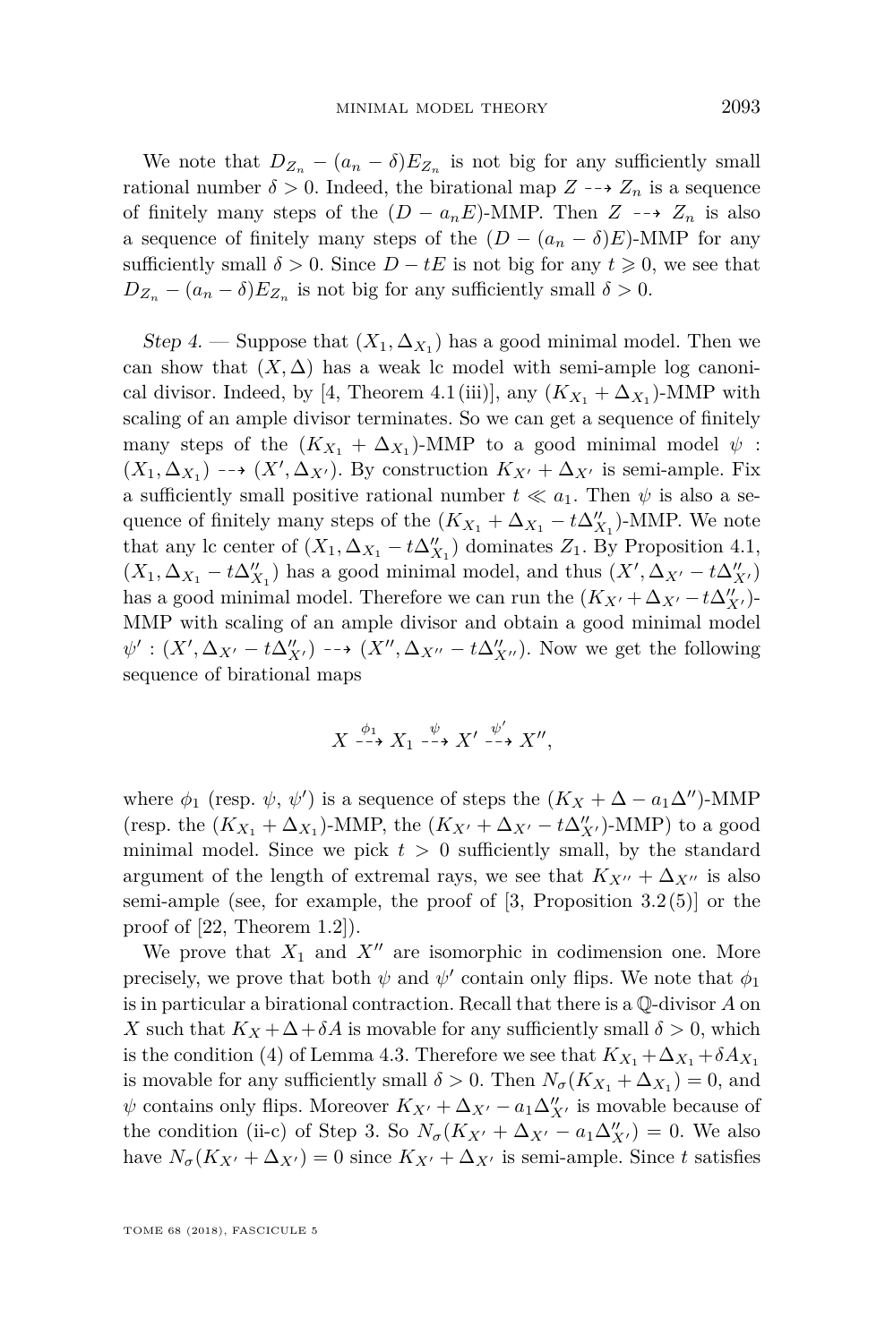We note that $D_{Z_n} - (a_n - \delta)E_{Z_n}$ is not big for any sufficiently small rational number $\delta > 0$. Indeed, the birational map $Z \dashrightarrow Z_n$ is a sequence of finitely many steps of the $(D - a_nE)$-MMP. Then $Z \dashrightarrow Z_n$ is also a sequence of finitely many steps of the $(D - (a_n - \delta)E)$-MMP for any sufficiently small $\delta > 0$. Since $D - tE$ is not big for any $t \geqslant 0$, we see that $D_{Z_n} - (a_n - \delta)E_{Z_n}$ is not big for any sufficiently small $\delta > 0$.

*Step 4.* — Suppose that $(X_1, \Delta_{X_1})$ has a good minimal model. Then we can show that $(X, \Delta)$ has a weak lc model with semi-ample log canonical divisor. Indeed, by [4, Theorem 4.1 (iii)], any $(K_{X_1} + \Delta_{X_1})$-MMP with scaling of an ample divisor terminates. So we can get a sequence of finitely many steps of the $(K_{X_1} + \Delta_{X_1})$-MMP to a good minimal model $\psi : (X_1, \Delta_{X_1}) \dashrightarrow (X', \Delta_{X'})$. By construction $K_{X'} + \Delta_{X'}$ is semi-ample. Fix a sufficiently small positive rational number $t \ll a_1$. Then $\psi$ is also a sequence of finitely many steps of the $(K_{X_1} + \Delta_{X_1} - t\Delta''_{X_1})$-MMP. We note that any lc center of $(X_1, \Delta_{X_1} - t\Delta''_{X_1})$ dominates $Z_1$. By Proposition 4.1, $(X_1, \Delta_{X_1} - t\Delta''_{X_1})$ has a good minimal model, and thus $(X', \Delta_{X'} - t\Delta''_{X'})$ has a good minimal model. Therefore we can run the $(K_{X'} + \Delta_{X'} - t\Delta''_{X'})$-MMP with scaling of an ample divisor and obtain a good minimal model $\psi' : (X', \Delta_{X'} - t\Delta''_{X'}) \dashrightarrow (X'', \Delta_{X''} - t\Delta''_{X''})$. Now we get the following sequence of birational maps

$$X \overset{\phi_1}{\dashrightarrow} X_1 \overset{\psi}{\dashrightarrow} X' \overset{\psi'}{\dashrightarrow} X'',$$

where $\phi_1$ (resp. $\psi$, $\psi'$) is a sequence of steps the $(K_X + \Delta - a_1\Delta'')$-MMP (resp. the $(K_{X_1} + \Delta_{X_1})$-MMP, the $(K_{X'} + \Delta_{X'} - t\Delta''_{X'})$-MMP) to a good minimal model. Since we pick $t > 0$ sufficiently small, by the standard argument of the length of extremal rays, we see that $K_{X''} + \Delta_{X''}$ is also semi-ample (see, for example, the proof of [3, Proposition 3.2 (5)] or the proof of [22, Theorem 1.2]).

We prove that $X_1$ and $X''$ are isomorphic in codimension one. More precisely, we prove that both $\psi$ and $\psi'$ contain only flips. We note that $\phi_1$ is in particular a birational contraction. Recall that there is a $\mathbb{Q}$-divisor $A$ on $X$ such that $K_X + \Delta + \delta A$ is movable for any sufficiently small $\delta > 0$, which is the condition (4) of Lemma 4.3. Therefore we see that $K_{X_1} + \Delta_{X_1} + \delta A_{X_1}$ is movable for any sufficiently small $\delta > 0$. Then $N_\sigma(K_{X_1} + \Delta_{X_1}) = 0$, and $\psi$ contains only flips. Moreover $K_{X'} + \Delta_{X'} - a_1\Delta''_{X'}$ is movable because of the condition (ii-c) of Step 3. So $N_\sigma(K_{X'} + \Delta_{X'} - a_1\Delta''_{X'}) = 0$. We also have $N_\sigma(K_{X'} + \Delta_{X'}) = 0$ since $K_{X'} + \Delta_{X'}$ is semi-ample. Since $t$ satisfies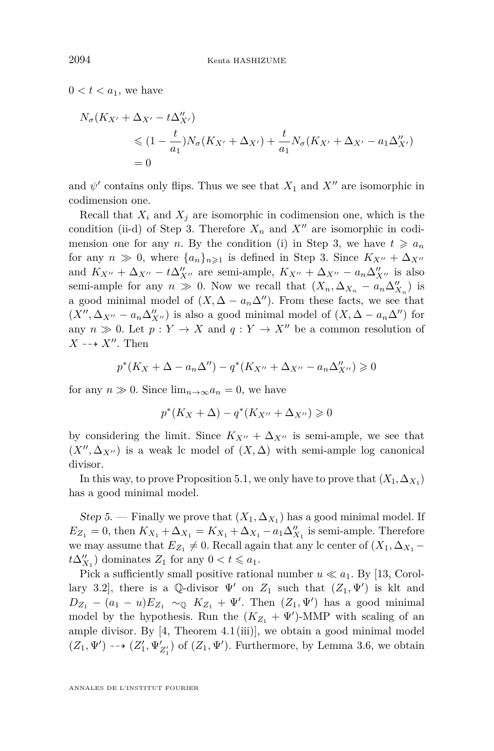$0 < t < a_1$, we have

$$
\begin{aligned}
N_\sigma(K_{X'} + \Delta_{X'} - t\Delta''_{X'}) & \\
&\leqslant (1 - \frac{t}{a_1})N_\sigma(K_{X'} + \Delta_{X'}) + \frac{t}{a_1}N_\sigma(K_{X'} + \Delta_{X'} - a_1\Delta''_{X'}) \\
&= 0
\end{aligned}
$$

and $\psi'$ contains only flips. Thus we see that $X_1$ and $X''$ are isomorphic in codimension one.

Recall that $X_i$ and $X_j$ are isomorphic in codimension one, which is the condition (ii-d) of Step 3. Therefore $X_n$ and $X''$ are isomorphic in codimension one for any $n$. By the condition (i) in Step 3, we have $t \geqslant a_n$ for any $n \gg 0$, where $\{a_n\}_{n\geqslant 1}$ is defined in Step 3. Since $K_{X''} + \Delta_{X''}$ and $K_{X''} + \Delta_{X''} - t\Delta''_{X''}$ are semi-ample, $K_{X''} + \Delta_{X''} - a_n\Delta''_{X''}$ is also semi-ample for any $n \gg 0$. Now we recall that $(X_n, \Delta_{X_n} - a_n\Delta''_{X_n})$ is a good minimal model of $(X, \Delta - a_n\Delta'')$. From these facts, we see that $(X'', \Delta_{X''} - a_n\Delta''_{X''})$ is also a good minimal model of $(X, \Delta - a_n\Delta'')$ for any $n \gg 0$. Let $p : Y \to X$ and $q : Y \to X''$ be a common resolution of $X \dashrightarrow X''$. Then

$$
p^*(K_X + \Delta - a_n\Delta'') - q^*(K_{X''} + \Delta_{X''} - a_n\Delta''_{X''}) \geqslant 0
$$

for any $n \gg 0$. Since $\lim_{n\to\infty} a_n = 0$, we have

$$
p^*(K_X + \Delta) - q^*(K_{X''} + \Delta_{X''}) \geqslant 0
$$

by considering the limit. Since $K_{X''} + \Delta_{X''}$ is semi-ample, we see that $(X'', \Delta_{X''})$ is a weak lc model of $(X, \Delta)$ with semi-ample log canonical divisor.

In this way, to prove Proposition 5.1, we only have to prove that $(X_1, \Delta_{X_1})$ has a good minimal model.

*Step 5.* — Finally we prove that $(X_1, \Delta_{X_1})$ has a good minimal model. If $E_{Z_1} = 0$, then $K_{X_1} + \Delta_{X_1} = K_{X_1} + \Delta_{X_1} - a_1\Delta''_{X_1}$ is semi-ample. Therefore we may assume that $E_{Z_1} \neq 0$. Recall again that any lc center of $(X_1, \Delta_{X_1} - t\Delta''_{X_1})$ dominates $Z_1$ for any $0 < t \leqslant a_1$.

Pick a sufficiently small positive rational number $u \ll a_1$. By [13, Corollary 3.2], there is a $\mathbb{Q}$-divisor $\Psi'$ on $Z_1$ such that $(Z_1, \Psi')$ is klt and $D_{Z_1} - (a_1 - u)E_{Z_1} \sim_{\mathbb{Q}} K_{Z_1} + \Psi'$. Then $(Z_1, \Psi')$ has a good minimal model by the hypothesis. Run the $(K_{Z_1} + \Psi')$-MMP with scaling of an ample divisor. By [4, Theorem 4.1 (iii)], we obtain a good minimal model $(Z_1, \Psi') \dashrightarrow (Z'_1, \Psi'_{Z'_1})$ of $(Z_1, \Psi')$. Furthermore, by Lemma 3.6, we obtain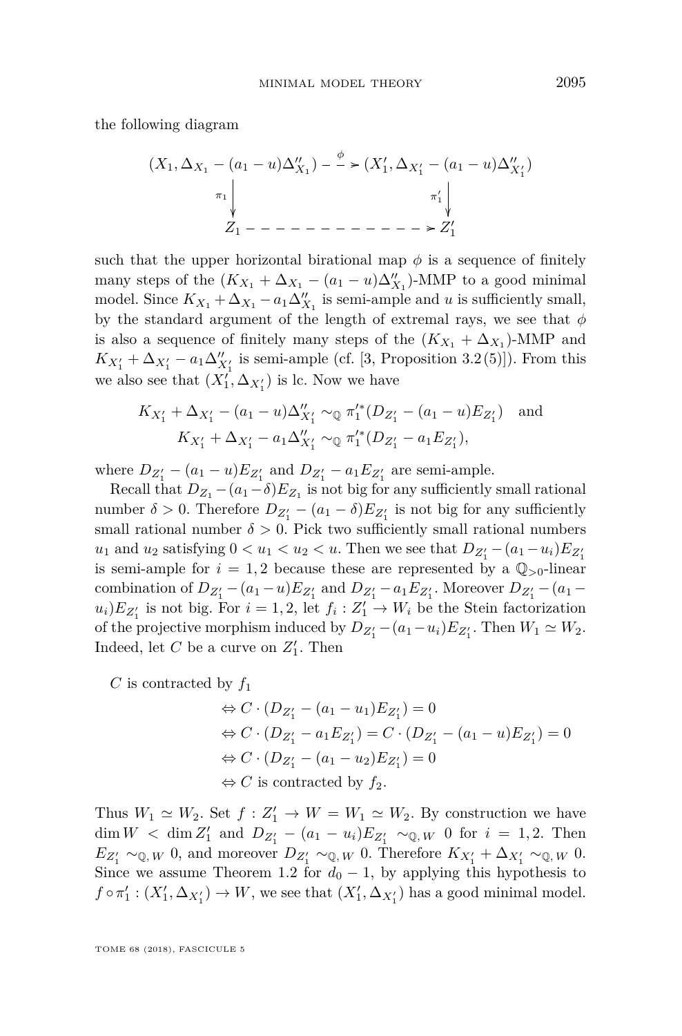the following diagram

$$
\begin{array}{ccc}
(X_1, \Delta_{X_1} - (a_1 - u)\Delta''_{X_1}) & \overset{\phi}{\dashrightarrow} & (X'_1, \Delta_{X'_1} - (a_1 - u)\Delta''_{X'_1}) \\
\downarrow \pi_1 & & \downarrow \pi'_1 \\
Z_1 & \dashrightarrow & Z'_1
\end{array}
$$

such that the upper horizontal birational map $\phi$ is a sequence of finitely many steps of the $(K_{X_1} + \Delta_{X_1} - (a_1 - u)\Delta''_{X_1})$-MMP to a good minimal model. Since $K_{X_1} + \Delta_{X_1} - a_1\Delta''_{X_1}$ is semi-ample and $u$ is sufficiently small, by the standard argument of the length of extremal rays, we see that $\phi$ is also a sequence of finitely many steps of the $(K_{X_1} + \Delta_{X_1})$-MMP and $K_{X'_1} + \Delta_{X'_1} - a_1\Delta''_{X'_1}$ is semi-ample (cf. [3, Proposition 3.2 (5)]). From this we also see that $(X'_1, \Delta_{X'_1})$ is lc. Now we have

$$
K_{X'_1} + \Delta_{X'_1} - (a_1 - u)\Delta''_{X'_1} \sim_{\mathbb{Q}} \pi_1'^{*}(D_{Z'_1} - (a_1 - u)E_{Z'_1}) \quad \text{and}
$$
$$
K_{X'_1} + \Delta_{X'_1} - a_1\Delta''_{X'_1} \sim_{\mathbb{Q}} \pi_1'^{*}(D_{Z'_1} - a_1 E_{Z'_1}),
$$

where $D_{Z'_1} - (a_1 - u)E_{Z'_1}$ and $D_{Z'_1} - a_1 E_{Z'_1}$ are semi-ample.

Recall that $D_{Z_1} - (a_1 - \delta)E_{Z_1}$ is not big for any sufficiently small rational number $\delta > 0$. Therefore $D_{Z'_1} - (a_1 - \delta)E_{Z'_1}$ is not big for any sufficiently small rational number $\delta > 0$. Pick two sufficiently small rational numbers $u_1$ and $u_2$ satisfying $0 < u_1 < u_2 < u$. Then we see that $D_{Z'_1} - (a_1 - u_i)E_{Z'_1}$ is semi-ample for $i = 1, 2$ because these are represented by a $\mathbb{Q}_{>0}$-linear combination of $D_{Z'_1} - (a_1 - u)E_{Z'_1}$ and $D_{Z'_1} - a_1 E_{Z'_1}$. Moreover $D_{Z'_1} - (a_1 - u_i)E_{Z'_1}$ is not big. For $i = 1, 2$, let $f_i : Z'_1 \to W_i$ be the Stein factorization of the projective morphism induced by $D_{Z'_1} - (a_1 - u_i)E_{Z'_1}$. Then $W_1 \simeq W_2$. Indeed, let $C$ be a curve on $Z'_1$. Then

$C$ is contracted by $f_1$

$$
\begin{aligned}
&\Leftrightarrow C \cdot (D_{Z'_1} - (a_1 - u_1)E_{Z'_1}) = 0 \\
&\Leftrightarrow C \cdot (D_{Z'_1} - a_1 E_{Z'_1}) = C \cdot (D_{Z'_1} - (a_1 - u)E_{Z'_1}) = 0 \\
&\Leftrightarrow C \cdot (D_{Z'_1} - (a_1 - u_2)E_{Z'_1}) = 0 \\
&\Leftrightarrow C \text{ is contracted by } f_2.
\end{aligned}
$$

Thus $W_1 \simeq W_2$. Set $f : Z'_1 \to W = W_1 \simeq W_2$. By construction we have $\dim W < \dim Z'_1$ and $D_{Z'_1} - (a_1 - u_i)E_{Z'_1} \sim_{\mathbb{Q}, W} 0$ for $i = 1, 2$. Then $E_{Z'_1} \sim_{\mathbb{Q}, W} 0$, and moreover $D_{Z'_1} \sim_{\mathbb{Q}, W} 0$. Therefore $K_{X'_1} + \Delta_{X'_1} \sim_{\mathbb{Q}, W} 0$. Since we assume Theorem 1.2 for $d_0 - 1$, by applying this hypothesis to $f \circ \pi'_1 : (X'_1, \Delta_{X'_1}) \to W$, we see that $(X'_1, \Delta_{X'_1})$ has a good minimal model.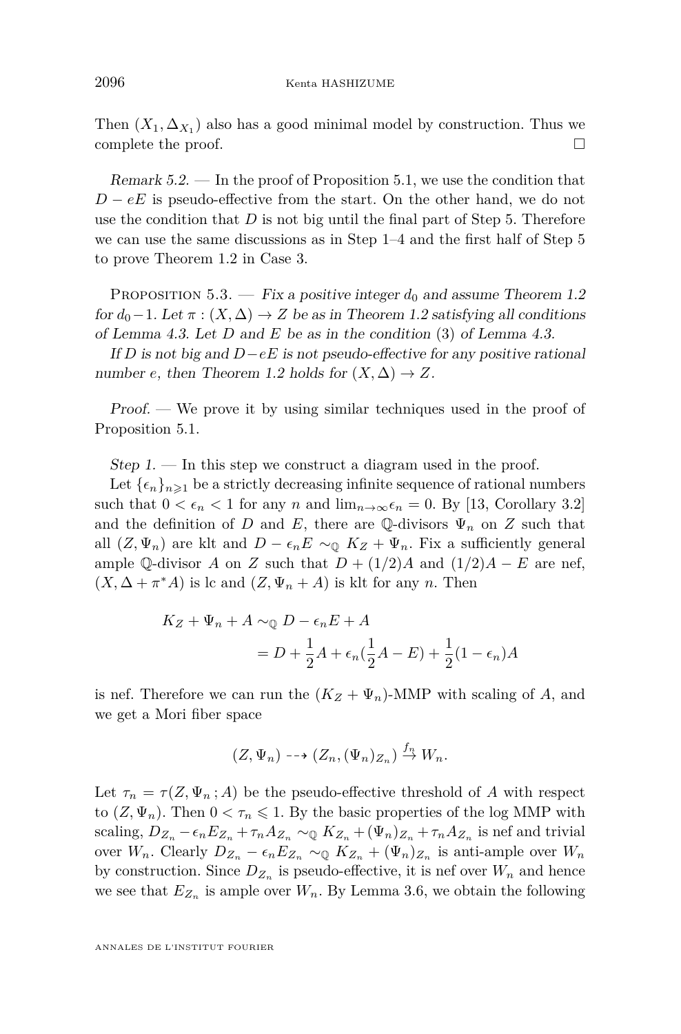Then $(X_1, \Delta_{X_1})$ also has a good minimal model by construction. Thus we complete the proof. $\square$

*Remark 5.2.* — In the proof of Proposition 5.1, we use the condition that $D - eE$ is pseudo-effective from the start. On the other hand, we do not use the condition that $D$ is not big until the final part of Step 5. Therefore we can use the same discussions as in Step 1–4 and the first half of Step 5 to prove Theorem 1.2 in Case 3.

Proposition 5.3. — *Fix a positive integer $d_0$ and assume Theorem 1.2 for $d_0 - 1$. Let $\pi : (X, \Delta) \to Z$ be as in Theorem 1.2 satisfying all conditions of Lemma 4.3. Let $D$ and $E$ be as in the condition (3) of Lemma 4.3.*

*If $D$ is not big and $D - eE$ is not pseudo-effective for any positive rational number $e$, then Theorem 1.2 holds for $(X, \Delta) \to Z$.*

*Proof.* — We prove it by using similar techniques used in the proof of Proposition 5.1.

*Step 1.* — In this step we construct a diagram used in the proof.

Let $\{\epsilon_n\}_{n \geqslant 1}$ be a strictly decreasing infinite sequence of rational numbers such that $0 < \epsilon_n < 1$ for any $n$ and $\lim_{n\to\infty} \epsilon_n = 0$. By [13, Corollary 3.2] and the definition of $D$ and $E$, there are $\mathbb{Q}$-divisors $\Psi_n$ on $Z$ such that all $(Z, \Psi_n)$ are klt and $D - \epsilon_n E \sim_{\mathbb{Q}} K_Z + \Psi_n$. Fix a sufficiently general ample $\mathbb{Q}$-divisor $A$ on $Z$ such that $D + (1/2)A$ and $(1/2)A - E$ are nef, $(X, \Delta + \pi^* A)$ is lc and $(Z, \Psi_n + A)$ is klt for any $n$. Then

$$
\begin{aligned}
K_Z + \Psi_n + A &\sim_{\mathbb{Q}} D - \epsilon_n E + A \\
&= D + \frac{1}{2}A + \epsilon_n\left(\frac{1}{2}A - E\right) + \frac{1}{2}(1 - \epsilon_n)A
\end{aligned}
$$

is nef. Therefore we can run the $(K_Z + \Psi_n)$-MMP with scaling of $A$, and we get a Mori fiber space

$$
(Z, \Psi_n) \dashrightarrow (Z_n, (\Psi_n)_{Z_n}) \xrightarrow{f_n} W_n.
$$

Let $\tau_n = \tau(Z, \Psi_n ; A)$ be the pseudo-effective threshold of $A$ with respect to $(Z, \Psi_n)$. Then $0 < \tau_n \leqslant 1$. By the basic properties of the log MMP with scaling, $D_{Z_n} - \epsilon_n E_{Z_n} + \tau_n A_{Z_n} \sim_{\mathbb{Q}} K_{Z_n} + (\Psi_n)_{Z_n} + \tau_n A_{Z_n}$ is nef and trivial over $W_n$. Clearly $D_{Z_n} - \epsilon_n E_{Z_n} \sim_{\mathbb{Q}} K_{Z_n} + (\Psi_n)_{Z_n}$ is anti-ample over $W_n$ by construction. Since $D_{Z_n}$ is pseudo-effective, it is nef over $W_n$ and hence we see that $E_{Z_n}$ is ample over $W_n$. By Lemma 3.6, we obtain the following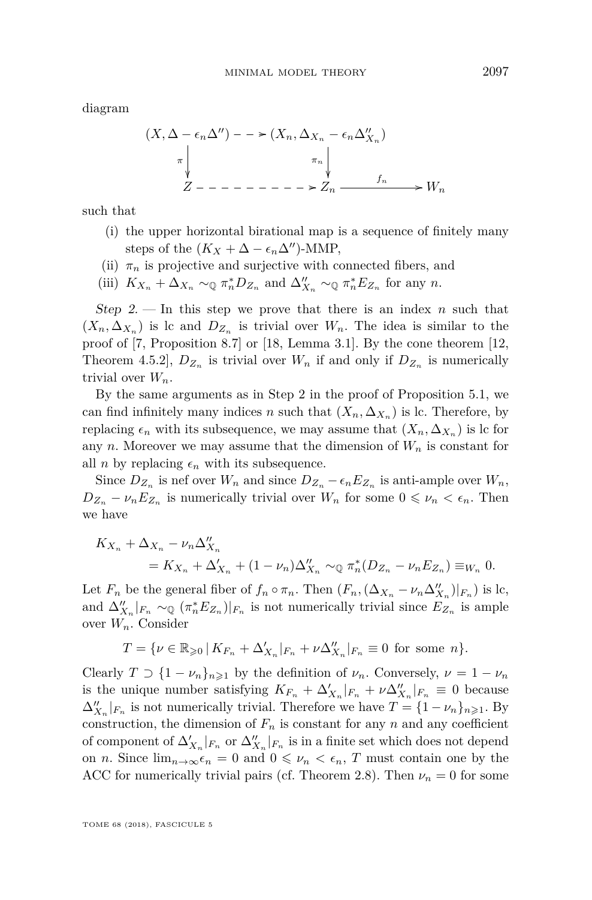diagram

$$
\begin{array}{ccccc}
(X, \Delta - \epsilon_n \Delta'') & \dashrightarrow & (X_n, \Delta_{X_n} - \epsilon_n \Delta''_{X_n}) & & \\
\Big\downarrow{\scriptstyle \pi} & & \Big\downarrow{\scriptstyle \pi_n} & & \\
Z & \dashrightarrow & Z_n & \xrightarrow{\ f_n\ } & W_n
\end{array}
$$

such that

- (i) the upper horizontal birational map is a sequence of finitely many steps of the $(K_X + \Delta - \epsilon_n \Delta'')$-MMP,
- (ii) $\pi_n$ is projective and surjective with connected fibers, and
- (iii) $K_{X_n} + \Delta_{X_n} \sim_{\mathbb{Q}} \pi_n^* D_{Z_n}$ and $\Delta''_{X_n} \sim_{\mathbb{Q}} \pi_n^* E_{Z_n}$ for any $n$.

*Step 2.* — In this step we prove that there is an index $n$ such that $(X_n, \Delta_{X_n})$ is lc and $D_{Z_n}$ is trivial over $W_n$. The idea is similar to the proof of [7, Proposition 8.7] or [18, Lemma 3.1]. By the cone theorem [12, Theorem 4.5.2], $D_{Z_n}$ is trivial over $W_n$ if and only if $D_{Z_n}$ is numerically trivial over $W_n$.

By the same arguments as in Step 2 in the proof of Proposition 5.1, we can find infinitely many indices $n$ such that $(X_n, \Delta_{X_n})$ is lc. Therefore, by replacing $\epsilon_n$ with its subsequence, we may assume that $(X_n, \Delta_{X_n})$ is lc for any $n$. Moreover we may assume that the dimension of $W_n$ is constant for all $n$ by replacing $\epsilon_n$ with its subsequence.

Since $D_{Z_n}$ is nef over $W_n$ and since $D_{Z_n} - \epsilon_n E_{Z_n}$ is anti-ample over $W_n$, $D_{Z_n} - \nu_n E_{Z_n}$ is numerically trivial over $W_n$ for some $0 \leqslant \nu_n < \epsilon_n$. Then we have

$$
\begin{aligned}
&K_{X_n} + \Delta_{X_n} - \nu_n \Delta''_{X_n} \\
&\qquad = K_{X_n} + \Delta'_{X_n} + (1 - \nu_n)\Delta''_{X_n} \sim_{\mathbb{Q}} \pi_n^*(D_{Z_n} - \nu_n E_{Z_n}) \equiv_{W_n} 0.
\end{aligned}
$$

Let $F_n$ be the general fiber of $f_n \circ \pi_n$. Then $(F_n, (\Delta_{X_n} - \nu_n \Delta''_{X_n})|_{F_n})$ is lc, and $\Delta''_{X_n}|_{F_n} \sim_{\mathbb{Q}} (\pi_n^* E_{Z_n})|_{F_n}$ is not numerically trivial since $E_{Z_n}$ is ample over $W_n$. Consider

$$
T = \{\nu \in \mathbb{R}_{\geqslant 0} \,|\, K_{F_n} + \Delta'_{X_n}|_{F_n} + \nu \Delta''_{X_n}|_{F_n} \equiv 0 \text{ for some } n\}.
$$

Clearly $T \supset \{1 - \nu_n\}_{n \geqslant 1}$ by the definition of $\nu_n$. Conversely, $\nu = 1 - \nu_n$ is the unique number satisfying $K_{F_n} + \Delta'_{X_n}|_{F_n} + \nu \Delta''_{X_n}|_{F_n} \equiv 0$ because $\Delta''_{X_n}|_{F_n}$ is not numerically trivial. Therefore we have $T = \{1 - \nu_n\}_{n \geqslant 1}$. By construction, the dimension of $F_n$ is constant for any $n$ and any coefficient of component of $\Delta'_{X_n}|_{F_n}$ or $\Delta''_{X_n}|_{F_n}$ is in a finite set which does not depend on $n$. Since $\lim_{n \to \infty} \epsilon_n = 0$ and $0 \leqslant \nu_n < \epsilon_n$, $T$ must contain one by the ACC for numerically trivial pairs (cf. Theorem 2.8). Then $\nu_n = 0$ for some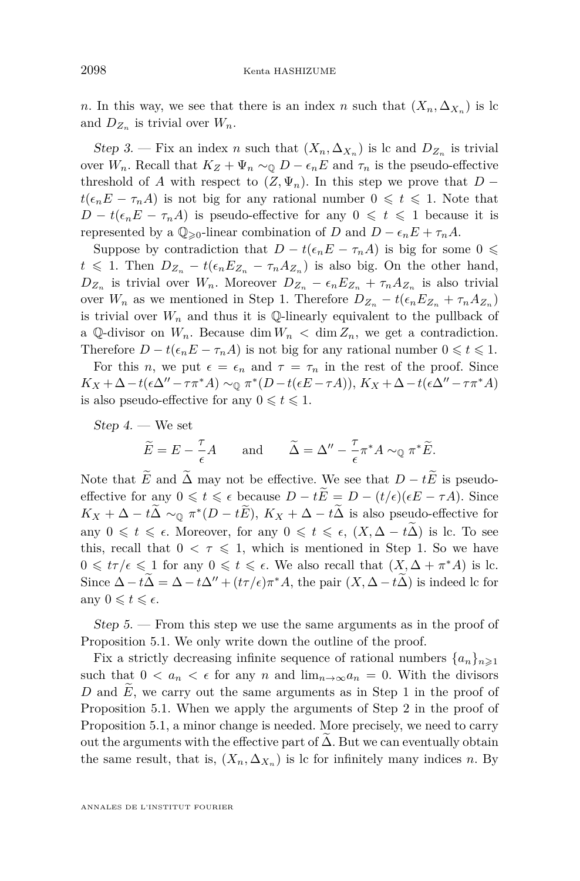$n$. In this way, we see that there is an index $n$ such that $(X_n, \Delta_{X_n})$ is lc and $D_{Z_n}$ is trivial over $W_n$.

*Step 3*. — Fix an index $n$ such that $(X_n, \Delta_{X_n})$ is lc and $D_{Z_n}$ is trivial over $W_n$. Recall that $K_Z + \Psi_n \sim_{\mathbb{Q}} D - \epsilon_n E$ and $\tau_n$ is the pseudo-effective threshold of $A$ with respect to $(Z, \Psi_n)$. In this step we prove that $D - t(\epsilon_n E - \tau_n A)$ is not big for any rational number $0 \leqslant t \leqslant 1$. Note that $D - t(\epsilon_n E - \tau_n A)$ is pseudo-effective for any $0 \leqslant t \leqslant 1$ because it is represented by a $\mathbb{Q}_{\geqslant 0}$-linear combination of $D$ and $D - \epsilon_n E + \tau_n A$.

Suppose by contradiction that $D - t(\epsilon_n E - \tau_n A)$ is big for some $0 \leqslant t \leqslant 1$. Then $D_{Z_n} - t(\epsilon_n E_{Z_n} - \tau_n A_{Z_n})$ is also big. On the other hand, $D_{Z_n}$ is trivial over $W_n$. Moreover $D_{Z_n} - \epsilon_n E_{Z_n} + \tau_n A_{Z_n}$ is also trivial over $W_n$ as we mentioned in Step 1. Therefore $D_{Z_n} - t(\epsilon_n E_{Z_n} + \tau_n A_{Z_n})$ is trivial over $W_n$ and thus it is $\mathbb{Q}$-linearly equivalent to the pullback of a $\mathbb{Q}$-divisor on $W_n$. Because $\dim W_n < \dim Z_n$, we get a contradiction. Therefore $D - t(\epsilon_n E - \tau_n A)$ is not big for any rational number $0 \leqslant t \leqslant 1$.

For this $n$, we put $\epsilon = \epsilon_n$ and $\tau = \tau_n$ in the rest of the proof. Since $K_X + \Delta - t(\epsilon\Delta'' - \tau\pi^*A) \sim_{\mathbb{Q}} \pi^*(D - t(\epsilon E - \tau A))$, $K_X + \Delta - t(\epsilon\Delta'' - \tau\pi^*A)$ is also pseudo-effective for any $0 \leqslant t \leqslant 1$.

*Step 4*. — We set

$$\widetilde{E} = E - \frac{\tau}{\epsilon}A \qquad \text{and} \qquad \widetilde{\Delta} = \Delta'' - \frac{\tau}{\epsilon}\pi^*A \sim_{\mathbb{Q}} \pi^*\widetilde{E}.$$

Note that $\widetilde{E}$ and $\widetilde{\Delta}$ may not be effective. We see that $D - t\widetilde{E}$ is pseudo-effective for any $0 \leqslant t \leqslant \epsilon$ because $D - t\widetilde{E} = D - (t/\epsilon)(\epsilon E - \tau A)$. Since $K_X + \Delta - t\widetilde{\Delta} \sim_{\mathbb{Q}} \pi^*(D - t\widetilde{E})$, $K_X + \Delta - t\widetilde{\Delta}$ is also pseudo-effective for any $0 \leqslant t \leqslant \epsilon$. Moreover, for any $0 \leqslant t \leqslant \epsilon$, $(X, \Delta - t\widetilde{\Delta})$ is lc. To see this, recall that $0 < \tau \leqslant 1$, which is mentioned in Step 1. So we have $0 \leqslant t\tau/\epsilon \leqslant 1$ for any $0 \leqslant t \leqslant \epsilon$. We also recall that $(X, \Delta + \pi^*A)$ is lc. Since $\Delta - t\widetilde{\Delta} = \Delta - t\Delta'' + (t\tau/\epsilon)\pi^*A$, the pair $(X, \Delta - t\widetilde{\Delta})$ is indeed lc for any $0 \leqslant t \leqslant \epsilon$.

*Step 5*. — From this step we use the same arguments as in the proof of Proposition 5.1. We only write down the outline of the proof.

Fix a strictly decreasing infinite sequence of rational numbers $\{a_n\}_{n \geqslant 1}$ such that $0 < a_n < \epsilon$ for any $n$ and $\lim_{n \to \infty} a_n = 0$. With the divisors $D$ and $\widetilde{E}$, we carry out the same arguments as in Step 1 in the proof of Proposition 5.1. When we apply the arguments of Step 2 in the proof of Proposition 5.1, a minor change is needed. More precisely, we need to carry out the arguments with the effective part of $\widetilde{\Delta}$. But we can eventually obtain the same result, that is, $(X_n, \Delta_{X_n})$ is lc for infinitely many indices $n$. By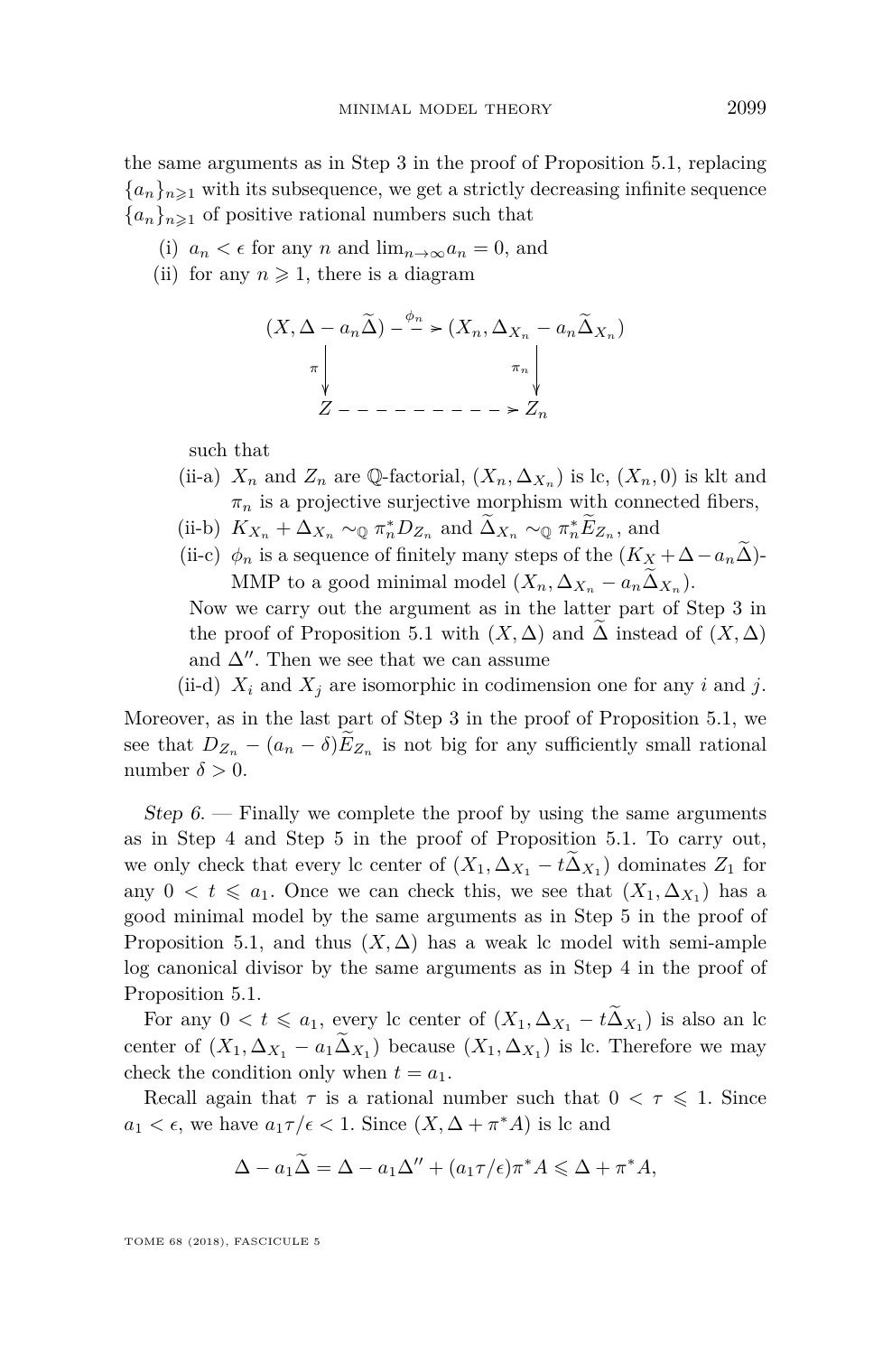the same arguments as in Step 3 in the proof of Proposition 5.1, replacing $\{a_n\}_{n\geqslant 1}$ with its subsequence, we get a strictly decreasing infinite sequence $\{a_n\}_{n\geqslant 1}$ of positive rational numbers such that

(i) $a_n < \epsilon$ for any $n$ and $\lim_{n\to\infty} a_n = 0$, and

(ii) for any $n \geqslant 1$, there is a diagram

$$\begin{array}{ccc} (X, \Delta - a_n\widetilde{\Delta}) & \overset{\phi_n}{\dashrightarrow} & (X_n, \Delta_{X_n} - a_n\widetilde{\Delta}_{X_n}) \\ {\scriptstyle\pi}\downarrow & & \downarrow{\scriptstyle\pi_n} \\ Z & \dashrightarrow & Z_n \end{array}$$

such that

(ii-a) $X_n$ and $Z_n$ are $\mathbb{Q}$-factorial, $(X_n, \Delta_{X_n})$ is lc, $(X_n, 0)$ is klt and $\pi_n$ is a projective surjective morphism with connected fibers,

(ii-b) $K_{X_n} + \Delta_{X_n} \sim_{\mathbb{Q}} \pi_n^* D_{Z_n}$ and $\widetilde{\Delta}_{X_n} \sim_{\mathbb{Q}} \pi_n^* \widetilde{E}_{Z_n}$, and

(ii-c) $\phi_n$ is a sequence of finitely many steps of the $(K_X + \Delta - a_n\widetilde{\Delta})$-MMP to a good minimal model $(X_n, \Delta_{X_n} - a_n\widetilde{\Delta}_{X_n})$.

Now we carry out the argument as in the latter part of Step 3 in the proof of Proposition 5.1 with $(X, \Delta)$ and $\widetilde{\Delta}$ instead of $(X, \Delta)$ and $\Delta''$. Then we see that we can assume

(ii-d) $X_i$ and $X_j$ are isomorphic in codimension one for any $i$ and $j$.

Moreover, as in the last part of Step 3 in the proof of Proposition 5.1, we see that $D_{Z_n} - (a_n - \delta)\widetilde{E}_{Z_n}$ is not big for any sufficiently small rational number $\delta > 0$.

*Step 6.* — Finally we complete the proof by using the same arguments as in Step 4 and Step 5 in the proof of Proposition 5.1. To carry out, we only check that every lc center of $(X_1, \Delta_{X_1} - t\widetilde{\Delta}_{X_1})$ dominates $Z_1$ for any $0 < t \leqslant a_1$. Once we can check this, we see that $(X_1, \Delta_{X_1})$ has a good minimal model by the same arguments as in Step 5 in the proof of Proposition 5.1, and thus $(X, \Delta)$ has a weak lc model with semi-ample log canonical divisor by the same arguments as in Step 4 in the proof of Proposition 5.1.

For any $0 < t \leqslant a_1$, every lc center of $(X_1, \Delta_{X_1} - t\widetilde{\Delta}_{X_1})$ is also an lc center of $(X_1, \Delta_{X_1} - a_1\widetilde{\Delta}_{X_1})$ because $(X_1, \Delta_{X_1})$ is lc. Therefore we may check the condition only when $t = a_1$.

Recall again that $\tau$ is a rational number such that $0 < \tau \leqslant 1$. Since $a_1 < \epsilon$, we have $a_1\tau/\epsilon < 1$. Since $(X, \Delta + \pi^*A)$ is lc and

$$\Delta - a_1\widetilde{\Delta} = \Delta - a_1\Delta'' + (a_1\tau/\epsilon)\pi^*A \leqslant \Delta + \pi^*A,$$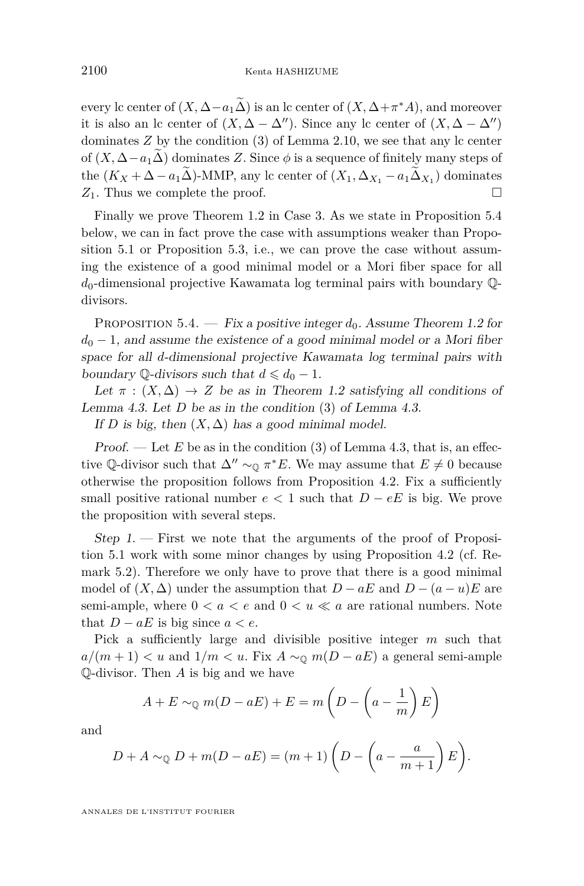every lc center of $(X, \Delta - a_1\widetilde{\Delta})$ is an lc center of $(X, \Delta + \pi^*A)$, and moreover it is also an lc center of $(X, \Delta - \Delta'')$. Since any lc center of $(X, \Delta - \Delta'')$ dominates $Z$ by the condition (3) of Lemma 2.10, we see that any lc center of $(X, \Delta - a_1\widetilde{\Delta})$ dominates $Z$. Since $\phi$ is a sequence of finitely many steps of the $(K_X + \Delta - a_1\widetilde{\Delta})$-MMP, any lc center of $(X_1, \Delta_{X_1} - a_1\widetilde{\Delta}_{X_1})$ dominates $Z_1$. Thus we complete the proof. $\square$

Finally we prove Theorem 1.2 in Case 3. As we state in Proposition 5.4 below, we can in fact prove the case with assumptions weaker than Proposition 5.1 or Proposition 5.3, i.e., we can prove the case without assuming the existence of a good minimal model or a Mori fiber space for all $d_0$-dimensional projective Kawamata log terminal pairs with boundary $\mathbb{Q}$-divisors.

Proposition 5.4. — *Fix a positive integer $d_0$. Assume Theorem 1.2 for $d_0 - 1$, and assume the existence of a good minimal model or a Mori fiber space for all $d$-dimensional projective Kawamata log terminal pairs with boundary $\mathbb{Q}$-divisors such that $d \leqslant d_0 - 1$.*

*Let $\pi : (X, \Delta) \to Z$ be as in Theorem 1.2 satisfying all conditions of Lemma 4.3. Let $D$ be as in the condition (3) of Lemma 4.3.*

*If $D$ is big, then $(X, \Delta)$ has a good minimal model.*

*Proof.* — Let $E$ be as in the condition (3) of Lemma 4.3, that is, an effective $\mathbb{Q}$-divisor such that $\Delta'' \sim_{\mathbb{Q}} \pi^*E$. We may assume that $E \neq 0$ because otherwise the proposition follows from Proposition 4.2. Fix a sufficiently small positive rational number $e < 1$ such that $D - eE$ is big. We prove the proposition with several steps.

*Step 1.* — First we note that the arguments of the proof of Proposition 5.1 work with some minor changes by using Proposition 4.2 (cf. Remark 5.2). Therefore we only have to prove that there is a good minimal model of $(X, \Delta)$ under the assumption that $D - aE$ and $D - (a - u)E$ are semi-ample, where $0 < a < e$ and $0 < u \ll a$ are rational numbers. Note that $D - aE$ is big since $a < e$.

Pick a sufficiently large and divisible positive integer $m$ such that $a/(m+1) < u$ and $1/m < u$. Fix $A \sim_{\mathbb{Q}} m(D - aE)$ a general semi-ample $\mathbb{Q}$-divisor. Then $A$ is big and we have

$$A + E \sim_{\mathbb{Q}} m(D - aE) + E = m\left(D - \left(a - \frac{1}{m}\right)E\right)$$

and

$$D + A \sim_{\mathbb{Q}} D + m(D - aE) = (m+1)\left(D - \left(a - \frac{a}{m+1}\right)E\right).$$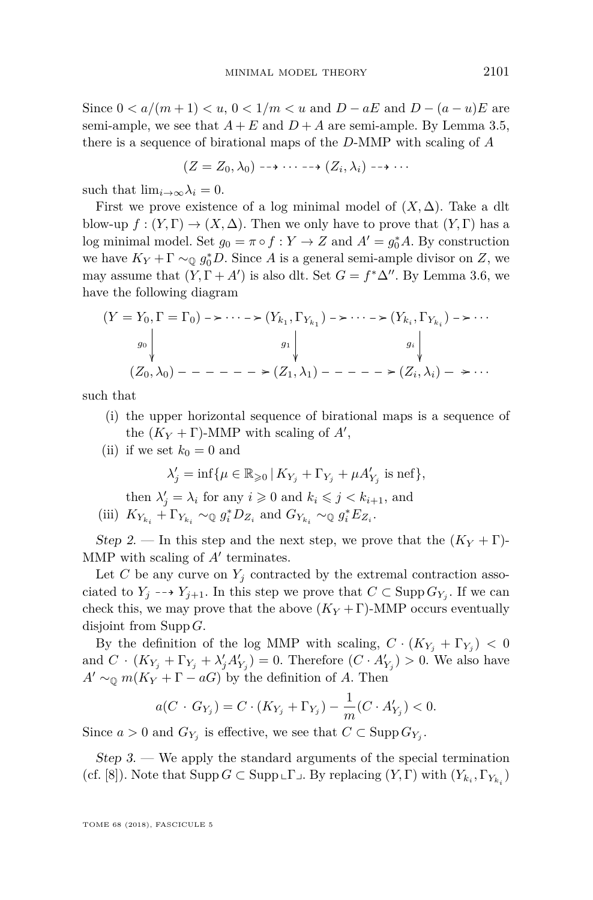Since $0 < a/(m+1) < u$, $0 < 1/m < u$ and $D - aE$ and $D - (a-u)E$ are semi-ample, we see that $A + E$ and $D + A$ are semi-ample. By Lemma 3.5, there is a sequence of birational maps of the $D$-MMP with scaling of $A$

$$(Z = Z_0, \lambda_0) \dashrightarrow \cdots \dashrightarrow (Z_i, \lambda_i) \dashrightarrow \cdots$$

such that $\lim_{i\to\infty}\lambda_i = 0$.

First we prove existence of a log minimal model of $(X, \Delta)$. Take a dlt blow-up $f : (Y, \Gamma) \to (X, \Delta)$. Then we only have to prove that $(Y, \Gamma)$ has a log minimal model. Set $g_0 = \pi \circ f : Y \to Z$ and $A' = g_0^* A$. By construction we have $K_Y + \Gamma \sim_{\mathbb{Q}} g_0^* D$. Since $A$ is a general semi-ample divisor on $Z$, we may assume that $(Y, \Gamma + A')$ is also dlt. Set $G = f^*\Delta''$. By Lemma 3.6, we have the following diagram

$$\begin{array}{ccccccc}
(Y = Y_0, \Gamma = \Gamma_0) & \dashrightarrow \cdots \dashrightarrow & (Y_{k_1}, \Gamma_{Y_{k_1}}) & \dashrightarrow \cdots \dashrightarrow & (Y_{k_i}, \Gamma_{Y_{k_i}}) & \dashrightarrow \cdots \\
\downarrow g_0 & & \downarrow g_1 & & \downarrow g_i & \\
(Z_0, \lambda_0) & \dashrightarrow & (Z_1, \lambda_1) & \dashrightarrow & (Z_i, \lambda_i) & \dashrightarrow \cdots
\end{array}$$

such that

(i) the upper horizontal sequence of birational maps is a sequence of the $(K_Y + \Gamma)$-MMP with scaling of $A'$,

(ii) if we set $k_0 = 0$ and

$$\lambda'_j = \inf\{\mu \in \mathbb{R}_{\geqslant 0} \,|\, K_{Y_j} + \Gamma_{Y_j} + \mu A'_{Y_j} \text{ is nef}\},$$

then $\lambda'_j = \lambda_i$ for any $i \geqslant 0$ and $k_i \leqslant j < k_{i+1}$, and

(iii) $K_{Y_{k_i}} + \Gamma_{Y_{k_i}} \sim_{\mathbb{Q}} g_i^* D_{Z_i}$ and $G_{Y_{k_i}} \sim_{\mathbb{Q}} g_i^* E_{Z_i}$.

*Step 2.* — In this step and the next step, we prove that the $(K_Y + \Gamma)$-MMP with scaling of $A'$ terminates.

Let $C$ be any curve on $Y_j$ contracted by the extremal contraction associated to $Y_j \dashrightarrow Y_{j+1}$. In this step we prove that $C \subset \operatorname{Supp} G_{Y_j}$. If we can check this, we may prove that the above $(K_Y + \Gamma)$-MMP occurs eventually disjoint from $\operatorname{Supp} G$.

By the definition of the log MMP with scaling, $C \cdot (K_{Y_j} + \Gamma_{Y_j}) < 0$ and $C \cdot (K_{Y_j} + \Gamma_{Y_j} + \lambda'_j A'_{Y_j}) = 0$. Therefore $(C \cdot A'_{Y_j}) > 0$. We also have $A' \sim_{\mathbb{Q}} m(K_Y + \Gamma - aG)$ by the definition of $A$. Then

$$a(C \cdot G_{Y_j}) = C \cdot (K_{Y_j} + \Gamma_{Y_j}) - \frac{1}{m}(C \cdot A'_{Y_j}) < 0.$$

Since $a > 0$ and $G_{Y_j}$ is effective, we see that $C \subset \operatorname{Supp} G_{Y_j}$.

*Step 3.* — We apply the standard arguments of the special termination (cf. [8]). Note that $\operatorname{Supp} G \subset \operatorname{Supp} \llcorner \Gamma \lrcorner$. By replacing $(Y, \Gamma)$ with $(Y_{k_i}, \Gamma_{Y_{k_i}})$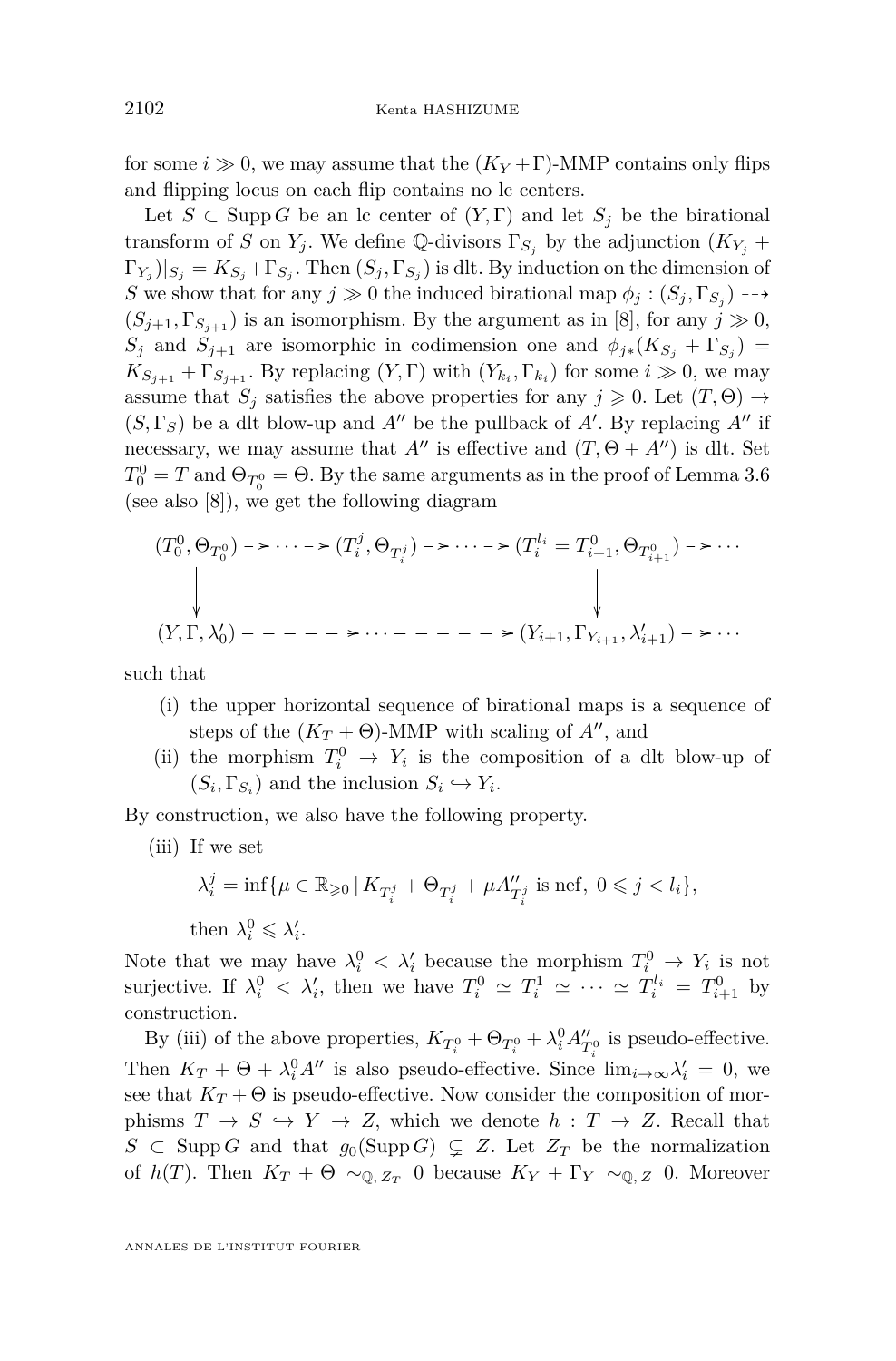for some $i \gg 0$, we may assume that the $(K_Y+\Gamma)$-MMP contains only flips and flipping locus on each flip contains no lc centers.

Let $S \subset \operatorname{Supp} G$ be an lc center of $(Y,\Gamma)$ and let $S_j$ be the birational transform of $S$ on $Y_j$. We define $\mathbb{Q}$-divisors $\Gamma_{S_j}$ by the adjunction $(K_{Y_j}+\Gamma_{Y_j})|_{S_j} = K_{S_j}+\Gamma_{S_j}$. Then $(S_j,\Gamma_{S_j})$ is dlt. By induction on the dimension of $S$ we show that for any $j \gg 0$ the induced birational map $\phi_j : (S_j,\Gamma_{S_j}) \dashrightarrow (S_{j+1},\Gamma_{S_{j+1}})$ is an isomorphism. By the argument as in [8], for any $j \gg 0$, $S_j$ and $S_{j+1}$ are isomorphic in codimension one and $\phi_{j*}(K_{S_j}+\Gamma_{S_j}) = K_{S_{j+1}}+\Gamma_{S_{j+1}}$. By replacing $(Y,\Gamma)$ with $(Y_{k_i},\Gamma_{k_i})$ for some $i \gg 0$, we may assume that $S_j$ satisfies the above properties for any $j \geqslant 0$. Let $(T,\Theta) \to (S,\Gamma_S)$ be a dlt blow-up and $A''$ be the pullback of $A'$. By replacing $A''$ if necessary, we may assume that $A''$ is effective and $(T,\Theta+A'')$ is dlt. Set $T^0_0 = T$ and $\Theta_{T^0_0} = \Theta$. By the same arguments as in the proof of Lemma 3.6 (see also [8]), we get the following diagram

$$\begin{array}{ccccccc}
(T^0_0,\Theta_{T^0_0}) & \dashrightarrow \cdots \dashrightarrow & (T^j_i,\Theta_{T^j_i}) & \dashrightarrow \cdots \dashrightarrow & (T^{l_i}_i = T^0_{i+1},\Theta_{T^0_{i+1}}) & \dashrightarrow \cdots \\
\downarrow & & & & \downarrow & \\
(Y,\Gamma,\lambda'_0) & & \dashrightarrow \cdots \dashrightarrow & & (Y_{i+1},\Gamma_{Y_{i+1}},\lambda'_{i+1}) & \dashrightarrow \cdots
\end{array}$$

such that

(i) the upper horizontal sequence of birational maps is a sequence of steps of the $(K_T+\Theta)$-MMP with scaling of $A''$, and

(ii) the morphism $T^0_i \to Y_i$ is the composition of a dlt blow-up of $(S_i,\Gamma_{S_i})$ and the inclusion $S_i \hookrightarrow Y_i$.

By construction, we also have the following property.

(iii) If we set

$$\lambda^j_i = \inf\{\mu \in \mathbb{R}_{\geqslant 0} \mid K_{T^j_i}+\Theta_{T^j_i}+\mu A''_{T^j_i} \text{ is nef},\ 0 \leqslant j < l_i\},$$

then $\lambda^0_i \leqslant \lambda'_i$.

Note that we may have $\lambda^0_i < \lambda'_i$ because the morphism $T^0_i \to Y_i$ is not surjective. If $\lambda^0_i < \lambda'_i$, then we have $T^0_i \simeq T^1_i \simeq \cdots \simeq T^{l_i}_i = T^0_{i+1}$ by construction.

By (iii) of the above properties, $K_{T^0_i}+\Theta_{T^0_i}+\lambda^0_i A''_{T^0_i}$ is pseudo-effective. Then $K_T+\Theta+\lambda^0_i A''$ is also pseudo-effective. Since $\lim_{i\to\infty}\lambda'_i = 0$, we see that $K_T+\Theta$ is pseudo-effective. Now consider the composition of morphisms $T \to S \hookrightarrow Y \to Z$, which we denote $h : T \to Z$. Recall that $S \subset \operatorname{Supp} G$ and that $g_0(\operatorname{Supp} G) \subsetneq Z$. Let $Z_T$ be the normalization of $h(T)$. Then $K_T+\Theta \sim_{\mathbb{Q},\,Z_T} 0$ because $K_Y+\Gamma_Y \sim_{\mathbb{Q},\,Z} 0$. Moreover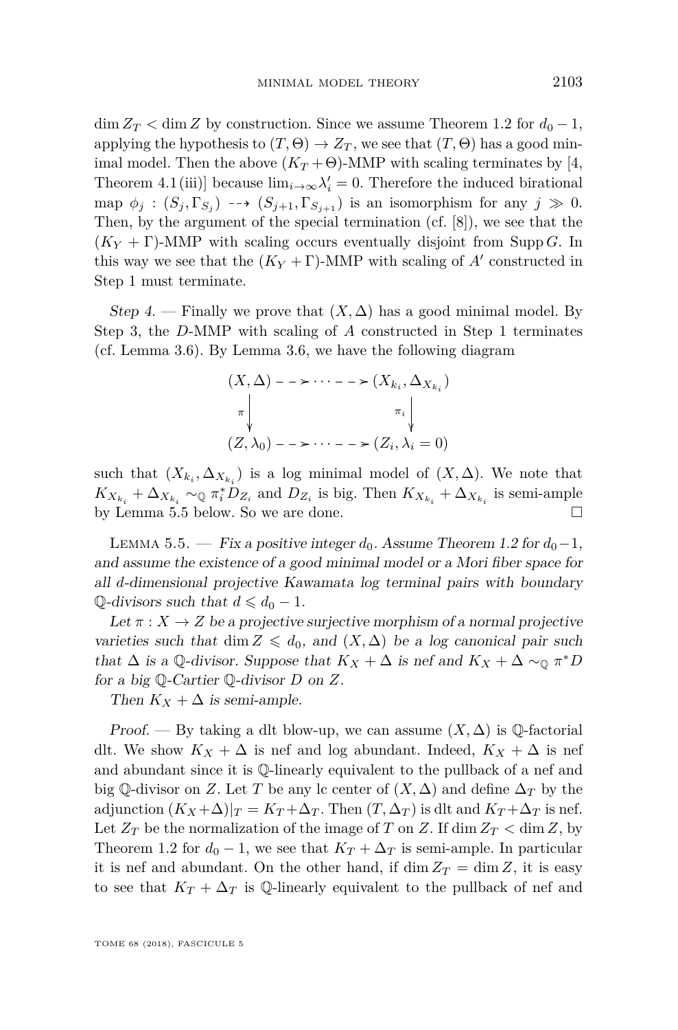$\dim Z_T < \dim Z$ by construction. Since we assume Theorem 1.2 for $d_0 - 1$, applying the hypothesis to $(T, \Theta) \to Z_T$, we see that $(T, \Theta)$ has a good minimal model. Then the above $(K_T + \Theta)$-MMP with scaling terminates by [4, Theorem 4.1 (iii)] because $\lim_{i\to\infty} \lambda'_i = 0$. Therefore the induced birational map $\phi_j : (S_j, \Gamma_{S_j}) \dashrightarrow (S_{j+1}, \Gamma_{S_{j+1}})$ is an isomorphism for any $j \gg 0$. Then, by the argument of the special termination (cf. [8]), we see that the $(K_Y + \Gamma)$-MMP with scaling occurs eventually disjoint from $\operatorname{Supp} G$. In this way we see that the $(K_Y + \Gamma)$-MMP with scaling of $A'$ constructed in Step 1 must terminate.

*Step 4.* — Finally we prove that $(X, \Delta)$ has a good minimal model. By Step 3, the $D$-MMP with scaling of $A$ constructed in Step 1 terminates (cf. Lemma 3.6). By Lemma 3.6, we have the following diagram

$$\begin{array}{ccc} (X, \Delta) & \dashrightarrow \cdots \dashrightarrow & (X_{k_i}, \Delta_{X_{k_i}}) \\ \pi \downarrow & & \downarrow \pi_i \\ (Z, \lambda_0) & \dashrightarrow \cdots \dashrightarrow & (Z_i, \lambda_i = 0) \end{array}$$

such that $(X_{k_i}, \Delta_{X_{k_i}})$ is a log minimal model of $(X, \Delta)$. We note that $K_{X_{k_i}} + \Delta_{X_{k_i}} \sim_{\mathbb{Q}} \pi_i^* D_{Z_i}$ and $D_{Z_i}$ is big. Then $K_{X_{k_i}} + \Delta_{X_{k_i}}$ is semi-ample by Lemma 5.5 below. So we are done. □

Lemma 5.5. — *Fix a positive integer $d_0$. Assume Theorem 1.2 for $d_0 - 1$, and assume the existence of a good minimal model or a Mori fiber space for all $d$-dimensional projective Kawamata log terminal pairs with boundary $\mathbb{Q}$-divisors such that $d \leqslant d_0 - 1$.*

*Let $\pi : X \to Z$ be a projective surjective morphism of a normal projective varieties such that $\dim Z \leqslant d_0$, and $(X, \Delta)$ be a log canonical pair such that $\Delta$ is a $\mathbb{Q}$-divisor. Suppose that $K_X + \Delta$ is nef and $K_X + \Delta \sim_{\mathbb{Q}} \pi^* D$ for a big $\mathbb{Q}$-Cartier $\mathbb{Q}$-divisor $D$ on $Z$.*

*Then $K_X + \Delta$ is semi-ample.*

*Proof.* — By taking a dlt blow-up, we can assume $(X, \Delta)$ is $\mathbb{Q}$-factorial dlt. We show $K_X + \Delta$ is nef and log abundant. Indeed, $K_X + \Delta$ is nef and abundant since it is $\mathbb{Q}$-linearly equivalent to the pullback of a nef and big $\mathbb{Q}$-divisor on $Z$. Let $T$ be any lc center of $(X, \Delta)$ and define $\Delta_T$ by the adjunction $(K_X + \Delta)|_T = K_T + \Delta_T$. Then $(T, \Delta_T)$ is dlt and $K_T + \Delta_T$ is nef. Let $Z_T$ be the normalization of the image of $T$ on $Z$. If $\dim Z_T < \dim Z$, by Theorem 1.2 for $d_0 - 1$, we see that $K_T + \Delta_T$ is semi-ample. In particular it is nef and abundant. On the other hand, if $\dim Z_T = \dim Z$, it is easy to see that $K_T + \Delta_T$ is $\mathbb{Q}$-linearly equivalent to the pullback of nef and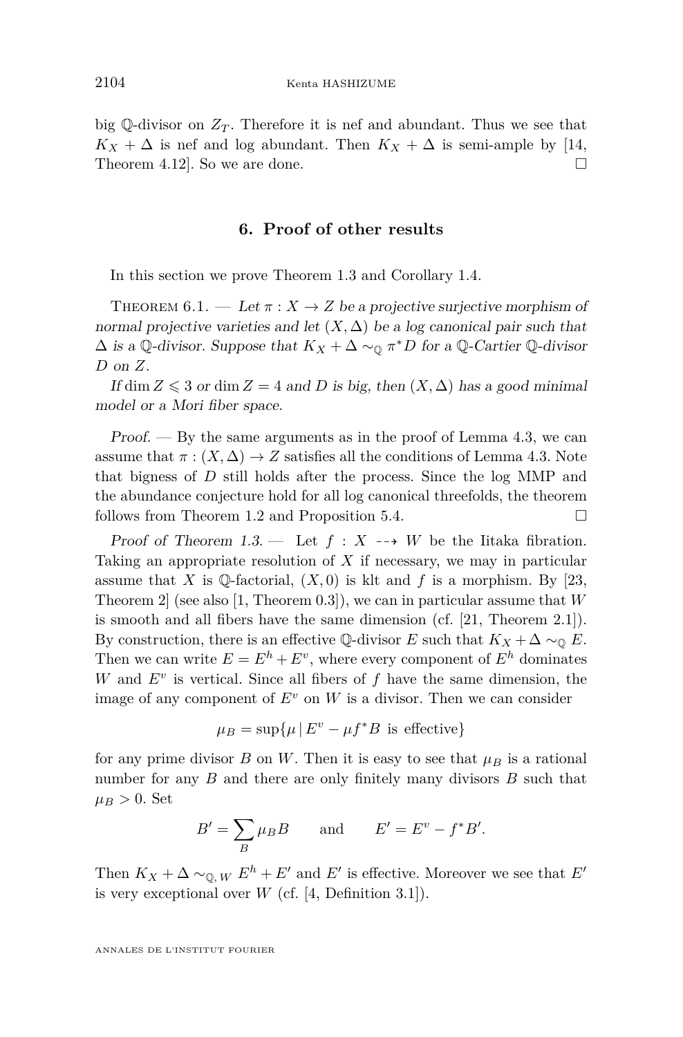big $\mathbb{Q}$-divisor on $Z_T$. Therefore it is nef and abundant. Thus we see that $K_X + \Delta$ is nef and log abundant. Then $K_X + \Delta$ is semi-ample by [14, Theorem 4.12]. So we are done. □

## 6. Proof of other results

In this section we prove Theorem 1.3 and Corollary 1.4.

Theorem 6.1. — *Let $\pi : X \to Z$ be a projective surjective morphism of normal projective varieties and let $(X, \Delta)$ be a log canonical pair such that $\Delta$ is a $\mathbb{Q}$-divisor. Suppose that $K_X + \Delta \sim_{\mathbb{Q}} \pi^* D$ for a $\mathbb{Q}$-Cartier $\mathbb{Q}$-divisor $D$ on $Z$.*

*If $\dim Z \leqslant 3$ or $\dim Z = 4$ and $D$ is big, then $(X, \Delta)$ has a good minimal model or a Mori fiber space.*

*Proof.* — By the same arguments as in the proof of Lemma 4.3, we can assume that $\pi : (X, \Delta) \to Z$ satisfies all the conditions of Lemma 4.3. Note that bigness of $D$ still holds after the process. Since the log MMP and the abundance conjecture hold for all log canonical threefolds, the theorem follows from Theorem 1.2 and Proposition 5.4. □

*Proof of Theorem 1.3.* — Let $f : X \dashrightarrow W$ be the Iitaka fibration. Taking an appropriate resolution of $X$ if necessary, we may in particular assume that $X$ is $\mathbb{Q}$-factorial, $(X, 0)$ is klt and $f$ is a morphism. By [23, Theorem 2] (see also [1, Theorem 0.3]), we can in particular assume that $W$ is smooth and all fibers have the same dimension (cf. [21, Theorem 2.1]). By construction, there is an effective $\mathbb{Q}$-divisor $E$ such that $K_X + \Delta \sim_{\mathbb{Q}} E$. Then we can write $E = E^h + E^v$, where every component of $E^h$ dominates $W$ and $E^v$ is vertical. Since all fibers of $f$ have the same dimension, the image of any component of $E^v$ on $W$ is a divisor. Then we can consider

$$\mu_B = \sup\{\mu \mid E^v - \mu f^* B \text{ is effective}\}$$

for any prime divisor $B$ on $W$. Then it is easy to see that $\mu_B$ is a rational number for any $B$ and there are only finitely many divisors $B$ such that $\mu_B > 0$. Set

$$B' = \sum_B \mu_B B \qquad \text{and} \qquad E' = E^v - f^* B'.$$

Then $K_X + \Delta \sim_{\mathbb{Q}, W} E^h + E'$ and $E'$ is effective. Moreover we see that $E'$ is very exceptional over $W$ (cf. [4, Definition 3.1]).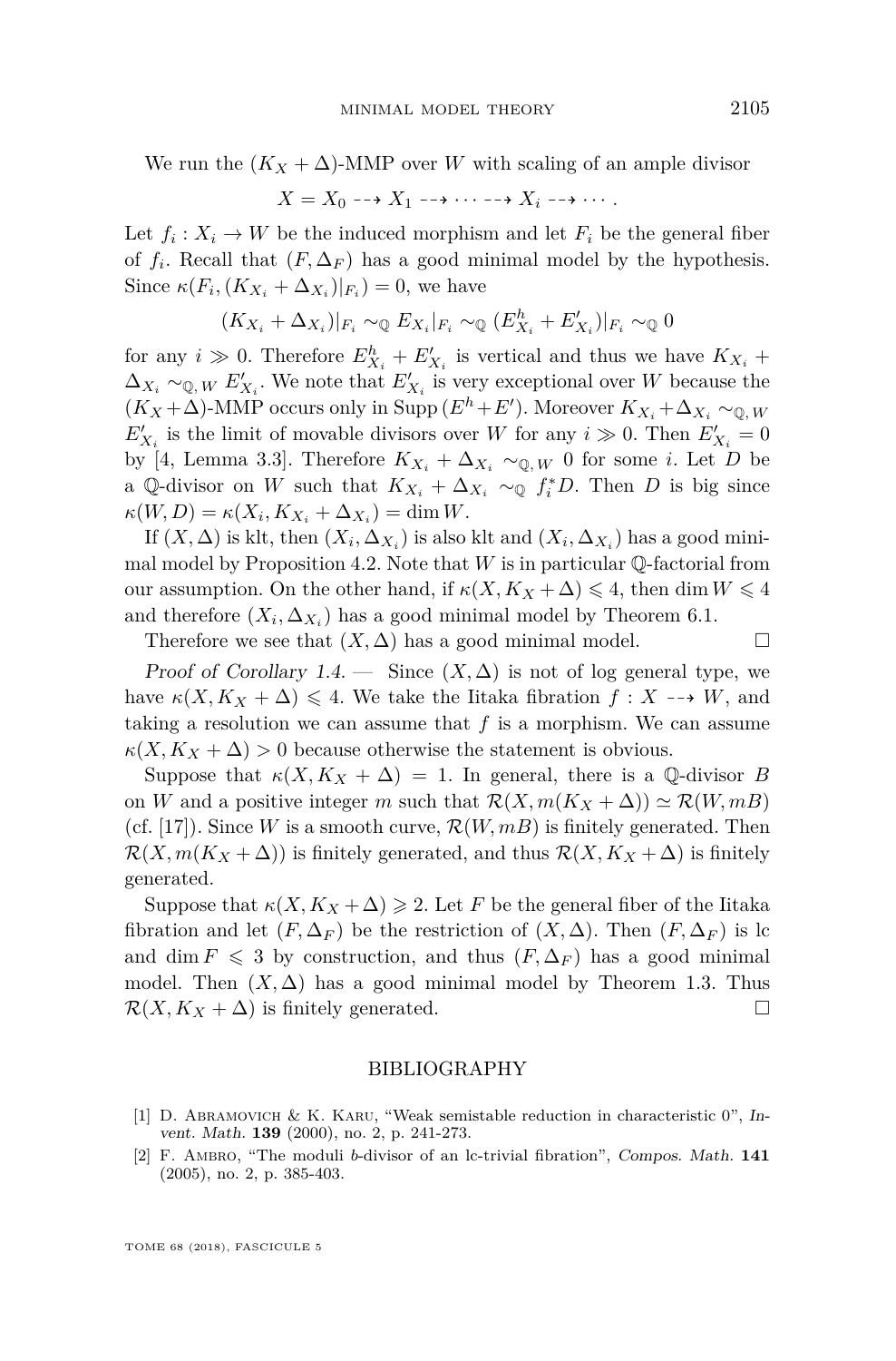We run the $(K_X + \Delta)$-MMP over $W$ with scaling of an ample divisor

$$X = X_0 \dashrightarrow X_1 \dashrightarrow \cdots \dashrightarrow X_i \dashrightarrow \cdots .$$

Let $f_i : X_i \to W$ be the induced morphism and let $F_i$ be the general fiber of $f_i$. Recall that $(F, \Delta_F)$ has a good minimal model by the hypothesis. Since $\kappa(F_i, (K_{X_i} + \Delta_{X_i})|_{F_i}) = 0$, we have

$$(K_{X_i} + \Delta_{X_i})|_{F_i} \sim_{\mathbb{Q}} E_{X_i}|_{F_i} \sim_{\mathbb{Q}} (E^h_{X_i} + E'_{X_i})|_{F_i} \sim_{\mathbb{Q}} 0$$

for any $i \gg 0$. Therefore $E^h_{X_i} + E'_{X_i}$ is vertical and thus we have $K_{X_i} + \Delta_{X_i} \sim_{\mathbb{Q},W} E'_{X_i}$. We note that $E'_{X_i}$ is very exceptional over $W$ because the $(K_X+\Delta)$-MMP occurs only in $\operatorname{Supp}(E^h + E')$. Moreover $K_{X_i} + \Delta_{X_i} \sim_{\mathbb{Q},W} E'_{X_i}$ is the limit of movable divisors over $W$ for any $i \gg 0$. Then $E'_{X_i} = 0$ by [4, Lemma 3.3]. Therefore $K_{X_i} + \Delta_{X_i} \sim_{\mathbb{Q},W} 0$ for some $i$. Let $D$ be a $\mathbb{Q}$-divisor on $W$ such that $K_{X_i} + \Delta_{X_i} \sim_{\mathbb{Q}} f_i^* D$. Then $D$ is big since $\kappa(W, D) = \kappa(X_i, K_{X_i} + \Delta_{X_i}) = \dim W$.

If $(X, \Delta)$ is klt, then $(X_i, \Delta_{X_i})$ is also klt and $(X_i, \Delta_{X_i})$ has a good minimal model by Proposition 4.2. Note that $W$ is in particular $\mathbb{Q}$-factorial from our assumption. On the other hand, if $\kappa(X, K_X + \Delta) \leqslant 4$, then $\dim W \leqslant 4$ and therefore $(X_i, \Delta_{X_i})$ has a good minimal model by Theorem 6.1.

Therefore we see that $(X, \Delta)$ has a good minimal model. □

*Proof of Corollary 1.4.* — Since $(X, \Delta)$ is not of log general type, we have $\kappa(X, K_X + \Delta) \leqslant 4$. We take the Iitaka fibration $f : X \dashrightarrow W$, and taking a resolution we can assume that $f$ is a morphism. We can assume $\kappa(X, K_X + \Delta) > 0$ because otherwise the statement is obvious.

Suppose that $\kappa(X, K_X + \Delta) = 1$. In general, there is a $\mathbb{Q}$-divisor $B$ on $W$ and a positive integer $m$ such that $\mathcal{R}(X, m(K_X + \Delta)) \simeq \mathcal{R}(W, mB)$ (cf. [17]). Since $W$ is a smooth curve, $\mathcal{R}(W, mB)$ is finitely generated. Then $\mathcal{R}(X, m(K_X + \Delta))$ is finitely generated, and thus $\mathcal{R}(X, K_X + \Delta)$ is finitely generated.

Suppose that $\kappa(X, K_X + \Delta) \geqslant 2$. Let $F$ be the general fiber of the Iitaka fibration and let $(F, \Delta_F)$ be the restriction of $(X, \Delta)$. Then $(F, \Delta_F)$ is lc and $\dim F \leqslant 3$ by construction, and thus $(F, \Delta_F)$ has a good minimal model. Then $(X, \Delta)$ has a good minimal model by Theorem 1.3. Thus $\mathcal{R}(X, K_X + \Delta)$ is finitely generated. □

## BIBLIOGRAPHY

[1] D. Abramovich & K. Karu, "Weak semistable reduction in characteristic 0", *Invent. Math.* **139** (2000), no. 2, p. 241-273.

[2] F. Ambro, "The moduli b-divisor of an lc-trivial fibration", *Compos. Math.* **141** (2005), no. 2, p. 385-403.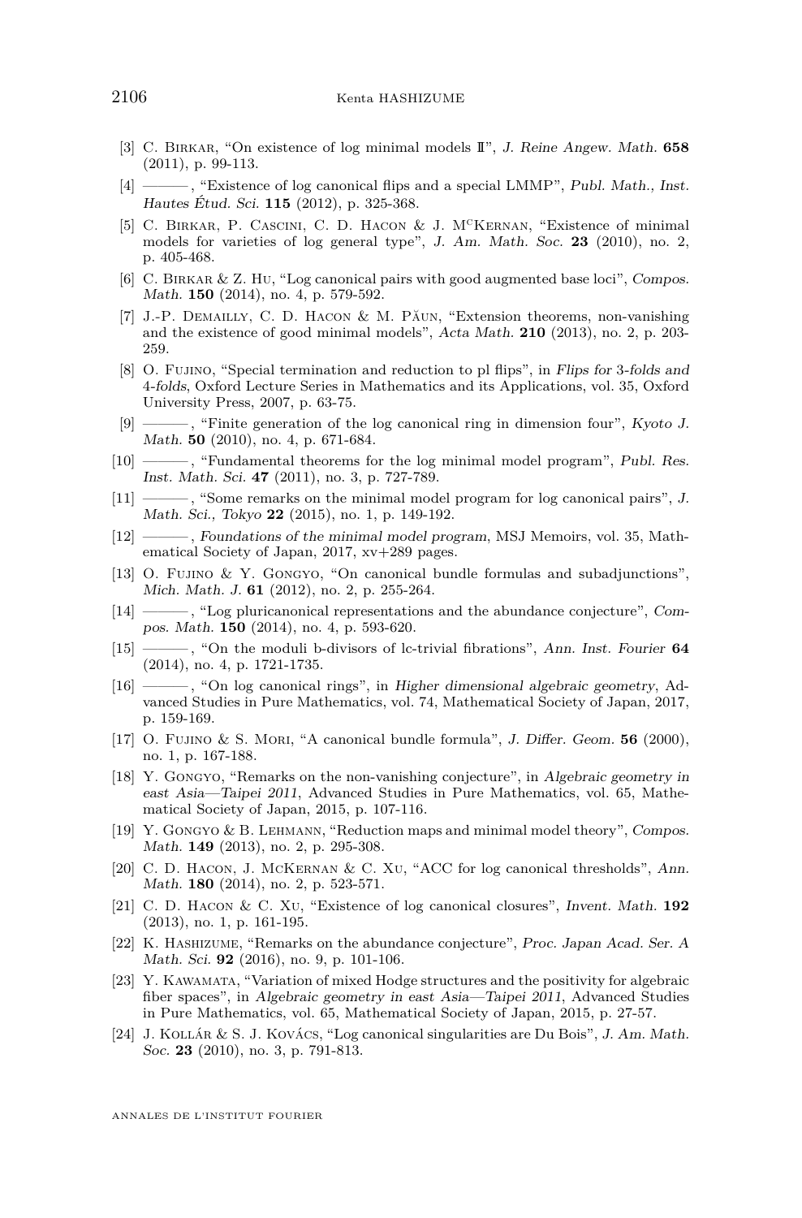[3] C. Birkar, "On existence of log minimal models II", *J. Reine Angew. Math.* **658** (2011), p. 99-113.

[4] ———, "Existence of log canonical flips and a special LMMP", *Publ. Math., Inst. Hautes Étud. Sci.* **115** (2012), p. 325-368.

[5] C. Birkar, P. Cascini, C. D. Hacon & J. McKernan, "Existence of minimal models for varieties of log general type", *J. Am. Math. Soc.* **23** (2010), no. 2, p. 405-468.

[6] C. Birkar & Z. Hu, "Log canonical pairs with good augmented base loci", *Compos. Math.* **150** (2014), no. 4, p. 579-592.

[7] J.-P. Demailly, C. D. Hacon & M. Păun, "Extension theorems, non-vanishing and the existence of good minimal models", *Acta Math.* **210** (2013), no. 2, p. 203-259.

[8] O. Fujino, "Special termination and reduction to pl flips", in *Flips for 3-folds and 4-folds*, Oxford Lecture Series in Mathematics and its Applications, vol. 35, Oxford University Press, 2007, p. 63-75.

[9] ———, "Finite generation of the log canonical ring in dimension four", *Kyoto J. Math.* **50** (2010), no. 4, p. 671-684.

[10] ———, "Fundamental theorems for the log minimal model program", *Publ. Res. Inst. Math. Sci.* **47** (2011), no. 3, p. 727-789.

[11] ———, "Some remarks on the minimal model program for log canonical pairs", *J. Math. Sci., Tokyo* **22** (2015), no. 1, p. 149-192.

[12] ———, *Foundations of the minimal model program*, MSJ Memoirs, vol. 35, Mathematical Society of Japan, 2017, xv+289 pages.

[13] O. Fujino & Y. Gongyo, "On canonical bundle formulas and subadjunctions", *Mich. Math. J.* **61** (2012), no. 2, p. 255-264.

[14] ———, "Log pluricanonical representations and the abundance conjecture", *Compos. Math.* **150** (2014), no. 4, p. 593-620.

[15] ———, "On the moduli b-divisors of lc-trivial fibrations", *Ann. Inst. Fourier* **64** (2014), no. 4, p. 1721-1735.

[16] ———, "On log canonical rings", in *Higher dimensional algebraic geometry*, Advanced Studies in Pure Mathematics, vol. 74, Mathematical Society of Japan, 2017, p. 159-169.

[17] O. Fujino & S. Mori, "A canonical bundle formula", *J. Differ. Geom.* **56** (2000), no. 1, p. 167-188.

[18] Y. Gongyo, "Remarks on the non-vanishing conjecture", in *Algebraic geometry in east Asia—Taipei 2011*, Advanced Studies in Pure Mathematics, vol. 65, Mathematical Society of Japan, 2015, p. 107-116.

[19] Y. Gongyo & B. Lehmann, "Reduction maps and minimal model theory", *Compos. Math.* **149** (2013), no. 2, p. 295-308.

[20] C. D. Hacon, J. McKernan & C. Xu, "ACC for log canonical thresholds", *Ann. Math.* **180** (2014), no. 2, p. 523-571.

[21] C. D. Hacon & C. Xu, "Existence of log canonical closures", *Invent. Math.* **192** (2013), no. 1, p. 161-195.

[22] K. Hashizume, "Remarks on the abundance conjecture", *Proc. Japan Acad. Ser. A Math. Sci.* **92** (2016), no. 9, p. 101-106.

[23] Y. Kawamata, "Variation of mixed Hodge structures and the positivity for algebraic fiber spaces", in *Algebraic geometry in east Asia—Taipei 2011*, Advanced Studies in Pure Mathematics, vol. 65, Mathematical Society of Japan, 2015, p. 27-57.

[24] J. Kollár & S. J. Kovács, "Log canonical singularities are Du Bois", *J. Am. Math. Soc.* **23** (2010), no. 3, p. 791-813.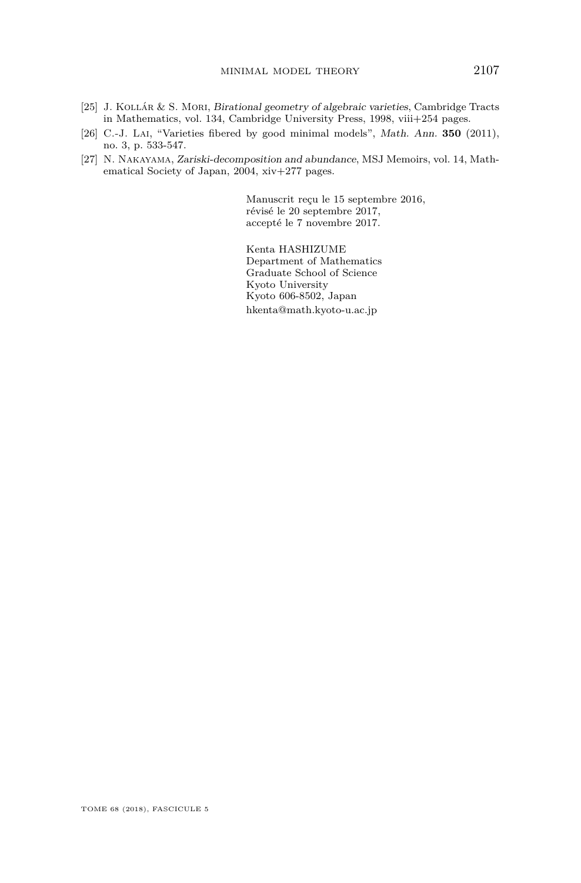[25] J. Kollár & S. Mori, *Birational geometry of algebraic varieties*, Cambridge Tracts in Mathematics, vol. 134, Cambridge University Press, 1998, viii+254 pages.

[26] C.-J. Lai, "Varieties fibered by good minimal models", *Math. Ann.* **350** (2011), no. 3, p. 533-547.

[27] N. Nakayama, *Zariski-decomposition and abundance*, MSJ Memoirs, vol. 14, Mathematical Society of Japan, 2004, xiv+277 pages.

Manuscrit reçu le 15 septembre 2016,
révisé le 20 septembre 2017,
accepté le 7 novembre 2017.

Kenta HASHIZUME
Department of Mathematics
Graduate School of Science
Kyoto University
Kyoto 606-8502, Japan
hkenta@math.kyoto-u.ac.jp